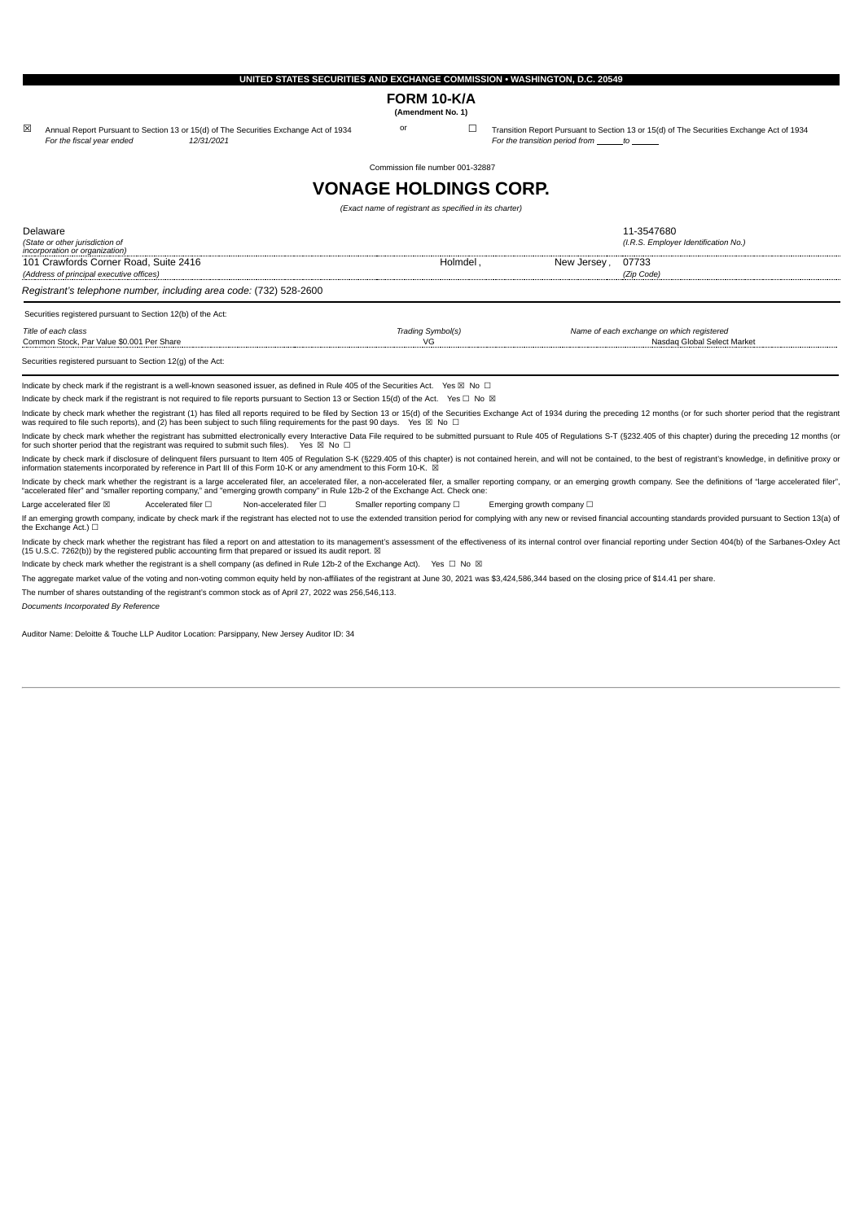**UNITED STATES SECURITIES AND EXCHANGE COMMISSION • WASHINGTON, D.C. 20549**

# FORM 10-K/A

**(Amendment No. 1)**

☒ Annual Report Pursuant to Section 13 or 15(d) of The Securities Exchange Act of 1934
*For the fiscal year ended* *12/31/2021*

or

☐ Transition Report Pursuant to Section 13 or 15(d) of The Securities Exchange Act of 1934
*For the transition period from ______to ______*

Commission file number 001-32887

# VONAGE HOLDINGS CORP.

*(Exact name of registrant as specified in its charter)*

| | | | |
|---|---|---|---|
| Delaware | | | 11-3547680 |
| *(State or other jurisdiction of incorporation or organization)* | | | *(I.R.S. Employer Identification No.)* |
| 101 Crawfords Corner Road, Suite 2416 | Holmdel , | New Jersey , | 07733 |
| *(Address of principal executive offices)* | | | *(Zip Code)* |

*Registrant's telephone number, including area code:* (732) 528-2600

Securities registered pursuant to Section 12(b) of the Act:

| *Title of each class* | *Trading Symbol(s)* | *Name of each exchange on which registered* |
|---|---|---|
| Common Stock, Par Value $0.001 Per Share | VG | Nasdaq Global Select Market |

Securities registered pursuant to Section 12(g) of the Act:

Indicate by check mark if the registrant is a well-known seasoned issuer, as defined in Rule 405 of the Securities Act. Yes ☒ No ☐

Indicate by check mark if the registrant is not required to file reports pursuant to Section 13 or Section 15(d) of the Act. Yes ☐ No ☒

Indicate by check mark whether the registrant (1) has filed all reports required to be filed by Section 13 or 15(d) of the Securities Exchange Act of 1934 during the preceding 12 months (or for such shorter period that the registrant was required to file such reports), and (2) has been subject to such filing requirements for the past 90 days. Yes ☒ No ☐

Indicate by check mark whether the registrant has submitted electronically every Interactive Data File required to be submitted pursuant to Rule 405 of Regulations S-T (§232.405 of this chapter) during the preceding 12 months (or for such shorter period that the registrant was required to submit such files). Yes ☒ No ☐

Indicate by check mark if disclosure of delinquent filers pursuant to Item 405 of Regulation S-K (§229.405 of this chapter) is not contained herein, and will not be contained, to the best of registrant's knowledge, in definitive proxy or information statements incorporated by reference in Part III of this Form 10-K or any amendment to this Form 10-K. ☒

Indicate by check mark whether the registrant is a large accelerated filer, an accelerated filer, a non-accelerated filer, a smaller reporting company, or an emerging growth company. See the definitions of "large accelerated filer", "accelerated filer" and "smaller reporting company," and "emerging growth company" in Rule 12b-2 of the Exchange Act. Check one:

Large accelerated filer ☒ Accelerated filer ☐ Non-accelerated filer ☐ Smaller reporting company ☐ Emerging growth company ☐

If an emerging growth company, indicate by check mark if the registrant has elected not to use the extended transition period for complying with any new or revised financial accounting standards provided pursuant to Section 13(a) of the Exchange Act.) ☐

Indicate by check mark whether the registrant has filed a report on and attestation to its management's assessment of the effectiveness of its internal control over financial reporting under Section 404(b) of the Sarbanes-Oxley Act (15 U.S.C. 7262(b)) by the registered public accounting firm that prepared or issued its audit report. ☒

Indicate by check mark whether the registrant is a shell company (as defined in Rule 12b-2 of the Exchange Act). Yes ☐ No ☒

The aggregate market value of the voting and non-voting common equity held by non-affiliates of the registrant at June 30, 2021 was $3,424,586,344 based on the closing price of $14.41 per share.

The number of shares outstanding of the registrant's common stock as of April 27, 2022 was 256,546,113.

*Documents Incorporated By Reference*

Auditor Name: Deloitte & Touche LLP Auditor Location: Parsippany, New Jersey Auditor ID: 34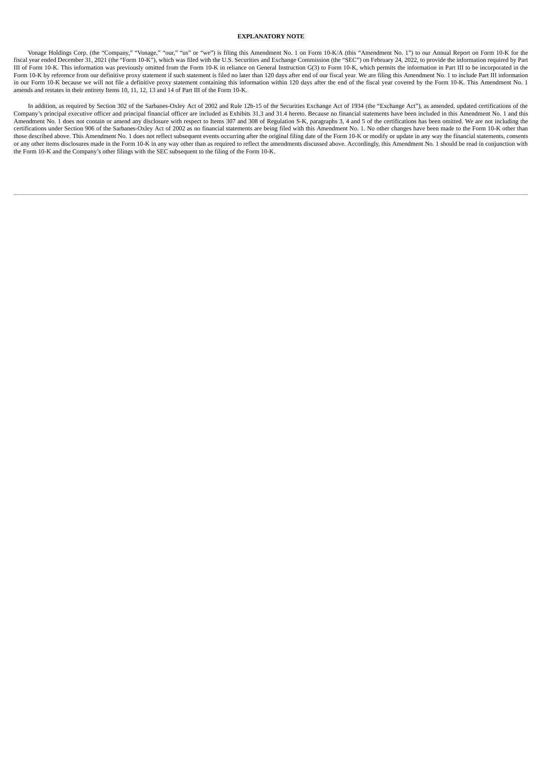**EXPLANATORY NOTE**

Vonage Holdings Corp. (the "Company," "Vonage," "our," "us" or "we") is filing this Amendment No. 1 on Form 10-K/A (this "Amendment No. 1") to our Annual Report on Form 10-K for the fiscal year ended December 31, 2021 (the "Form 10-K"), which was filed with the U.S. Securities and Exchange Commission (the "SEC") on February 24, 2022, to provide the information required by Part III of Form 10-K. This information was previously omitted from the Form 10-K in reliance on General Instruction G(3) to Form 10-K, which permits the information in Part III to be incorporated in the Form 10-K by reference from our definitive proxy statement if such statement is filed no later than 120 days after end of our fiscal year. We are filing this Amendment No. 1 to include Part III information in our Form 10-K because we will not file a definitive proxy statement containing this information within 120 days after the end of the fiscal year covered by the Form 10-K. This Amendment No. 1 amends and restates in their entirety Items 10, 11, 12, 13 and 14 of Part III of the Form 10-K.

In addition, as required by Section 302 of the Sarbanes-Oxley Act of 2002 and Rule 12b-15 of the Securities Exchange Act of 1934 (the "Exchange Act"), as amended, updated certifications of the Company's principal executive officer and principal financial officer are included as Exhibits 31.3 and 31.4 hereto. Because no financial statements have been included in this Amendment No. 1 and this Amendment No. 1 does not contain or amend any disclosure with respect to Items 307 and 308 of Regulation S-K, paragraphs 3, 4 and 5 of the certifications has been omitted. We are not including the certifications under Section 906 of the Sarbanes-Oxley Act of 2002 as no financial statements are being filed with this Amendment No. 1. No other changes have been made to the Form 10-K other than those described above. This Amendment No. 1 does not reflect subsequent events occurring after the original filing date of the Form 10-K or modify or update in any way the financial statements, consents or any other items disclosures made in the Form 10-K in any way other than as required to reflect the amendments discussed above. Accordingly, this Amendment No. 1 should be read in conjunction with the Form 10-K and the Company's other filings with the SEC subsequent to the filing of the Form 10-K.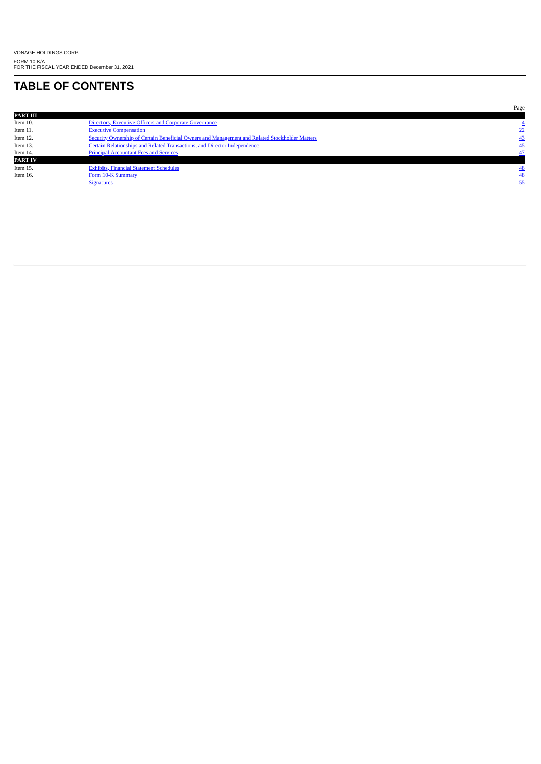VONAGE HOLDINGS CORP.

FORM 10-K/A
FOR THE FISCAL YEAR ENDED December 31, 2021

# TABLE OF CONTENTS

| | | Page |
|---|---|---|
| **PART III** | | |
| Item 10. | Directors, Executive Officers and Corporate Governance | 4 |
| Item 11. | Executive Compensation | 22 |
| Item 12. | Security Ownership of Certain Beneficial Owners and Management and Related Stockholder Matters | 43 |
| Item 13. | Certain Relationships and Related Transactions, and Director Independence | 45 |
| Item 14. | Principal Accountant Fees and Services | 47 |
| **PART IV** | | |
| Item 15. | Exhibits, Financial Statement Schedules | 48 |
| Item 16. | Form 10-K Summary | 48 |
| | Signatures | 55 |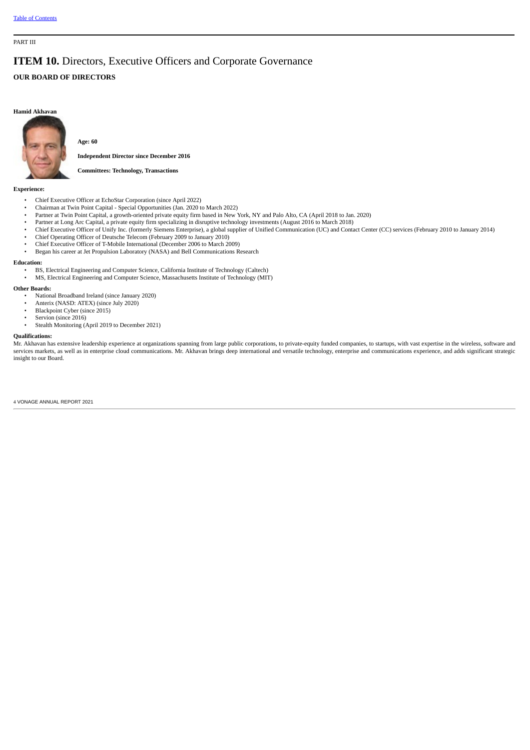[Table of Contents](#)

PART III

# ITEM 10. Directors, Executive Officers and Corporate Governance

## OUR BOARD OF DIRECTORS

**Hamid Akhavan**

**Age: 60**

**Independent Director since December 2016**

**Committees: Technology, Transactions**

**Experience:**

- Chief Executive Officer at EchoStar Corporation (since April 2022)
- Chairman at Twin Point Capital - Special Opportunities (Jan. 2020 to March 2022)
- Partner at Twin Point Capital, a growth-oriented private equity firm based in New York, NY and Palo Alto, CA (April 2018 to Jan. 2020)
- Partner at Long Arc Capital, a private equity firm specializing in disruptive technology investments (August 2016 to March 2018)
- Chief Executive Officer of Unify Inc. (formerly Siemens Enterprise), a global supplier of Unified Communication (UC) and Contact Center (CC) services (February 2010 to January 2014)
- Chief Operating Officer of Deutsche Telecom (February 2009 to January 2010)
- Chief Executive Officer of T-Mobile International (December 2006 to March 2009)
- Began his career at Jet Propulsion Laboratory (NASA) and Bell Communications Research

**Education:**

- BS, Electrical Engineering and Computer Science, California Institute of Technology (Caltech)
- MS, Electrical Engineering and Computer Science, Massachusetts Institute of Technology (MIT)

**Other Boards:**

- National Broadband Ireland (since January 2020)
- Anterix (NASD: ATEX) (since July 2020)
- Blackpoint Cyber (since 2015)
- Servion (since 2016)
- Stealth Monitoring (April 2019 to December 2021)

**Qualifications:**

Mr. Akhavan has extensive leadership experience at organizations spanning from large public corporations, to private-equity funded companies, to startups, with vast expertise in the wireless, software and services markets, as well as in enterprise cloud communications. Mr. Akhavan brings deep international and versatile technology, enterprise and communications experience, and adds significant strategic insight to our Board.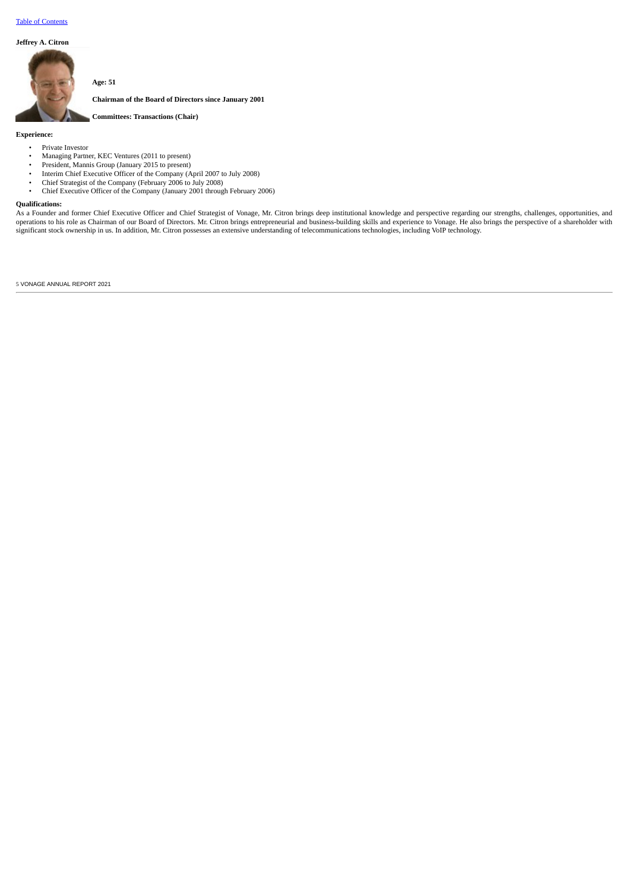**Jeffrey A. Citron**

**Age: 51**

**Chairman of the Board of Directors since January 2001**

**Committees: Transactions (Chair)**

**Experience:**

- Private Investor
- Managing Partner, KEC Ventures (2011 to present)
- President, Mannis Group (January 2015 to present)
- Interim Chief Executive Officer of the Company (April 2007 to July 2008)
- Chief Strategist of the Company (February 2006 to July 2008)
- Chief Executive Officer of the Company (January 2001 through February 2006)

**Qualifications:**

As a Founder and former Chief Executive Officer and Chief Strategist of Vonage, Mr. Citron brings deep institutional knowledge and perspective regarding our strengths, challenges, opportunities, and operations to his role as Chairman of our Board of Directors. Mr. Citron brings entrepreneurial and business-building skills and experience to Vonage. He also brings the perspective of a shareholder with significant stock ownership in us. In addition, Mr. Citron possesses an extensive understanding of telecommunications technologies, including VoIP technology.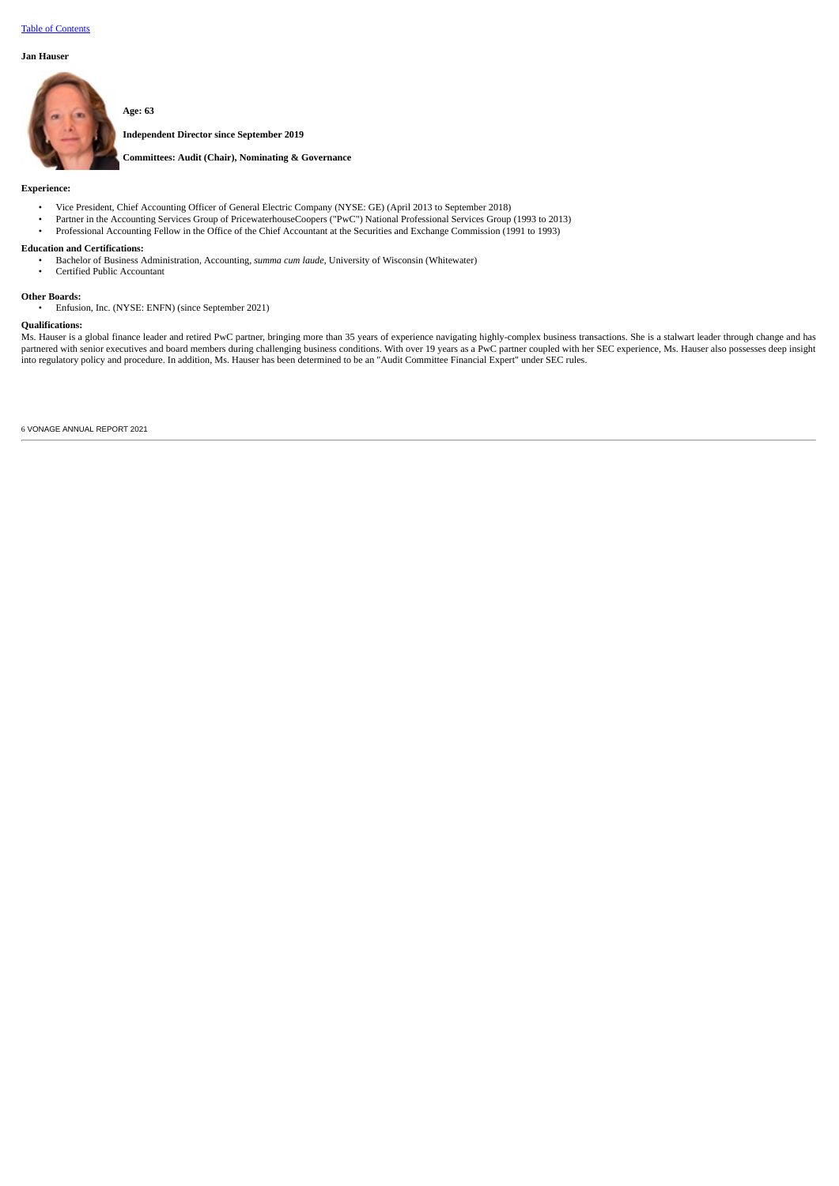**Jan Hauser**

**Age: 63**

**Independent Director since September 2019**

**Committees: Audit (Chair), Nominating & Governance**

**Experience:**

- Vice President, Chief Accounting Officer of General Electric Company (NYSE: GE) (April 2013 to September 2018)
- Partner in the Accounting Services Group of PricewaterhouseCoopers ("PwC") National Professional Services Group (1993 to 2013)
- Professional Accounting Fellow in the Office of the Chief Accountant at the Securities and Exchange Commission (1991 to 1993)

**Education and Certifications:**

- Bachelor of Business Administration, Accounting, *summa cum laude*, University of Wisconsin (Whitewater)
- Certified Public Accountant

**Other Boards:**

- Enfusion, Inc. (NYSE: ENFN) (since September 2021)

**Qualifications:**

Ms. Hauser is a global finance leader and retired PwC partner, bringing more than 35 years of experience navigating highly-complex business transactions. She is a stalwart leader through change and has partnered with senior executives and board members during challenging business conditions. With over 19 years as a PwC partner coupled with her SEC experience, Ms. Hauser also possesses deep insight into regulatory policy and procedure. In addition, Ms. Hauser has been determined to be an "Audit Committee Financial Expert" under SEC rules.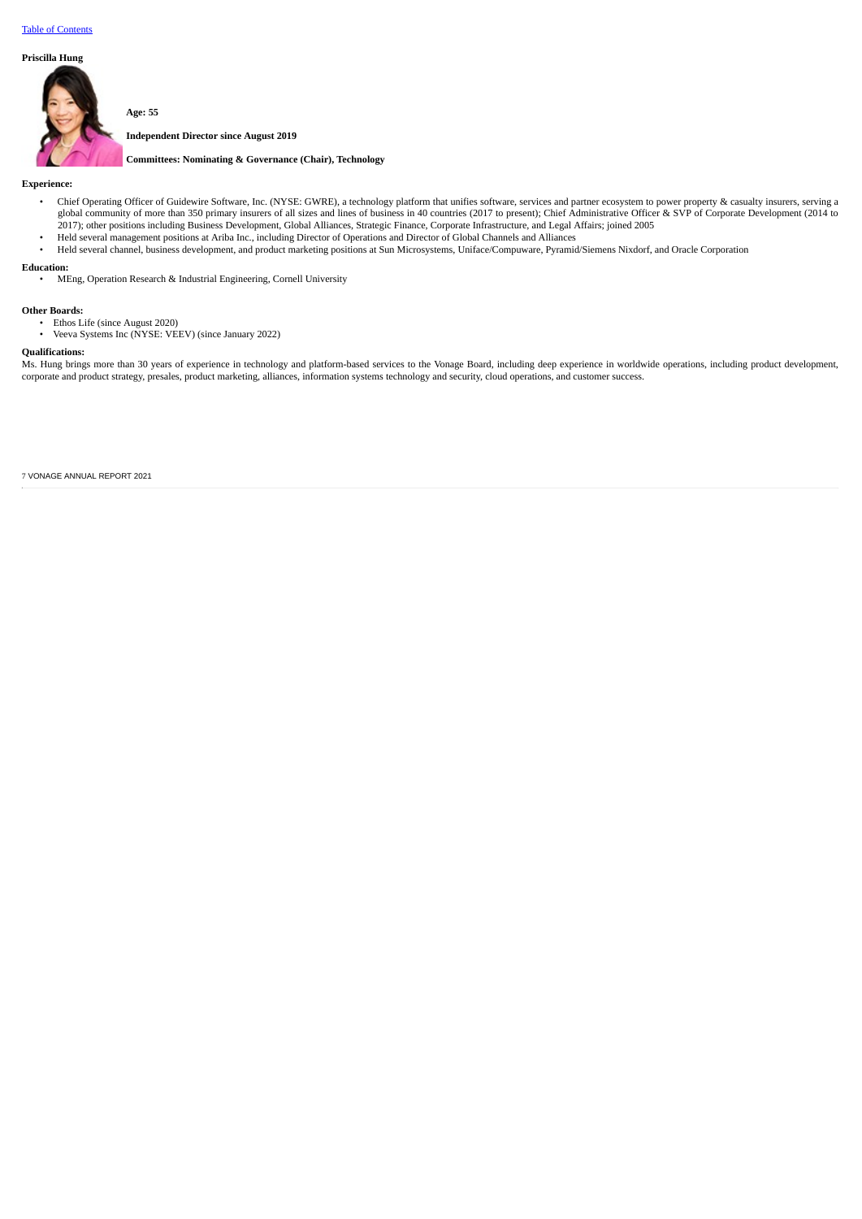**Priscilla Hung**

**Age: 55**

**Independent Director since August 2019**

**Committees: Nominating & Governance (Chair), Technology**

**Experience:**

- Chief Operating Officer of Guidewire Software, Inc. (NYSE: GWRE), a technology platform that unifies software, services and partner ecosystem to power property & casualty insurers, serving a global community of more than 350 primary insurers of all sizes and lines of business in 40 countries (2017 to present); Chief Administrative Officer & SVP of Corporate Development (2014 to 2017); other positions including Business Development, Global Alliances, Strategic Finance, Corporate Infrastructure, and Legal Affairs; joined 2005
- Held several management positions at Ariba Inc., including Director of Operations and Director of Global Channels and Alliances
- Held several channel, business development, and product marketing positions at Sun Microsystems, Uniface/Compuware, Pyramid/Siemens Nixdorf, and Oracle Corporation

**Education:**

- MEng, Operation Research & Industrial Engineering, Cornell University

**Other Boards:**

- Ethos Life (since August 2020)
- Veeva Systems Inc (NYSE: VEEV) (since January 2022)

**Qualifications:**

Ms. Hung brings more than 30 years of experience in technology and platform-based services to the Vonage Board, including deep experience in worldwide operations, including product development, corporate and product strategy, presales, product marketing, alliances, information systems technology and security, cloud operations, and customer success.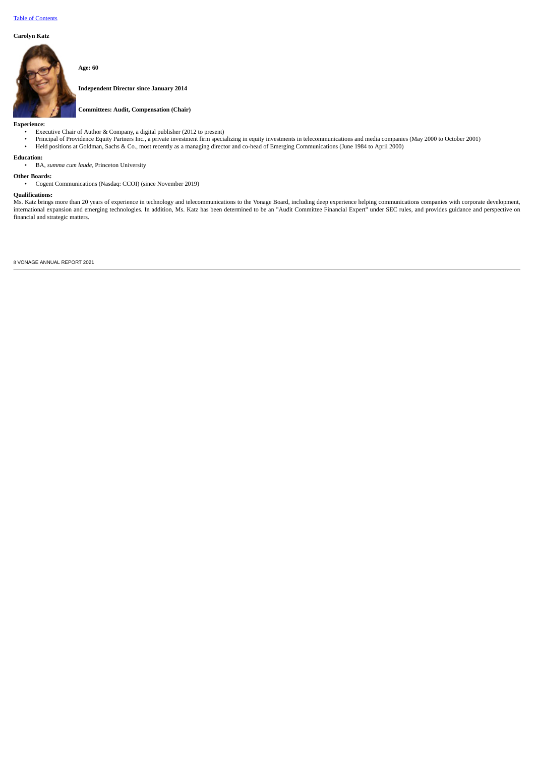**Carolyn Katz**

**Age: 60**

**Independent Director since January 2014**

**Committees: Audit, Compensation (Chair)**

**Experience:**

- Executive Chair of Author & Company, a digital publisher (2012 to present)
- Principal of Providence Equity Partners Inc., a private investment firm specializing in equity investments in telecommunications and media companies (May 2000 to October 2001)
- Held positions at Goldman, Sachs & Co., most recently as a managing director and co-head of Emerging Communications (June 1984 to April 2000)

**Education:**

- BA, *summa cum laude*, Princeton University

**Other Boards:**

- Cogent Communications (Nasdaq: CCOI) (since November 2019)

**Qualifications:**

Ms. Katz brings more than 20 years of experience in technology and telecommunications to the Vonage Board, including deep experience helping communications companies with corporate development, international expansion and emerging technologies. In addition, Ms. Katz has been determined to be an "Audit Committee Financial Expert" under SEC rules, and provides guidance and perspective on financial and strategic matters.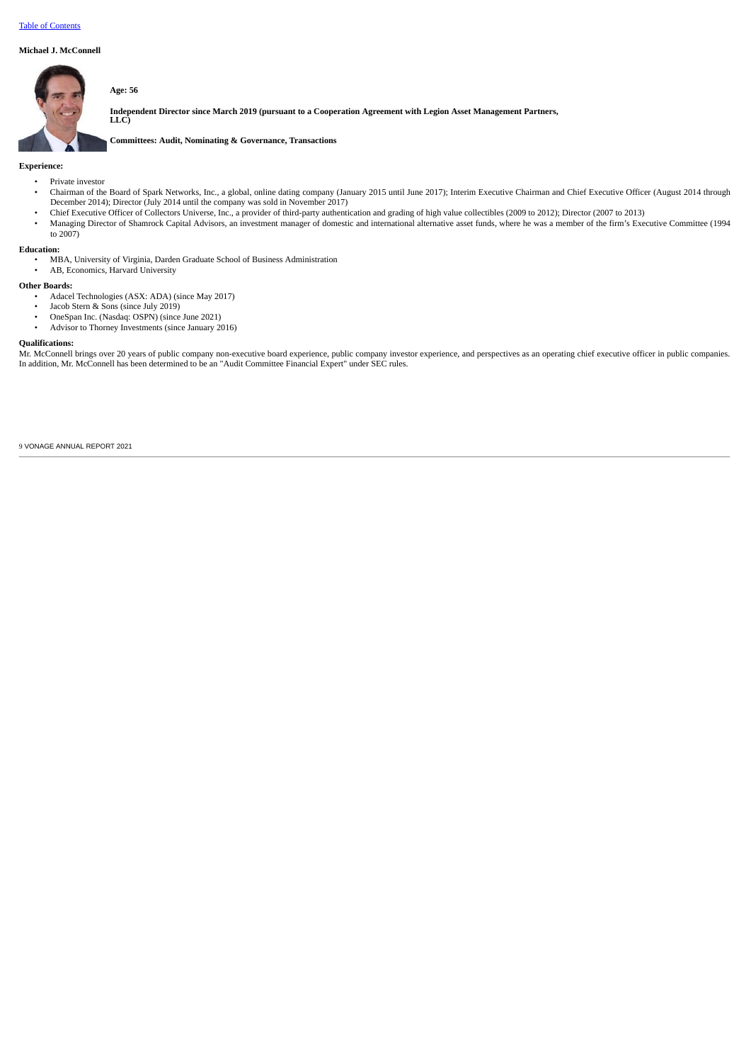**Michael J. McConnell**

**Age: 56**

**Independent Director since March 2019 (pursuant to a Cooperation Agreement with Legion Asset Management Partners, LLC)**

**Committees: Audit, Nominating & Governance, Transactions**

**Experience:**

- Private investor
- Chairman of the Board of Spark Networks, Inc., a global, online dating company (January 2015 until June 2017); Interim Executive Chairman and Chief Executive Officer (August 2014 through December 2014); Director (July 2014 until the company was sold in November 2017)
- Chief Executive Officer of Collectors Universe, Inc., a provider of third-party authentication and grading of high value collectibles (2009 to 2012); Director (2007 to 2013)
- Managing Director of Shamrock Capital Advisors, an investment manager of domestic and international alternative asset funds, where he was a member of the firm's Executive Committee (1994 to 2007)

**Education:**

- MBA, University of Virginia, Darden Graduate School of Business Administration
- AB, Economics, Harvard University

**Other Boards:**

- Adacel Technologies (ASX: ADA) (since May 2017)
- Jacob Stern & Sons (since July 2019)
- OneSpan Inc. (Nasdaq: OSPN) (since June 2021)
- Advisor to Thorney Investments (since January 2016)

**Qualifications:**

Mr. McConnell brings over 20 years of public company non-executive board experience, public company investor experience, and perspectives as an operating chief executive officer in public companies. In addition, Mr. McConnell has been determined to be an "Audit Committee Financial Expert" under SEC rules.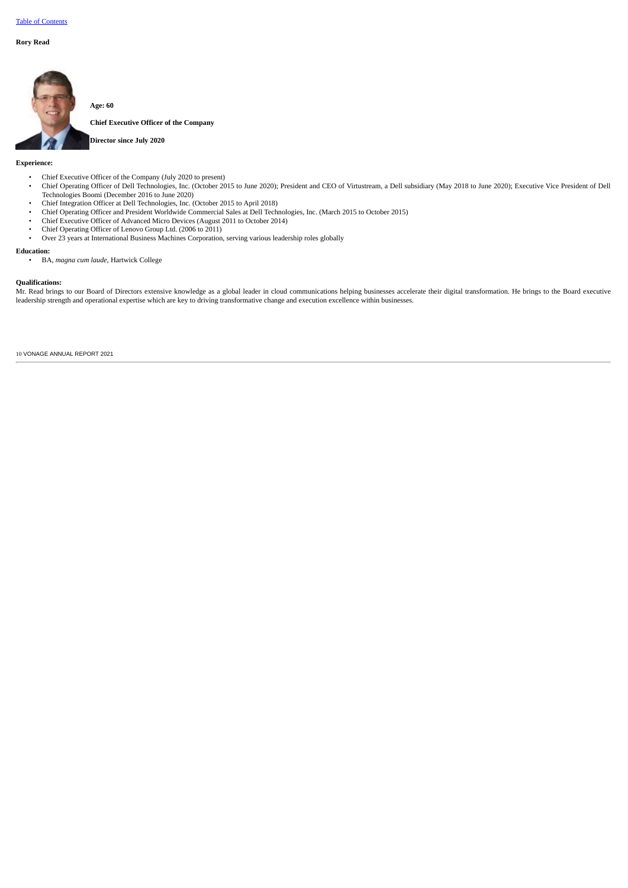[Table of Contents](#)

**Rory Read**

**Age: 60**

**Chief Executive Officer of the Company**

**Director since July 2020**

**Experience:**

- Chief Executive Officer of the Company (July 2020 to present)
- Chief Operating Officer of Dell Technologies, Inc. (October 2015 to June 2020); President and CEO of Virtustream, a Dell subsidiary (May 2018 to June 2020); Executive Vice President of Dell Technologies Boomi (December 2016 to June 2020)
- Chief Integration Officer at Dell Technologies, Inc. (October 2015 to April 2018)
- Chief Operating Officer and President Worldwide Commercial Sales at Dell Technologies, Inc. (March 2015 to October 2015)
- Chief Executive Officer of Advanced Micro Devices (August 2011 to October 2014)
- Chief Operating Officer of Lenovo Group Ltd. (2006 to 2011)
- Over 23 years at International Business Machines Corporation, serving various leadership roles globally

**Education:**

- BA, *magna cum laude*, Hartwick College

**Qualifications:**

Mr. Read brings to our Board of Directors extensive knowledge as a global leader in cloud communications helping businesses accelerate their digital transformation. He brings to the Board executive leadership strength and operational expertise which are key to driving transformative change and execution excellence within businesses.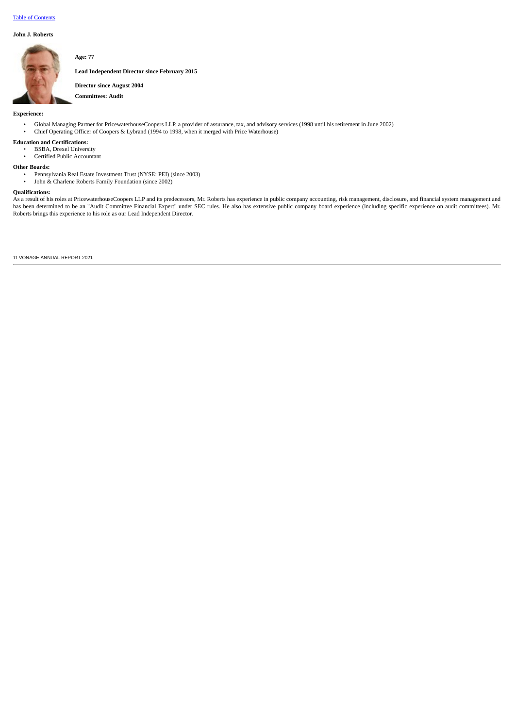[Table of Contents](#)

**John J. Roberts**

**Age: 77**

**Lead Independent Director since February 2015**

**Director since August 2004**

**Committees: Audit**

**Experience:**

- Global Managing Partner for PricewaterhouseCoopers LLP, a provider of assurance, tax, and advisory services (1998 until his retirement in June 2002)
- Chief Operating Officer of Coopers & Lybrand (1994 to 1998, when it merged with Price Waterhouse)

**Education and Certifications:**

- BSBA, Drexel University
- Certified Public Accountant

**Other Boards:**

- Pennsylvania Real Estate Investment Trust (NYSE: PEI) (since 2003)
- John & Charlene Roberts Family Foundation (since 2002)

**Qualifications:**

As a result of his roles at PricewaterhouseCoopers LLP and its predecessors, Mr. Roberts has experience in public company accounting, risk management, disclosure, and financial system management and has been determined to be an "Audit Committee Financial Expert" under SEC rules. He also has extensive public company board experience (including specific experience on audit committees). Mr. Roberts brings this experience to his role as our Lead Independent Director.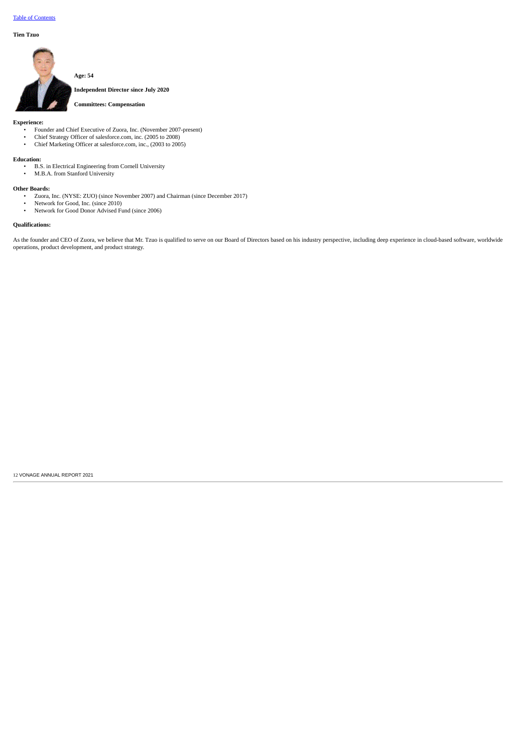**Tien Tzuo**

**Age: 54**

**Independent Director since July 2020**

**Committees: Compensation**

**Experience:**

- Founder and Chief Executive of Zuora, Inc. (November 2007-present)
- Chief Strategy Officer of salesforce.com, inc. (2005 to 2008)
- Chief Marketing Officer at salesforce.com, inc., (2003 to 2005)

**Education:**

- B.S. in Electrical Engineering from Cornell University
- M.B.A. from Stanford University

**Other Boards:**

- Zuora, Inc. (NYSE: ZUO) (since November 2007) and Chairman (since December 2017)
- Network for Good, Inc. (since 2010)
- Network for Good Donor Advised Fund (since 2006)

**Qualifications:**

As the founder and CEO of Zuora, we believe that Mr. Tzuo is qualified to serve on our Board of Directors based on his industry perspective, including deep experience in cloud-based software, worldwide operations, product development, and product strategy.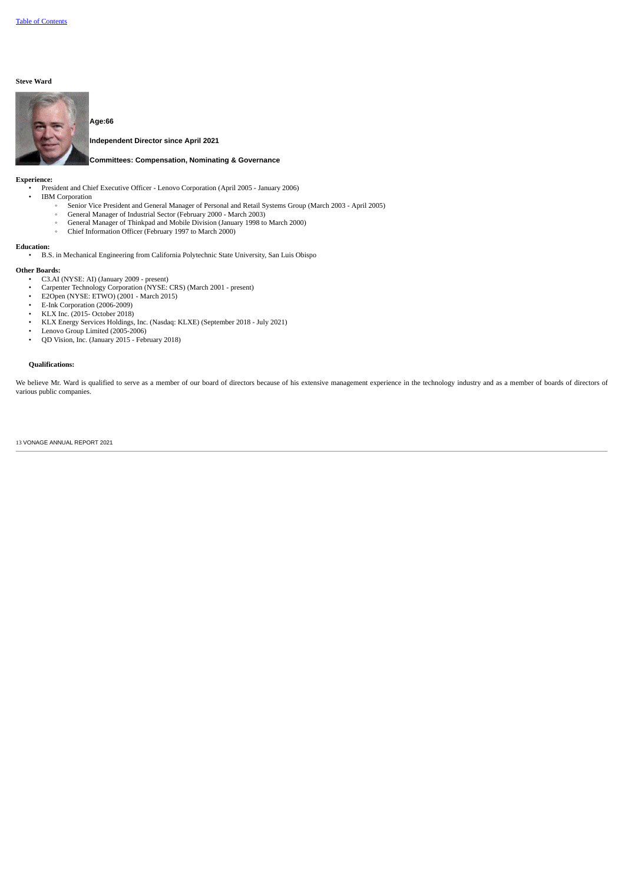**Steve Ward**

**Age:66**

**Independent Director since April 2021**

**Committees: Compensation, Nominating & Governance**

**Experience:**

- President and Chief Executive Officer - Lenovo Corporation (April 2005 - January 2006)
- IBM Corporation
  - Senior Vice President and General Manager of Personal and Retail Systems Group (March 2003 - April 2005)
  - General Manager of Industrial Sector (February 2000 - March 2003)
  - General Manager of Thinkpad and Mobile Division (January 1998 to March 2000)
  - Chief Information Officer (February 1997 to March 2000)

**Education:**

- B.S. in Mechanical Engineering from California Polytechnic State University, San Luis Obispo

**Other Boards:**

- C3.AI (NYSE: AI) (January 2009 - present)
- Carpenter Technology Corporation (NYSE: CRS) (March 2001 - present)
- E2Open (NYSE: ETWO) (2001 - March 2015)
- E-Ink Corporation (2006-2009)
- KLX Inc. (2015- October 2018)
- KLX Energy Services Holdings, Inc. (Nasdaq: KLXE) (September 2018 - July 2021)
- Lenovo Group Limited (2005-2006)
- QD Vision, Inc. (January 2015 - February 2018)

**Qualifications:**

We believe Mr. Ward is qualified to serve as a member of our board of directors because of his extensive management experience in the technology industry and as a member of boards of directors of various public companies.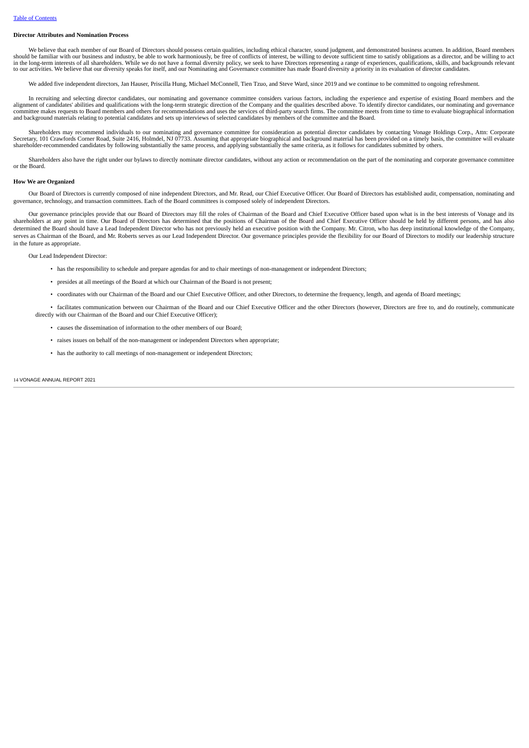### Director Attributes and Nomination Process

We believe that each member of our Board of Directors should possess certain qualities, including ethical character, sound judgment, and demonstrated business acumen. In addition, Board members should be familiar with our business and industry, be able to work harmoniously, be free of conflicts of interest, be willing to devote sufficient time to satisfy obligations as a director, and be willing to act in the long-term interests of all shareholders. While we do not have a formal diversity policy, we seek to have Directors representing a range of experiences, qualifications, skills, and backgrounds relevant to our activities. We believe that our diversity speaks for itself, and our Nominating and Governance committee has made Board diversity a priority in its evaluation of director candidates.

We added five independent directors, Jan Hauser, Priscilla Hung, Michael McConnell, Tien Tzuo, and Steve Ward, since 2019 and we continue to be committed to ongoing refreshment.

In recruiting and selecting director candidates, our nominating and governance committee considers various factors, including the experience and expertise of existing Board members and the alignment of candidates' abilities and qualifications with the long-term strategic direction of the Company and the qualities described above. To identify director candidates, our nominating and governance committee makes requests to Board members and others for recommendations and uses the services of third-party search firms. The committee meets from time to time to evaluate biographical information and background materials relating to potential candidates and sets up interviews of selected candidates by members of the committee and the Board.

Shareholders may recommend individuals to our nominating and governance committee for consideration as potential director candidates by contacting Vonage Holdings Corp., Attn: Corporate Secretary, 101 Crawfords Corner Road, Suite 2416, Holmdel, NJ 07733. Assuming that appropriate biographical and background material has been provided on a timely basis, the committee will evaluate shareholder-recommended candidates by following substantially the same process, and applying substantially the same criteria, as it follows for candidates submitted by others.

Shareholders also have the right under our bylaws to directly nominate director candidates, without any action or recommendation on the part of the nominating and corporate governance committee or the Board.

### How We are Organized

Our Board of Directors is currently composed of nine independent Directors, and Mr. Read, our Chief Executive Officer. Our Board of Directors has established audit, compensation, nominating and governance, technology, and transaction committees. Each of the Board committees is composed solely of independent Directors.

Our governance principles provide that our Board of Directors may fill the roles of Chairman of the Board and Chief Executive Officer based upon what is in the best interests of Vonage and its shareholders at any point in time. Our Board of Directors has determined that the positions of Chairman of the Board and Chief Executive Officer should be held by different persons, and has also determined the Board should have a Lead Independent Director who has not previously held an executive position with the Company. Mr. Citron, who has deep institutional knowledge of the Company, serves as Chairman of the Board, and Mr. Roberts serves as our Lead Independent Director. Our governance principles provide the flexibility for our Board of Directors to modify our leadership structure in the future as appropriate.

Our Lead Independent Director:

- has the responsibility to schedule and prepare agendas for and to chair meetings of non-management or independent Directors;
- presides at all meetings of the Board at which our Chairman of the Board is not present;
- coordinates with our Chairman of the Board and our Chief Executive Officer, and other Directors, to determine the frequency, length, and agenda of Board meetings;
- facilitates communication between our Chairman of the Board and our Chief Executive Officer and the other Directors (however, Directors are free to, and do routinely, communicate directly with our Chairman of the Board and our Chief Executive Officer);
- causes the dissemination of information to the other members of our Board;
- raises issues on behalf of the non-management or independent Directors when appropriate;
- has the authority to call meetings of non-management or independent Directors;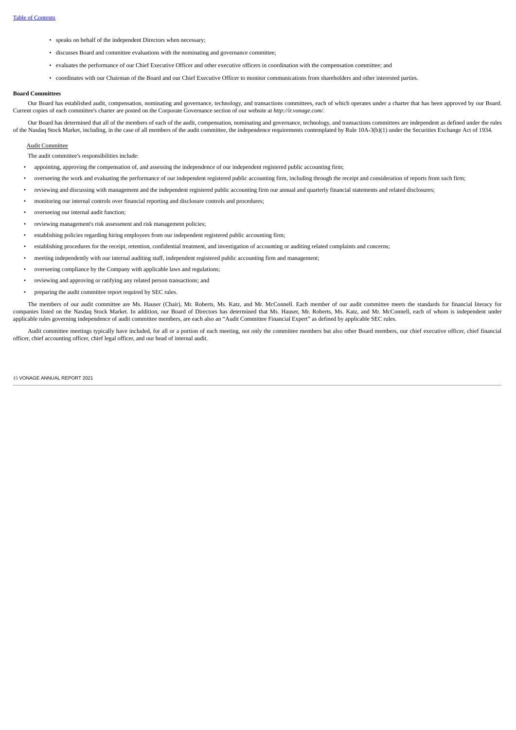- speaks on behalf of the independent Directors when necessary;
- discusses Board and committee evaluations with the nominating and governance committee;
- evaluates the performance of our Chief Executive Officer and other executive officers in coordination with the compensation committee; and
- coordinates with our Chairman of the Board and our Chief Executive Officer to monitor communications from shareholders and other interested parties.

**Board Committees**

Our Board has established audit, compensation, nominating and governance, technology, and transactions committees, each of which operates under a charter that has been approved by our Board. Current copies of each committee's charter are posted on the Corporate Governance section of our website at *http://ir.vonage.com/*.

Our Board has determined that all of the members of each of the audit, compensation, nominating and governance, technology, and transactions committees are independent as defined under the rules of the Nasdaq Stock Market, including, in the case of all members of the audit committee, the independence requirements contemplated by Rule 10A-3(b)(1) under the Securities Exchange Act of 1934.

Audit Committee

The audit committee's responsibilities include:

- appointing, approving the compensation of, and assessing the independence of our independent registered public accounting firm;
- overseeing the work and evaluating the performance of our independent registered public accounting firm, including through the receipt and consideration of reports from such firm;
- reviewing and discussing with management and the independent registered public accounting firm our annual and quarterly financial statements and related disclosures;
- monitoring our internal controls over financial reporting and disclosure controls and procedures;
- overseeing our internal audit function;
- reviewing management's risk assessment and risk management policies;
- establishing policies regarding hiring employees from our independent registered public accounting firm;
- establishing procedures for the receipt, retention, confidential treatment, and investigation of accounting or auditing related complaints and concerns;
- meeting independently with our internal auditing staff, independent registered public accounting firm and management;
- overseeing compliance by the Company with applicable laws and regulations;
- reviewing and approving or ratifying any related person transactions; and
- preparing the audit committee report required by SEC rules.

The members of our audit committee are Ms. Hauser (Chair), Mr. Roberts, Ms. Katz, and Mr. McConnell. Each member of our audit committee meets the standards for financial literacy for companies listed on the Nasdaq Stock Market. In addition, our Board of Directors has determined that Ms. Hauser, Mr. Roberts, Ms. Katz, and Mr. McConnell, each of whom is independent under applicable rules governing independence of audit committee members, are each also an "Audit Committee Financial Expert" as defined by applicable SEC rules.

Audit committee meetings typically have included, for all or a portion of each meeting, not only the committee members but also other Board members, our chief executive officer, chief financial officer, chief accounting officer, chief legal officer, and our head of internal audit.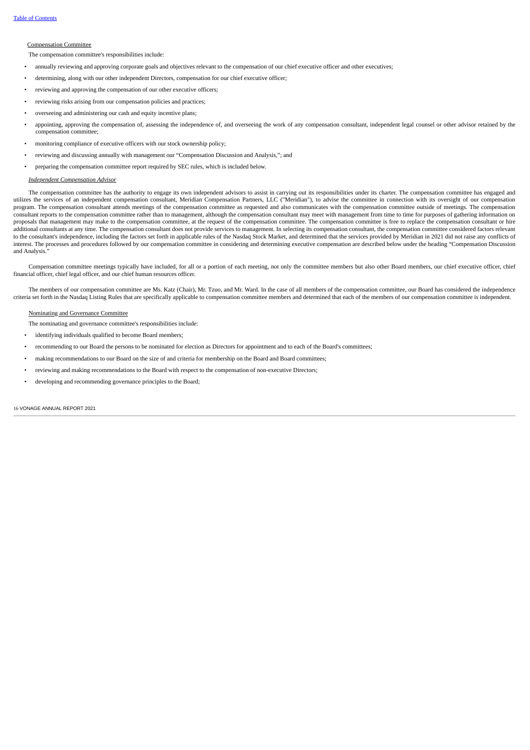Compensation Committee

The compensation committee's responsibilities include:

- annually reviewing and approving corporate goals and objectives relevant to the compensation of our chief executive officer and other executives;
- determining, along with our other independent Directors, compensation for our chief executive officer;
- reviewing and approving the compensation of our other executive officers;
- reviewing risks arising from our compensation policies and practices;
- overseeing and administering our cash and equity incentive plans;
- appointing, approving the compensation of, assessing the independence of, and overseeing the work of any compensation consultant, independent legal counsel or other advisor retained by the compensation committee;
- monitoring compliance of executive officers with our stock ownership policy;
- reviewing and discussing annually with management our "Compensation Discussion and Analysis,"; and
- preparing the compensation committee report required by SEC rules, which is included below.

*Independent Compensation Advisor*

The compensation committee has the authority to engage its own independent advisors to assist in carrying out its responsibilities under its charter. The compensation committee has engaged and utilizes the services of an independent compensation consultant, Meridian Compensation Partners, LLC ("Meridian"), to advise the committee in connection with its oversight of our compensation program. The compensation consultant attends meetings of the compensation committee as requested and also communicates with the compensation committee outside of meetings. The compensation consultant reports to the compensation committee rather than to management, although the compensation consultant may meet with management from time to time for purposes of gathering information on proposals that management may make to the compensation committee, at the request of the compensation committee. The compensation committee is free to replace the compensation consultant or hire additional consultants at any time. The compensation consultant does not provide services to management. In selecting its compensation consultant, the compensation committee considered factors relevant to the consultant's independence, including the factors set forth in applicable rules of the Nasdaq Stock Market, and determined that the services provided by Meridian in 2021 did not raise any conflicts of interest. The processes and procedures followed by our compensation committee in considering and determining executive compensation are described below under the heading "Compensation Discussion and Analysis."

Compensation committee meetings typically have included, for all or a portion of each meeting, not only the committee members but also other Board members, our chief executive officer, chief financial officer, chief legal officer, and our chief human resources officer.

The members of our compensation committee are Ms. Katz (Chair), Mr. Tzuo, and Mr. Ward. In the case of all members of the compensation committee, our Board has considered the independence criteria set forth in the Nasdaq Listing Rules that are specifically applicable to compensation committee members and determined that each of the members of our compensation committee is independent.

Nominating and Governance Committee

The nominating and governance committee's responsibilities include:

- identifying individuals qualified to become Board members;
- recommending to our Board the persons to be nominated for election as Directors for appointment and to each of the Board's committees;
- making recommendations to our Board on the size of and criteria for membership on the Board and Board committees;
- reviewing and making recommendations to the Board with respect to the compensation of non-executive Directors;
- developing and recommending governance principles to the Board;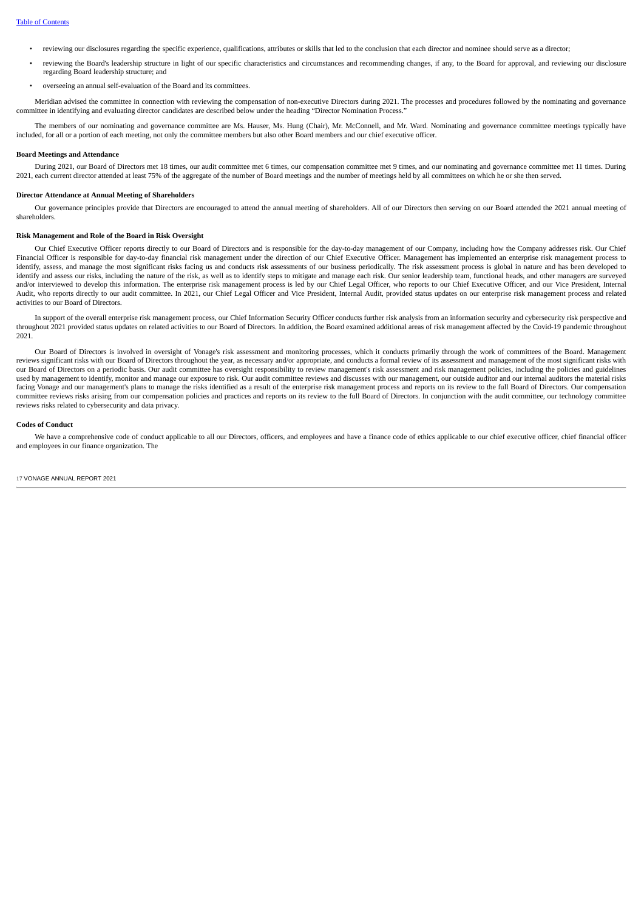- reviewing our disclosures regarding the specific experience, qualifications, attributes or skills that led to the conclusion that each director and nominee should serve as a director;
- reviewing the Board's leadership structure in light of our specific characteristics and circumstances and recommending changes, if any, to the Board for approval, and reviewing our disclosure regarding Board leadership structure; and
- overseeing an annual self-evaluation of the Board and its committees.

Meridian advised the committee in connection with reviewing the compensation of non-executive Directors during 2021. The processes and procedures followed by the nominating and governance committee in identifying and evaluating director candidates are described below under the heading "Director Nomination Process."

The members of our nominating and governance committee are Ms. Hauser, Ms. Hung (Chair), Mr. McConnell, and Mr. Ward. Nominating and governance committee meetings typically have included, for all or a portion of each meeting, not only the committee members but also other Board members and our chief executive officer.

**Board Meetings and Attendance**

During 2021, our Board of Directors met 18 times, our audit committee met 6 times, our compensation committee met 9 times, and our nominating and governance committee met 11 times. During 2021, each current director attended at least 75% of the aggregate of the number of Board meetings and the number of meetings held by all committees on which he or she then served.

**Director Attendance at Annual Meeting of Shareholders**

Our governance principles provide that Directors are encouraged to attend the annual meeting of shareholders. All of our Directors then serving on our Board attended the 2021 annual meeting of shareholders.

**Risk Management and Role of the Board in Risk Oversight**

Our Chief Executive Officer reports directly to our Board of Directors and is responsible for the day-to-day management of our Company, including how the Company addresses risk. Our Chief Financial Officer is responsible for day-to-day financial risk management under the direction of our Chief Executive Officer. Management has implemented an enterprise risk management process to identify, assess, and manage the most significant risks facing us and conducts risk assessments of our business periodically. The risk assessment process is global in nature and has been developed to identify and assess our risks, including the nature of the risk, as well as to identify steps to mitigate and manage each risk. Our senior leadership team, functional heads, and other managers are surveyed and/or interviewed to develop this information. The enterprise risk management process is led by our Chief Legal Officer, who reports to our Chief Executive Officer, and our Vice President, Internal Audit, who reports directly to our audit committee. In 2021, our Chief Legal Officer and Vice President, Internal Audit, provided status updates on our enterprise risk management process and related activities to our Board of Directors.

In support of the overall enterprise risk management process, our Chief Information Security Officer conducts further risk analysis from an information security and cybersecurity risk perspective and throughout 2021 provided status updates on related activities to our Board of Directors. In addition, the Board examined additional areas of risk management affected by the Covid-19 pandemic throughout 2021.

Our Board of Directors is involved in oversight of Vonage's risk assessment and monitoring processes, which it conducts primarily through the work of committees of the Board. Management reviews significant risks with our Board of Directors throughout the year, as necessary and/or appropriate, and conducts a formal review of its assessment and management of the most significant risks with our Board of Directors on a periodic basis. Our audit committee has oversight responsibility to review management's risk assessment and risk management policies, including the policies and guidelines used by management to identify, monitor and manage our exposure to risk. Our audit committee reviews and discusses with our management, our outside auditor and our internal auditors the material risks facing Vonage and our management's plans to manage the risks identified as a result of the enterprise risk management process and reports on its review to the full Board of Directors. Our compensation committee reviews risks arising from our compensation policies and practices and reports on its review to the full Board of Directors. In conjunction with the audit committee, our technology committee reviews risks related to cybersecurity and data privacy.

**Codes of Conduct**

We have a comprehensive code of conduct applicable to all our Directors, officers, and employees and have a finance code of ethics applicable to our chief executive officer, chief financial officer and employees in our finance organization. The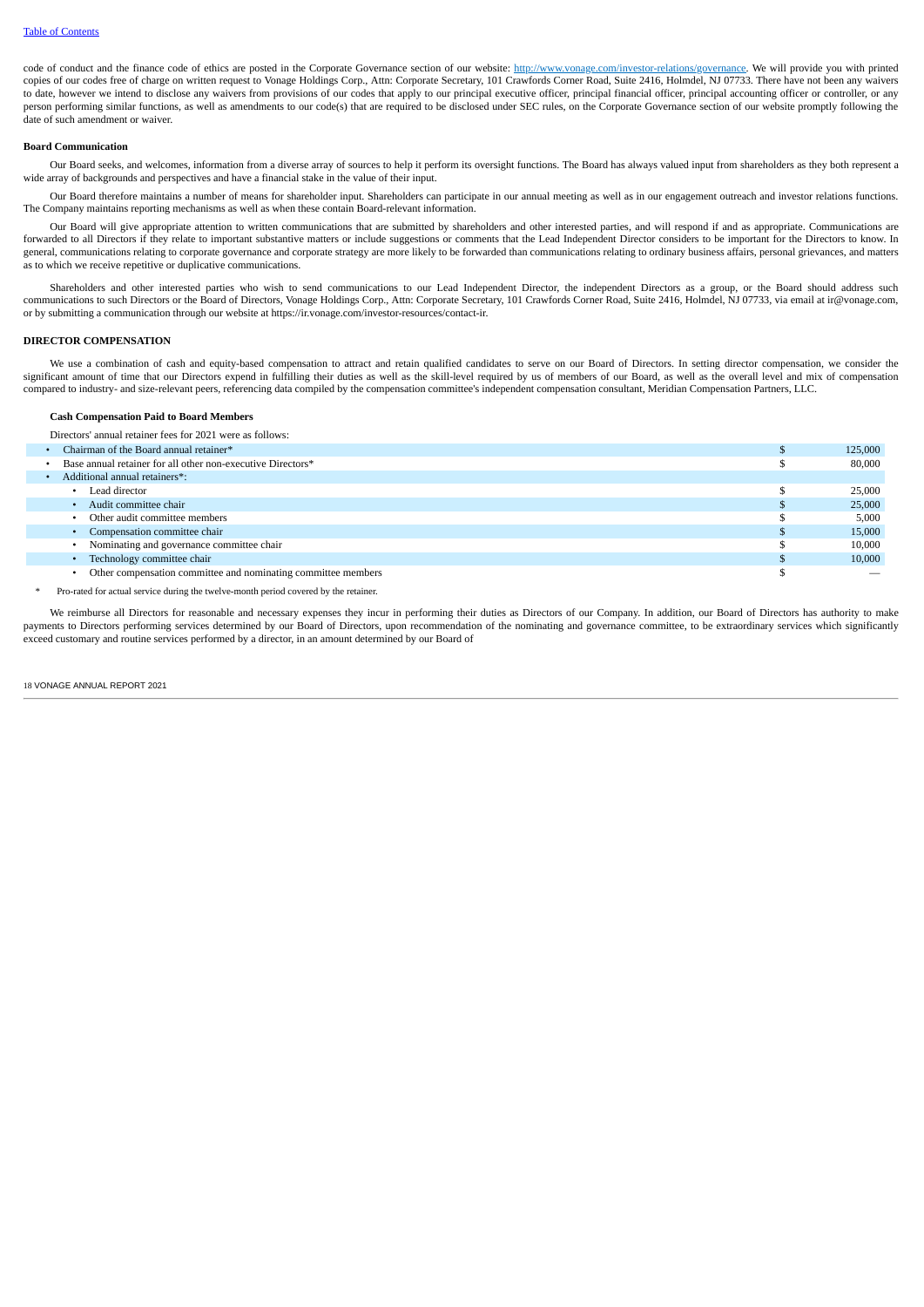code of conduct and the finance code of ethics are posted in the Corporate Governance section of our website: http://www.vonage.com/investor-relations/governance. We will provide you with printed copies of our codes free of charge on written request to Vonage Holdings Corp., Attn: Corporate Secretary, 101 Crawfords Corner Road, Suite 2416, Holmdel, NJ 07733. There have not been any waivers to date, however we intend to disclose any waivers from provisions of our codes that apply to our principal executive officer, principal financial officer, principal accounting officer or controller, or any person performing similar functions, as well as amendments to our code(s) that are required to be disclosed under SEC rules, on the Corporate Governance section of our website promptly following the date of such amendment or waiver.

**Board Communication**

Our Board seeks, and welcomes, information from a diverse array of sources to help it perform its oversight functions. The Board has always valued input from shareholders as they both represent a wide array of backgrounds and perspectives and have a financial stake in the value of their input.

Our Board therefore maintains a number of means for shareholder input. Shareholders can participate in our annual meeting as well as in our engagement outreach and investor relations functions. The Company maintains reporting mechanisms as well as when these contain Board-relevant information.

Our Board will give appropriate attention to written communications that are submitted by shareholders and other interested parties, and will respond if and as appropriate. Communications are forwarded to all Directors if they relate to important substantive matters or include suggestions or comments that the Lead Independent Director considers to be important for the Directors to know. In general, communications relating to corporate governance and corporate strategy are more likely to be forwarded than communications relating to ordinary business affairs, personal grievances, and matters as to which we receive repetitive or duplicative communications.

Shareholders and other interested parties who wish to send communications to our Lead Independent Director, the independent Directors as a group, or the Board should address such communications to such Directors or the Board of Directors, Vonage Holdings Corp., Attn: Corporate Secretary, 101 Crawfords Corner Road, Suite 2416, Holmdel, NJ 07733, via email at ir@vonage.com, or by submitting a communication through our website at https://ir.vonage.com/investor-resources/contact-ir.

**DIRECTOR COMPENSATION**

We use a combination of cash and equity-based compensation to attract and retain qualified candidates to serve on our Board of Directors. In setting director compensation, we consider the significant amount of time that our Directors expend in fulfilling their duties as well as the skill-level required by us of members of our Board, as well as the overall level and mix of compensation compared to industry- and size-relevant peers, referencing data compiled by the compensation committee's independent compensation consultant, Meridian Compensation Partners, LLC.

**Cash Compensation Paid to Board Members**

Directors' annual retainer fees for 2021 were as follows:

| | |
|---|---|
| • Chairman of the Board annual retainer* | $ 125,000 |
| • Base annual retainer for all other non-executive Directors* | $ 80,000 |
| • Additional annual retainers*: | |
| &nbsp;&nbsp;&nbsp;&nbsp;• Lead director | $ 25,000 |
| &nbsp;&nbsp;&nbsp;&nbsp;• Audit committee chair | $ 25,000 |
| &nbsp;&nbsp;&nbsp;&nbsp;• Other audit committee members | $ 5,000 |
| &nbsp;&nbsp;&nbsp;&nbsp;• Compensation committee chair | $ 15,000 |
| &nbsp;&nbsp;&nbsp;&nbsp;• Nominating and governance committee chair | $ 10,000 |
| &nbsp;&nbsp;&nbsp;&nbsp;• Technology committee chair | $ 10,000 |
| &nbsp;&nbsp;&nbsp;&nbsp;• Other compensation committee and nominating committee members | $ — |

\* Pro-rated for actual service during the twelve-month period covered by the retainer.

We reimburse all Directors for reasonable and necessary expenses they incur in performing their duties as Directors of our Company. In addition, our Board of Directors has authority to make payments to Directors performing services determined by our Board of Directors, upon recommendation of the nominating and governance committee, to be extraordinary services which significantly exceed customary and routine services performed by a director, in an amount determined by our Board of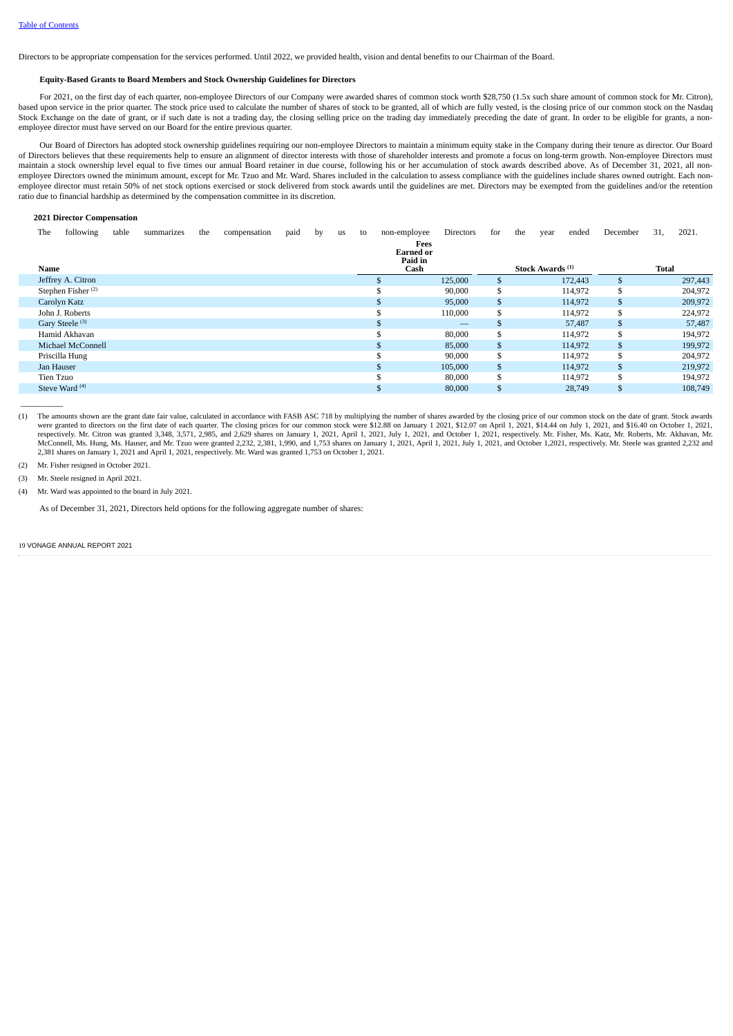Directors to be appropriate compensation for the services performed. Until 2022, we provided health, vision and dental benefits to our Chairman of the Board.

**Equity-Based Grants to Board Members and Stock Ownership Guidelines for Directors**

For 2021, on the first day of each quarter, non-employee Directors of our Company were awarded shares of common stock worth $28,750 (1.5x such share amount of common stock for Mr. Citron), based upon service in the prior quarter. The stock price used to calculate the number of shares of stock to be granted, all of which are fully vested, is the closing price of our common stock on the Nasdaq Stock Exchange on the date of grant, or if such date is not a trading day, the closing selling price on the trading day immediately preceding the date of grant. In order to be eligible for grants, a non-employee director must have served on our Board for the entire previous quarter.

Our Board of Directors has adopted stock ownership guidelines requiring our non-employee Directors to maintain a minimum equity stake in the Company during their tenure as director. Our Board of Directors believes that these requirements help to ensure an alignment of director interests with those of shareholder interests and promote a focus on long-term growth. Non-employee Directors must maintain a stock ownership level equal to five times our annual Board retainer in due course, following his or her accumulation of stock awards described above. As of December 31, 2021, all non-employee Directors owned the minimum amount, except for Mr. Tzuo and Mr. Ward. Shares included in the calculation to assess compliance with the guidelines include shares owned outright. Each non-employee director must retain 50% of net stock options exercised or stock delivered from stock awards until the guidelines are met. Directors may be exempted from the guidelines and/or the retention ratio due to financial hardship as determined by the compensation committee in its discretion.

**2021 Director Compensation**

The following table summarizes the compensation paid by us to non-employee Directors for the year ended December 31, 2021.

| Name | Fees Earned or Paid in Cash | Stock Awards [1] | Total |
|---|---|---|---|
| Jeffrey A. Citron | $ 125,000 | $ 172,443 | $ 297,443 |
| Stephen Fisher [2] | $ 90,000 | $ 114,972 | $ 204,972 |
| Carolyn Katz | $ 95,000 | $ 114,972 | $ 209,972 |
| John J. Roberts | $ 110,000 | $ 114,972 | $ 224,972 |
| Gary Steele [3] | $ — | $ 57,487 | $ 57,487 |
| Hamid Akhavan | $ 80,000 | $ 114,972 | $ 194,972 |
| Michael McConnell | $ 85,000 | $ 114,972 | $ 199,972 |
| Priscilla Hung | $ 90,000 | $ 114,972 | $ 204,972 |
| Jan Hauser | $ 105,000 | $ 114,972 | $ 219,972 |
| Tien Tzuo | $ 80,000 | $ 114,972 | $ 194,972 |
| Steve Ward [4] | $ 80,000 | $ 28,749 | $ 108,749 |

(1) The amounts shown are the grant date fair value, calculated in accordance with FASB ASC 718 by multiplying the number of shares awarded by the closing price of our common stock on the date of grant. Stock awards were granted to directors on the first date of each quarter. The closing prices for our common stock were $12.88 on January 1 2021, $12.07 on April 1, 2021, $14.44 on July 1, 2021, and $16.40 on October 1, 2021, respectively. Mr. Citron was granted 3,348, 3,571, 2,985, and 2,629 shares on January 1, 2021, April 1, 2021, July 1, 2021, and October 1, 2021, respectively. Mr. Fisher, Ms. Katz, Mr. Roberts, Mr. Akhavan, Mr. McConnell, Ms. Hung, Ms. Hauser, and Mr. Tzuo were granted 2,232, 2,381, 1,990, and 1,753 shares on January 1, 2021, April 1, 2021, July 1, 2021, and October 1,2021, respectively. Mr. Steele was granted 2,232 and 2,381 shares on January 1, 2021 and April 1, 2021, respectively. Mr. Ward was granted 1,753 on October 1, 2021.

(2) Mr. Fisher resigned in October 2021.

(3) Mr. Steele resigned in April 2021.

(4) Mr. Ward was appointed to the board in July 2021.

As of December 31, 2021, Directors held options for the following aggregate number of shares: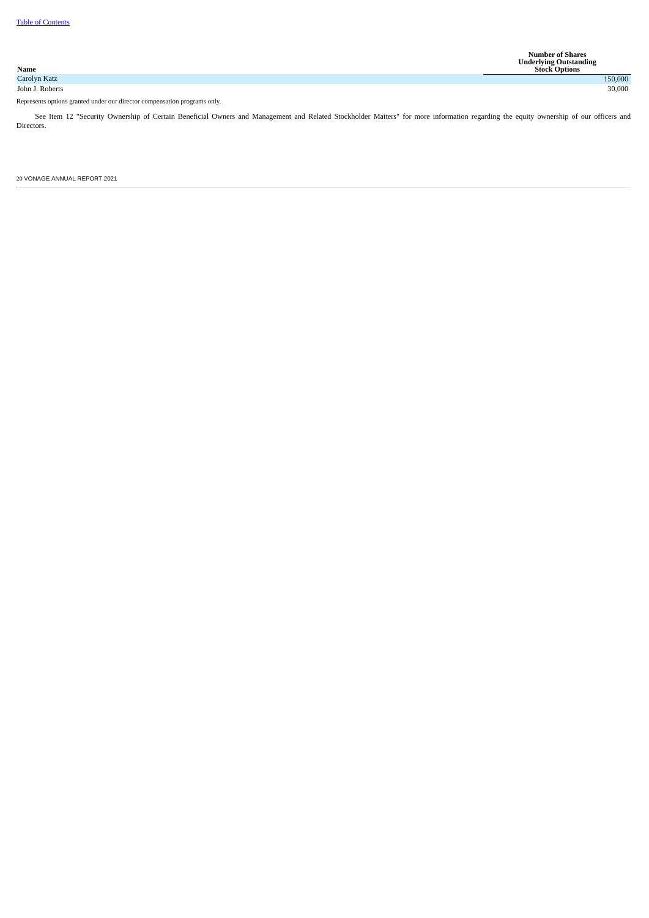| Name | Number of Shares Underlying Outstanding Stock Options |
|---|---|
| Carolyn Katz | 150,000 |
| John J. Roberts | 30,000 |

Represents options granted under our director compensation programs only.

See Item 12 "Security Ownership of Certain Beneficial Owners and Management and Related Stockholder Matters" for more information regarding the equity ownership of our officers and Directors.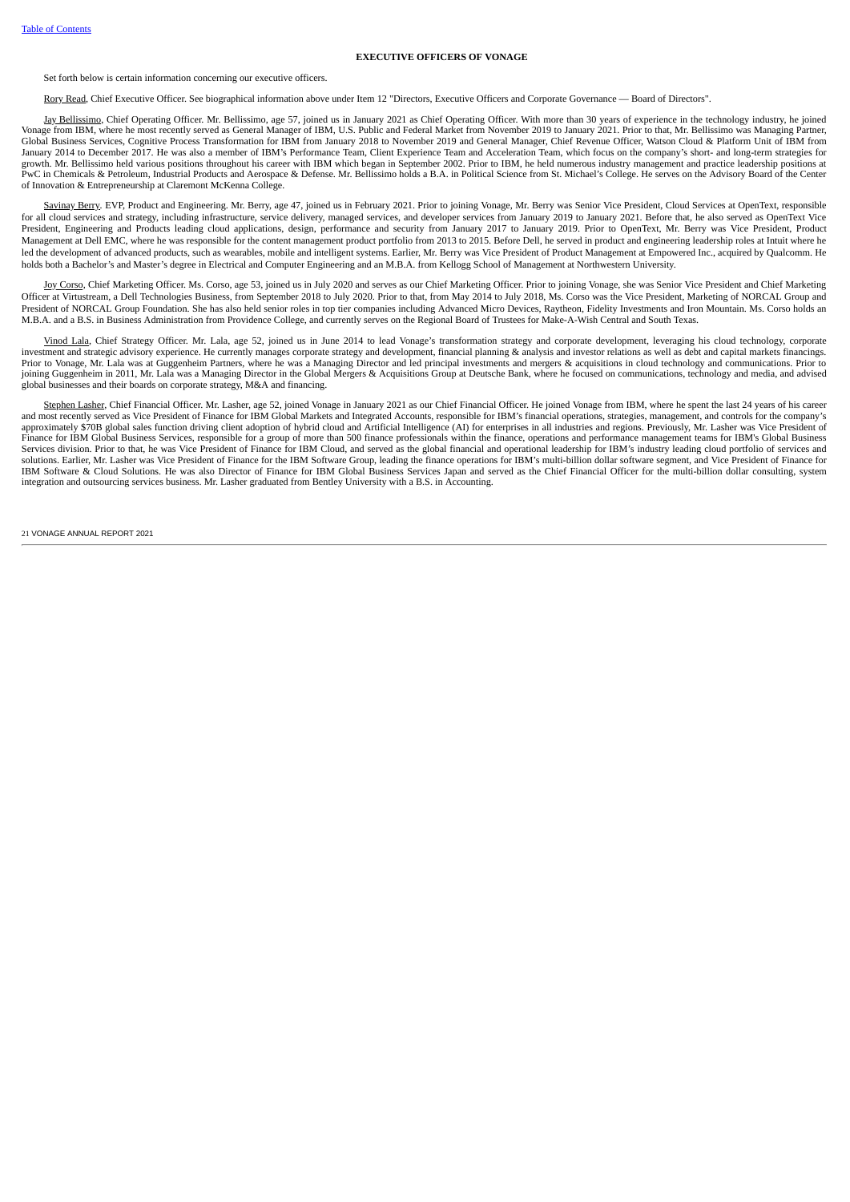## EXECUTIVE OFFICERS OF VONAGE

Set forth below is certain information concerning our executive officers.

Rory Read, Chief Executive Officer. See biographical information above under Item 12 "Directors, Executive Officers and Corporate Governance — Board of Directors".

Jay Bellissimo, Chief Operating Officer. Mr. Bellissimo, age 57, joined us in January 2021 as Chief Operating Officer. With more than 30 years of experience in the technology industry, he joined Vonage from IBM, where he most recently served as General Manager of IBM, U.S. Public and Federal Market from November 2019 to January 2021. Prior to that, Mr. Bellissimo was Managing Partner, Global Business Services, Cognitive Process Transformation for IBM from January 2018 to November 2019 and General Manager, Chief Revenue Officer, Watson Cloud & Platform Unit of IBM from January 2014 to December 2017. He was also a member of IBM's Performance Team, Client Experience Team and Acceleration Team, which focus on the company's short- and long-term strategies for growth. Mr. Bellissimo held various positions throughout his career with IBM which began in September 2002. Prior to IBM, he held numerous industry management and practice leadership positions at PwC in Chemicals & Petroleum, Industrial Products and Aerospace & Defense. Mr. Bellissimo holds a B.A. in Political Science from St. Michael's College. He serves on the Advisory Board of the Center of Innovation & Entrepreneurship at Claremont McKenna College.

Savinay Berry, EVP, Product and Engineering. Mr. Berry, age 47, joined us in February 2021. Prior to joining Vonage, Mr. Berry was Senior Vice President, Cloud Services at OpenText, responsible for all cloud services and strategy, including infrastructure, service delivery, managed services, and developer services from January 2019 to January 2021. Before that, he also served as OpenText Vice President, Engineering and Products leading cloud applications, design, performance and security from January 2017 to January 2019. Prior to OpenText, Mr. Berry was Vice President, Product Management at Dell EMC, where he was responsible for the content management product portfolio from 2013 to 2015. Before Dell, he served in product and engineering leadership roles at Intuit where he led the development of advanced products, such as wearables, mobile and intelligent systems. Earlier, Mr. Berry was Vice President of Product Management at Empowered Inc., acquired by Qualcomm. He holds both a Bachelor's and Master's degree in Electrical and Computer Engineering and an M.B.A. from Kellogg School of Management at Northwestern University.

Joy Corso, Chief Marketing Officer. Ms. Corso, age 53, joined us in July 2020 and serves as our Chief Marketing Officer. Prior to joining Vonage, she was Senior Vice President and Chief Marketing Officer at Virtustream, a Dell Technologies Business, from September 2018 to July 2020. Prior to that, from May 2014 to July 2018, Ms. Corso was the Vice President, Marketing of NORCAL Group and President of NORCAL Group Foundation. She has also held senior roles in top tier companies including Advanced Micro Devices, Raytheon, Fidelity Investments and Iron Mountain. Ms. Corso holds an M.B.A. and a B.S. in Business Administration from Providence College, and currently serves on the Regional Board of Trustees for Make-A-Wish Central and South Texas.

Vinod Lala, Chief Strategy Officer. Mr. Lala, age 52, joined us in June 2014 to lead Vonage's transformation strategy and corporate development, leveraging his cloud technology, corporate investment and strategic advisory experience. He currently manages corporate strategy and development, financial planning & analysis and investor relations as well as debt and capital markets financings. Prior to Vonage, Mr. Lala was at Guggenheim Partners, where he was a Managing Director and led principal investments and mergers & acquisitions in cloud technology and communications. Prior to joining Guggenheim in 2011, Mr. Lala was a Managing Director in the Global Mergers & Acquisitions Group at Deutsche Bank, where he focused on communications, technology and media, and advised global businesses and their boards on corporate strategy, M&A and financing.

Stephen Lasher, Chief Financial Officer. Mr. Lasher, age 52, joined Vonage in January 2021 as our Chief Financial Officer. He joined Vonage from IBM, where he spent the last 24 years of his career and most recently served as Vice President of Finance for IBM Global Markets and Integrated Accounts, responsible for IBM's financial operations, strategies, management, and controls for the company's approximately $70B global sales function driving client adoption of hybrid cloud and Artificial Intelligence (AI) for enterprises in all industries and regions. Previously, Mr. Lasher was Vice President of Finance for IBM Global Business Services, responsible for a group of more than 500 finance professionals within the finance, operations and performance management teams for IBM's Global Business Services division. Prior to that, he was Vice President of Finance for IBM Cloud, and served as the global financial and operational leadership for IBM's industry leading cloud portfolio of services and solutions. Earlier, Mr. Lasher was Vice President of Finance for the IBM Software Group, leading the finance operations for IBM's multi-billion dollar software segment, and Vice President of Finance for IBM Software & Cloud Solutions. He was also Director of Finance for IBM Global Business Services Japan and served as the Chief Financial Officer for the multi-billion dollar consulting, system integration and outsourcing services business. Mr. Lasher graduated from Bentley University with a B.S. in Accounting.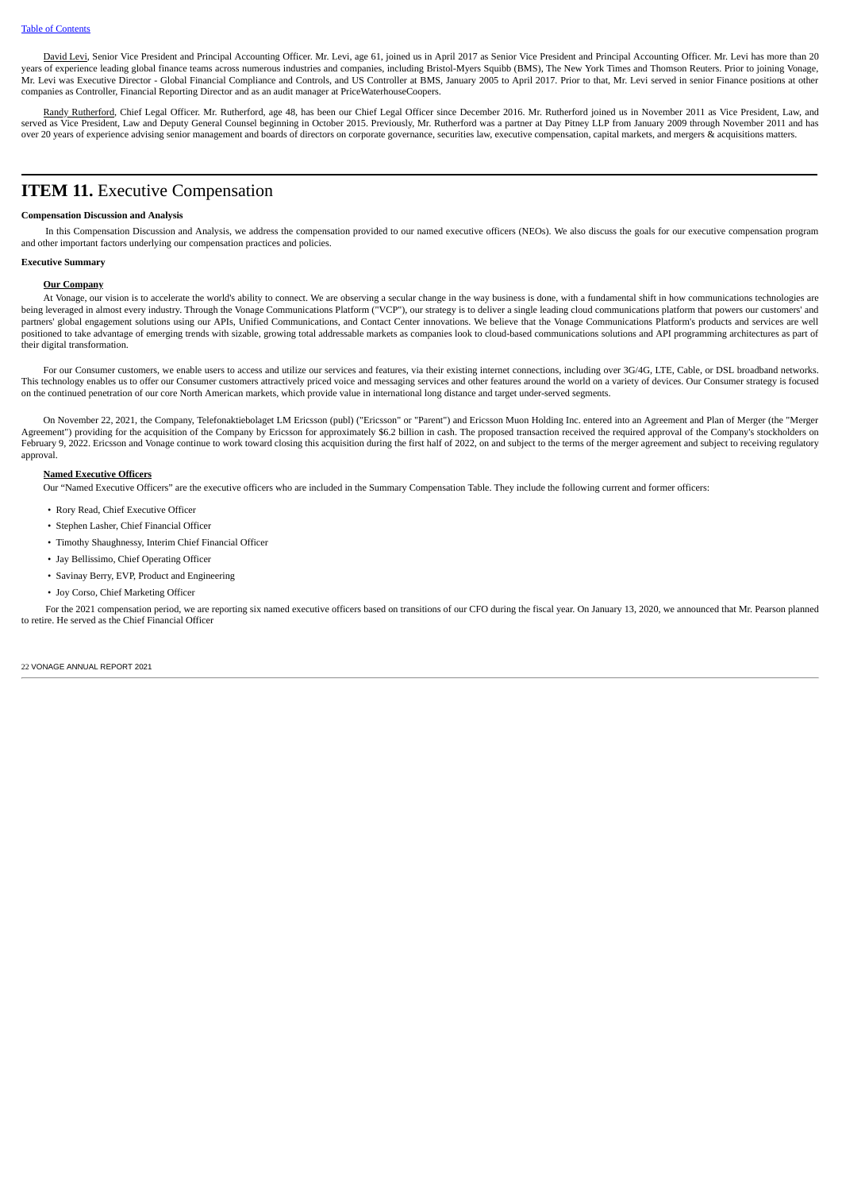David Levi, Senior Vice President and Principal Accounting Officer. Mr. Levi, age 61, joined us in April 2017 as Senior Vice President and Principal Accounting Officer. Mr. Levi has more than 20 years of experience leading global finance teams across numerous industries and companies, including Bristol-Myers Squibb (BMS), The New York Times and Thomson Reuters. Prior to joining Vonage, Mr. Levi was Executive Director - Global Financial Compliance and Controls, and US Controller at BMS, January 2005 to April 2017. Prior to that, Mr. Levi served in senior Finance positions at other companies as Controller, Financial Reporting Director and as an audit manager at PriceWaterhouseCoopers.

Randy Rutherford, Chief Legal Officer. Mr. Rutherford, age 48, has been our Chief Legal Officer since December 2016. Mr. Rutherford joined us in November 2011 as Vice President, Law, and served as Vice President, Law and Deputy General Counsel beginning in October 2015. Previously, Mr. Rutherford was a partner at Day Pitney LLP from January 2009 through November 2011 and has over 20 years of experience advising senior management and boards of directors on corporate governance, securities law, executive compensation, capital markets, and mergers & acquisitions matters.

# ITEM 11. Executive Compensation

**Compensation Discussion and Analysis**

In this Compensation Discussion and Analysis, we address the compensation provided to our named executive officers (NEOs). We also discuss the goals for our executive compensation program and other important factors underlying our compensation practices and policies.

**Executive Summary**

**Our Company**

At Vonage, our vision is to accelerate the world's ability to connect. We are observing a secular change in the way business is done, with a fundamental shift in how communications technologies are being leveraged in almost every industry. Through the Vonage Communications Platform ("VCP"), our strategy is to deliver a single leading cloud communications platform that powers our customers' and partners' global engagement solutions using our APIs, Unified Communications, and Contact Center innovations. We believe that the Vonage Communications Platform's products and services are well positioned to take advantage of emerging trends with sizable, growing total addressable markets as companies look to cloud-based communications solutions and API programming architectures as part of their digital transformation.

For our Consumer customers, we enable users to access and utilize our services and features, via their existing internet connections, including over 3G/4G, LTE, Cable, or DSL broadband networks. This technology enables us to offer our Consumer customers attractively priced voice and messaging services and other features around the world on a variety of devices. Our Consumer strategy is focused on the continued penetration of our core North American markets, which provide value in international long distance and target under-served segments.

On November 22, 2021, the Company, Telefonaktiebolaget LM Ericsson (publ) ("Ericsson" or "Parent") and Ericsson Muon Holding Inc. entered into an Agreement and Plan of Merger (the "Merger Agreement") providing for the acquisition of the Company by Ericsson for approximately $6.2 billion in cash. The proposed transaction received the required approval of the Company's stockholders on February 9, 2022. Ericsson and Vonage continue to work toward closing this acquisition during the first half of 2022, on and subject to the terms of the merger agreement and subject to receiving regulatory approval.

**Named Executive Officers**

Our "Named Executive Officers" are the executive officers who are included in the Summary Compensation Table. They include the following current and former officers:

- Rory Read, Chief Executive Officer
- Stephen Lasher, Chief Financial Officer
- Timothy Shaughnessy, Interim Chief Financial Officer
- Jay Bellissimo, Chief Operating Officer
- Savinay Berry, EVP, Product and Engineering
- Joy Corso, Chief Marketing Officer

For the 2021 compensation period, we are reporting six named executive officers based on transitions of our CFO during the fiscal year. On January 13, 2020, we announced that Mr. Pearson planned to retire. He served as the Chief Financial Officer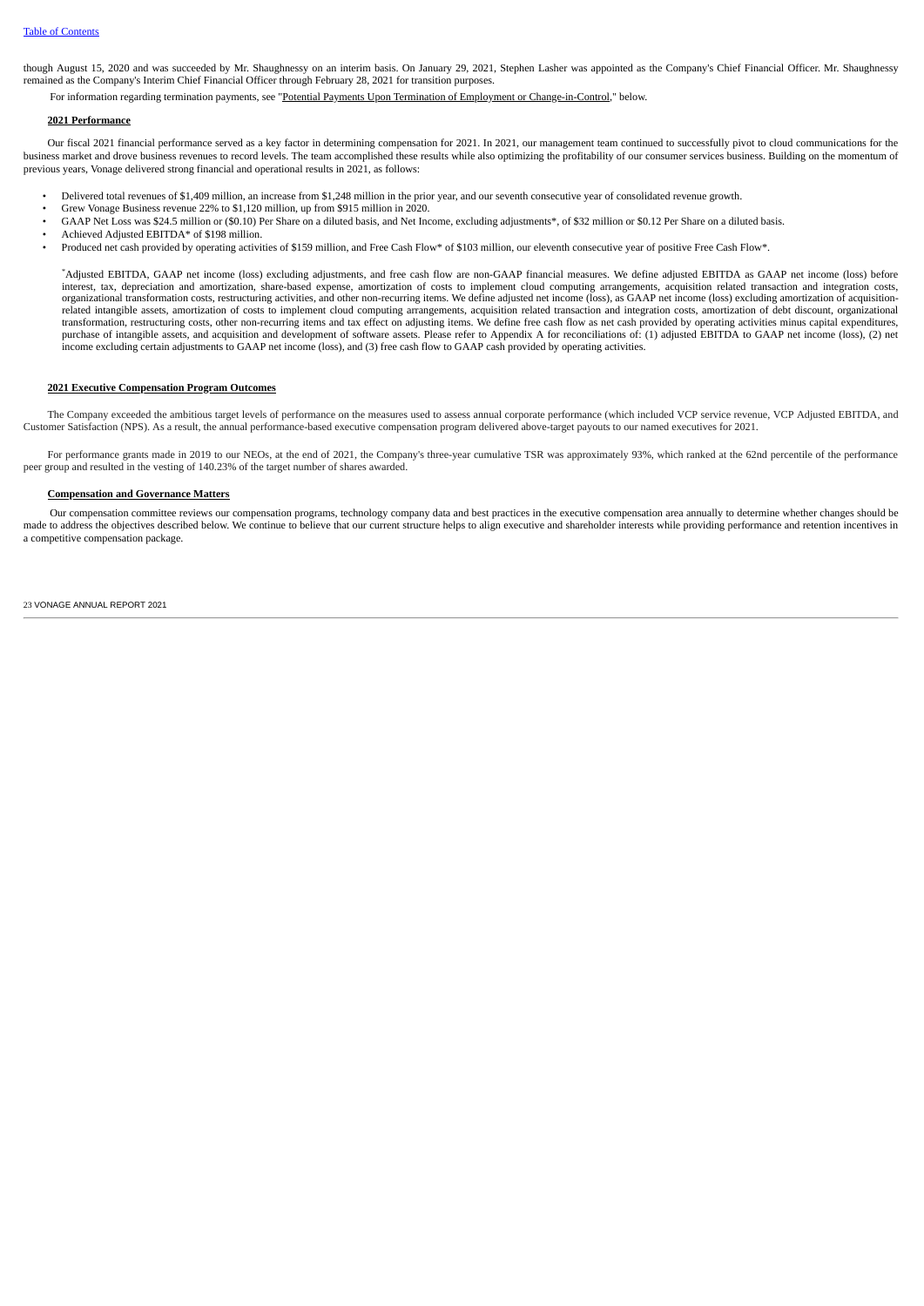though August 15, 2020 and was succeeded by Mr. Shaughnessy on an interim basis. On January 29, 2021, Stephen Lasher was appointed as the Company's Chief Financial Officer. Mr. Shaughnessy remained as the Company's Interim Chief Financial Officer through February 28, 2021 for transition purposes.

For information regarding termination payments, see "Potential Payments Upon Termination of Employment or Change-in-Control," below.

**2021 Performance**

Our fiscal 2021 financial performance served as a key factor in determining compensation for 2021. In 2021, our management team continued to successfully pivot to cloud communications for the business market and drove business revenues to record levels. The team accomplished these results while also optimizing the profitability of our consumer services business. Building on the momentum of previous years, Vonage delivered strong financial and operational results in 2021, as follows:

- Delivered total revenues of $1,409 million, an increase from $1,248 million in the prior year, and our seventh consecutive year of consolidated revenue growth.
- Grew Vonage Business revenue 22% to $1,120 million, up from $915 million in 2020.
- GAAP Net Loss was $24.5 million or ($0.10) Per Share on a diluted basis, and Net Income, excluding adjustments*, of $32 million or $0.12 Per Share on a diluted basis.
- Achieved Adjusted EBITDA* of $198 million.
- Produced net cash provided by operating activities of $159 million, and Free Cash Flow* of $103 million, our eleventh consecutive year of positive Free Cash Flow*.

*Adjusted EBITDA, GAAP net income (loss) excluding adjustments, and free cash flow are non-GAAP financial measures. We define adjusted EBITDA as GAAP net income (loss) before interest, tax, depreciation and amortization, share-based expense, amortization of costs to implement cloud computing arrangements, acquisition related transaction and integration costs, organizational transformation costs, restructuring activities, and other non-recurring items. We define adjusted net income (loss), as GAAP net income (loss) excluding amortization of acquisition-related intangible assets, amortization of costs to implement cloud computing arrangements, acquisition related transaction and integration costs, amortization of debt discount, organizational transformation, restructuring costs, other non-recurring items and tax effect on adjusting items. We define free cash flow as net cash provided by operating activities minus capital expenditures, purchase of intangible assets, and acquisition and development of software assets. Please refer to Appendix A for reconciliations of: (1) adjusted EBITDA to GAAP net income (loss), (2) net income excluding certain adjustments to GAAP net income (loss), and (3) free cash flow to GAAP cash provided by operating activities.

**2021 Executive Compensation Program Outcomes**

The Company exceeded the ambitious target levels of performance on the measures used to assess annual corporate performance (which included VCP service revenue, VCP Adjusted EBITDA, and Customer Satisfaction (NPS). As a result, the annual performance-based executive compensation program delivered above-target payouts to our named executives for 2021.

For performance grants made in 2019 to our NEOs, at the end of 2021, the Company's three-year cumulative TSR was approximately 93%, which ranked at the 62nd percentile of the performance peer group and resulted in the vesting of 140.23% of the target number of shares awarded.

**Compensation and Governance Matters**

Our compensation committee reviews our compensation programs, technology company data and best practices in the executive compensation area annually to determine whether changes should be made to address the objectives described below. We continue to believe that our current structure helps to align executive and shareholder interests while providing performance and retention incentives in a competitive compensation package.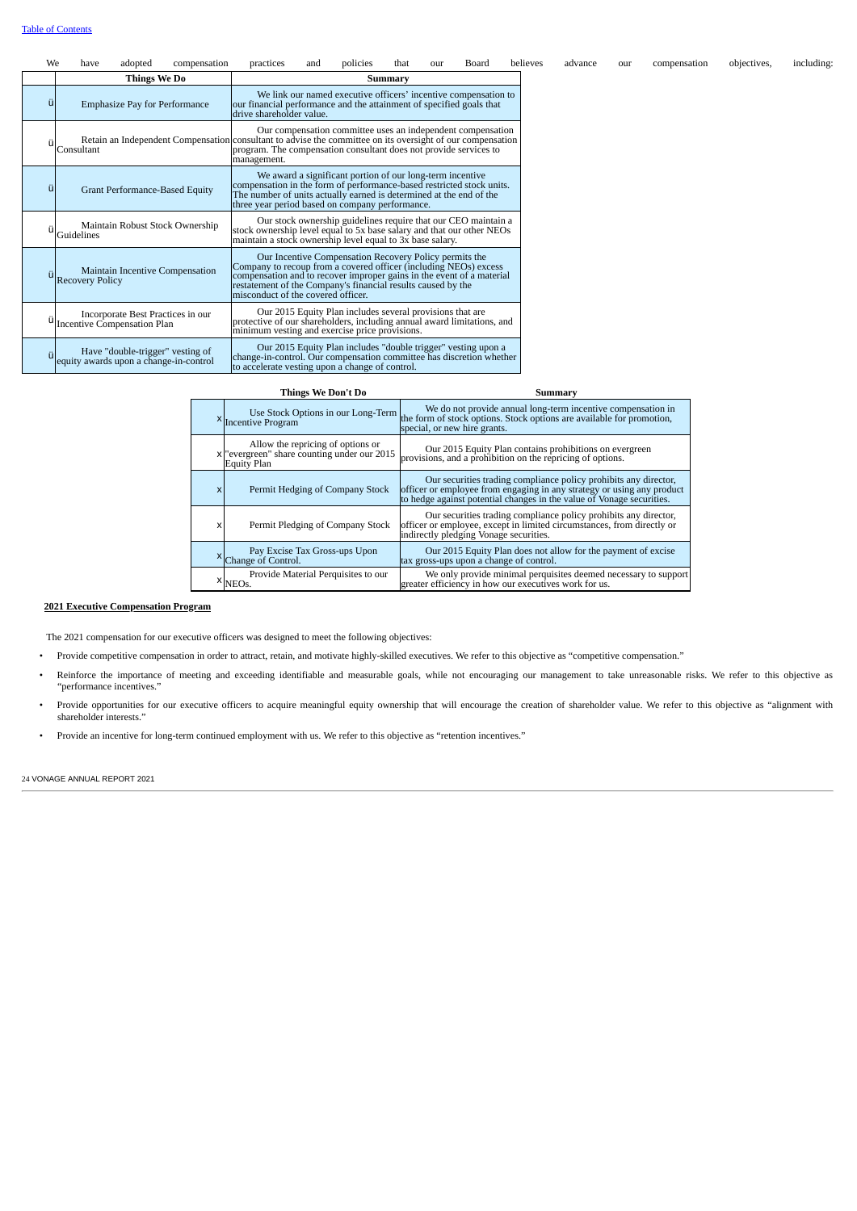We have adopted compensation practices and policies that our Board believes advance our compensation objectives, including:

| | Things We Do | Summary |
|---|---|---|
| ü | Emphasize Pay for Performance | We link our named executive officers' incentive compensation to our financial performance and the attainment of specified goals that drive shareholder value. |
| ü | Retain an Independent Compensation Consultant | Our compensation committee uses an independent compensation consultant to advise the committee on its oversight of our compensation program. The compensation consultant does not provide services to management. |
| ü | Grant Performance-Based Equity | We award a significant portion of our long-term incentive compensation in the form of performance-based restricted stock units. The number of units actually earned is determined at the end of the three year period based on company performance. |
| ü | Maintain Robust Stock Ownership Guidelines | Our stock ownership guidelines require that our CEO maintain a stock ownership level equal to 5x base salary and that our other NEOs maintain a stock ownership level equal to 3x base salary. |
| ü | Maintain Incentive Compensation Recovery Policy | Our Incentive Compensation Recovery Policy permits the Company to recoup from a covered officer (including NEOs) excess compensation and to recover improper gains in the event of a material restatement of the Company's financial results caused by the misconduct of the covered officer. |
| ü | Incorporate Best Practices in our Incentive Compensation Plan | Our 2015 Equity Plan includes several provisions that are protective of our shareholders, including annual award limitations, and minimum vesting and exercise price provisions. |
| ü | Have "double-trigger" vesting of equity awards upon a change-in-control | Our 2015 Equity Plan includes "double trigger" vesting upon a change-in-control. Our compensation committee has discretion whether to accelerate vesting upon a change of control. |

| | Things We Don't Do | Summary |
|---|---|---|
| x | Use Stock Options in our Long-Term Incentive Program | We do not provide annual long-term incentive compensation in the form of stock options. Stock options are available for promotion, special, or new hire grants. |
| x | Allow the repricing of options or "evergreen" share counting under our 2015 Equity Plan | Our 2015 Equity Plan contains prohibitions on evergreen provisions, and a prohibition on the repricing of options. |
| x | Permit Hedging of Company Stock | Our securities trading compliance policy prohibits any director, officer or employee from engaging in any strategy or using any product to hedge against potential changes in the value of Vonage securities. |
| x | Permit Pledging of Company Stock | Our securities trading compliance policy prohibits any director, officer or employee, except in limited circumstances, from directly or indirectly pledging Vonage securities. |
| x | Pay Excise Tax Gross-ups Upon Change of Control. | Our 2015 Equity Plan does not allow for the payment of excise tax gross-ups upon a change of control. |
| x | Provide Material Perquisites to our NEOs. | We only provide minimal perquisites deemed necessary to support greater efficiency in how our executives work for us. |

**2021 Executive Compensation Program**

The 2021 compensation for our executive officers was designed to meet the following objectives:

- Provide competitive compensation in order to attract, retain, and motivate highly-skilled executives. We refer to this objective as "competitive compensation."
- Reinforce the importance of meeting and exceeding identifiable and measurable goals, while not encouraging our management to take unreasonable risks. We refer to this objective as "performance incentives."
- Provide opportunities for our executive officers to acquire meaningful equity ownership that will encourage the creation of shareholder value. We refer to this objective as "alignment with shareholder interests."
- Provide an incentive for long-term continued employment with us. We refer to this objective as "retention incentives."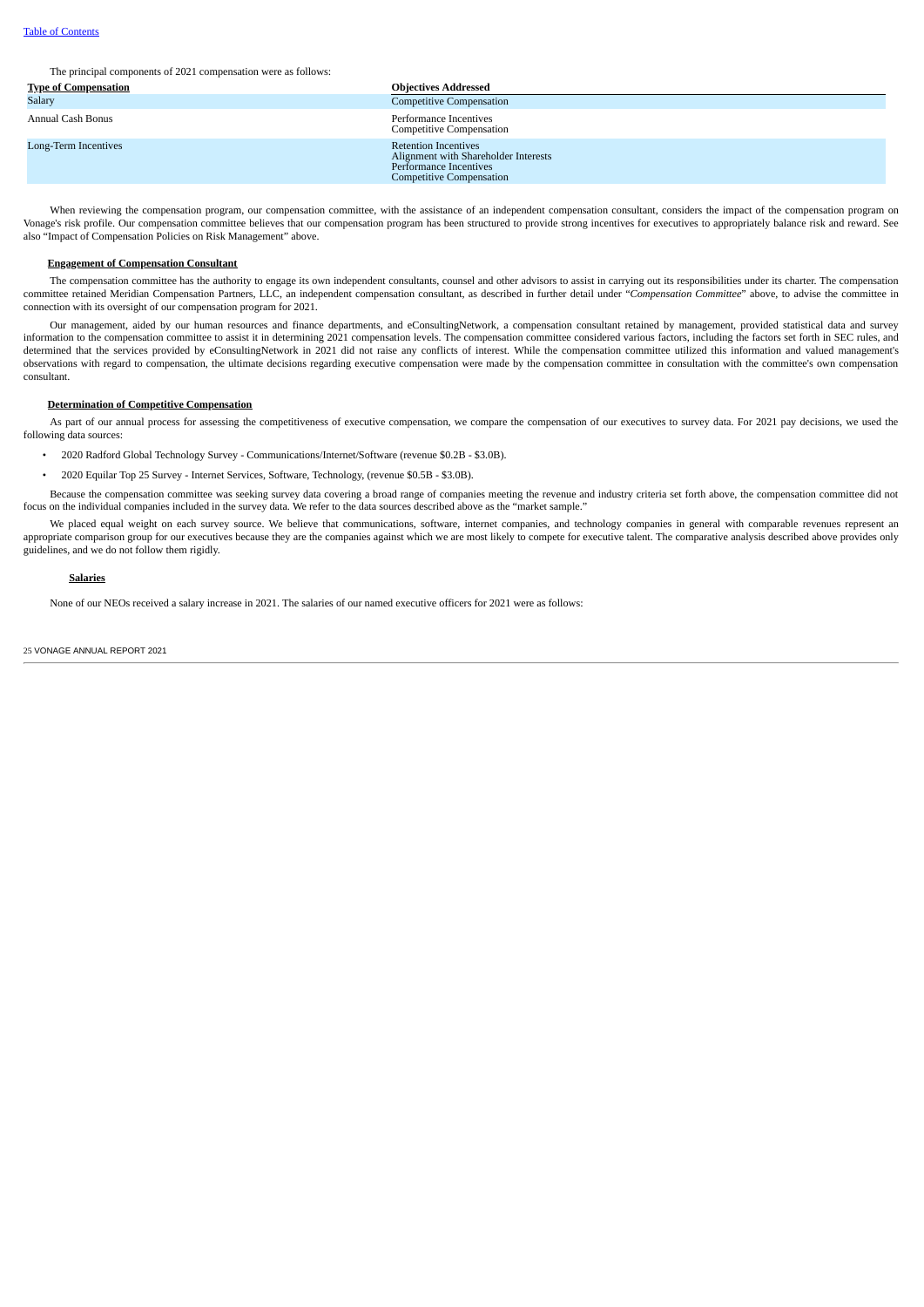The principal components of 2021 compensation were as follows:

| Type of Compensation | Objectives Addressed |
| --- | --- |
| Salary | Competitive Compensation |
| Annual Cash Bonus | Performance Incentives<br>Competitive Compensation |
| Long-Term Incentives | Retention Incentives<br>Alignment with Shareholder Interests<br>Performance Incentives<br>Competitive Compensation |

When reviewing the compensation program, our compensation committee, with the assistance of an independent compensation consultant, considers the impact of the compensation program on Vonage's risk profile. Our compensation committee believes that our compensation program has been structured to provide strong incentives for executives to appropriately balance risk and reward. See also "Impact of Compensation Policies on Risk Management" above.

**Engagement of Compensation Consultant**

The compensation committee has the authority to engage its own independent consultants, counsel and other advisors to assist in carrying out its responsibilities under its charter. The compensation committee retained Meridian Compensation Partners, LLC, an independent compensation consultant, as described in further detail under "*Compensation Committee*" above, to advise the committee in connection with its oversight of our compensation program for 2021.

Our management, aided by our human resources and finance departments, and eConsultingNetwork, a compensation consultant retained by management, provided statistical data and survey information to the compensation committee to assist it in determining 2021 compensation levels. The compensation committee considered various factors, including the factors set forth in SEC rules, and determined that the services provided by eConsultingNetwork in 2021 did not raise any conflicts of interest. While the compensation committee utilized this information and valued management's observations with regard to compensation, the ultimate decisions regarding executive compensation were made by the compensation committee in consultation with the committee's own compensation consultant.

**Determination of Competitive Compensation**

As part of our annual process for assessing the competitiveness of executive compensation, we compare the compensation of our executives to survey data. For 2021 pay decisions, we used the following data sources:

- 2020 Radford Global Technology Survey - Communications/Internet/Software (revenue $0.2B - $3.0B).
- 2020 Equilar Top 25 Survey - Internet Services, Software, Technology, (revenue $0.5B - $3.0B).

Because the compensation committee was seeking survey data covering a broad range of companies meeting the revenue and industry criteria set forth above, the compensation committee did not focus on the individual companies included in the survey data. We refer to the data sources described above as the "market sample."

We placed equal weight on each survey source. We believe that communications, software, internet companies, and technology companies in general with comparable revenues represent an appropriate comparison group for our executives because they are the companies against which we are most likely to compete for executive talent. The comparative analysis described above provides only guidelines, and we do not follow them rigidly.

**Salaries**

None of our NEOs received a salary increase in 2021. The salaries of our named executive officers for 2021 were as follows: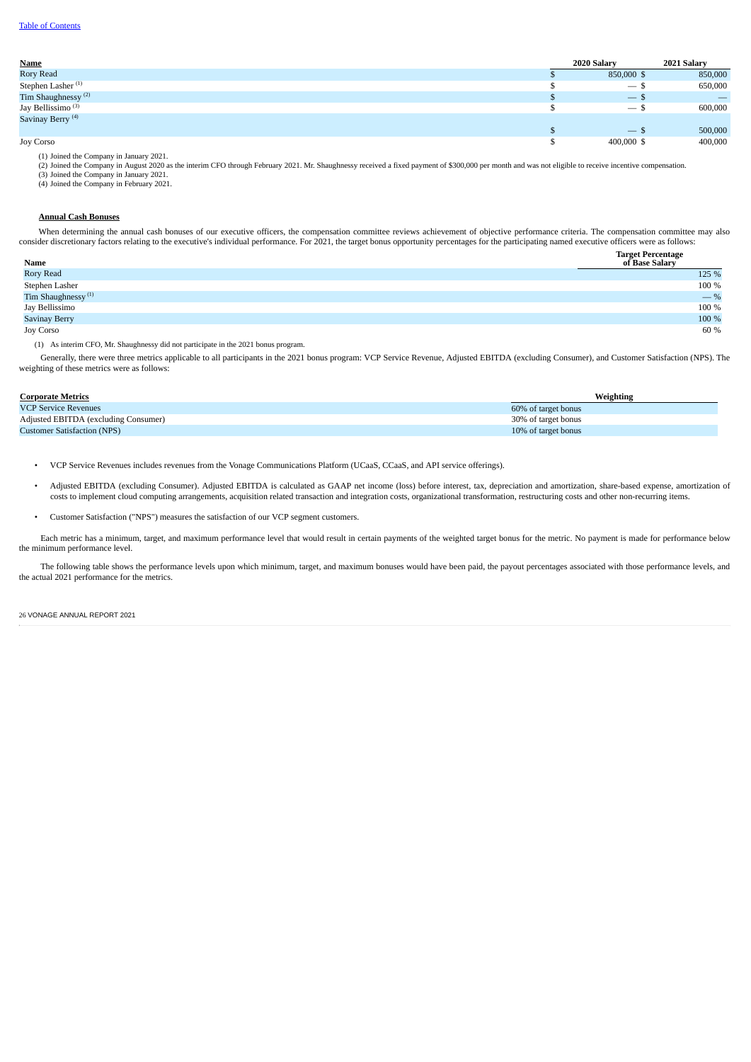| Name | 2020 Salary | 2021 Salary |
|---|---|---|
| Rory Read | $ 850,000 | $ 850,000 |
| Stephen Lasher [(1)] | $ — | $ 650,000 |
| Tim Shaughnessy [(2)] | $ — | $ — |
| Jay Bellissimo [(3)] | $ — | $ 600,000 |
| Savinay Berry [(4)] | $ — | $ 500,000 |
| Joy Corso | $ 400,000 | $ 400,000 |

(1) Joined the Company in January 2021.
(2) Joined the Company in August 2020 as the interim CFO through February 2021. Mr. Shaughnessy received a fixed payment of $300,000 per month and was not eligible to receive incentive compensation.
(3) Joined the Company in January 2021.
(4) Joined the Company in February 2021.

### Annual Cash Bonuses

When determining the annual cash bonuses of our executive officers, the compensation committee reviews achievement of objective performance criteria. The compensation committee may also consider discretionary factors relating to the executive's individual performance. For 2021, the target bonus opportunity percentages for the participating named executive officers were as follows:

| Name | Target Percentage of Base Salary |
|---|---|
| Rory Read | 125 % |
| Stephen Lasher | 100 % |
| Tim Shaughnessy [(1)] | — % |
| Jay Bellissimo | 100 % |
| Savinay Berry | 100 % |
| Joy Corso | 60 % |

(1) As interim CFO, Mr. Shaughnessy did not participate in the 2021 bonus program.

Generally, there were three metrics applicable to all participants in the 2021 bonus program: VCP Service Revenue, Adjusted EBITDA (excluding Consumer), and Customer Satisfaction (NPS). The weighting of these metrics were as follows:

| Corporate Metrics | Weighting |
|---|---|
| VCP Service Revenues | 60% of target bonus |
| Adjusted EBITDA (excluding Consumer) | 30% of target bonus |
| Customer Satisfaction (NPS) | 10% of target bonus |

- VCP Service Revenues includes revenues from the Vonage Communications Platform (UCaaS, CCaaS, and API service offerings).
- Adjusted EBITDA (excluding Consumer). Adjusted EBITDA is calculated as GAAP net income (loss) before interest, tax, depreciation and amortization, share-based expense, amortization of costs to implement cloud computing arrangements, acquisition related transaction and integration costs, organizational transformation, restructuring costs and other non-recurring items.
- Customer Satisfaction ("NPS") measures the satisfaction of our VCP segment customers.

Each metric has a minimum, target, and maximum performance level that would result in certain payments of the weighted target bonus for the metric. No payment is made for performance below the minimum performance level.

The following table shows the performance levels upon which minimum, target, and maximum bonuses would have been paid, the payout percentages associated with those performance levels, and the actual 2021 performance for the metrics.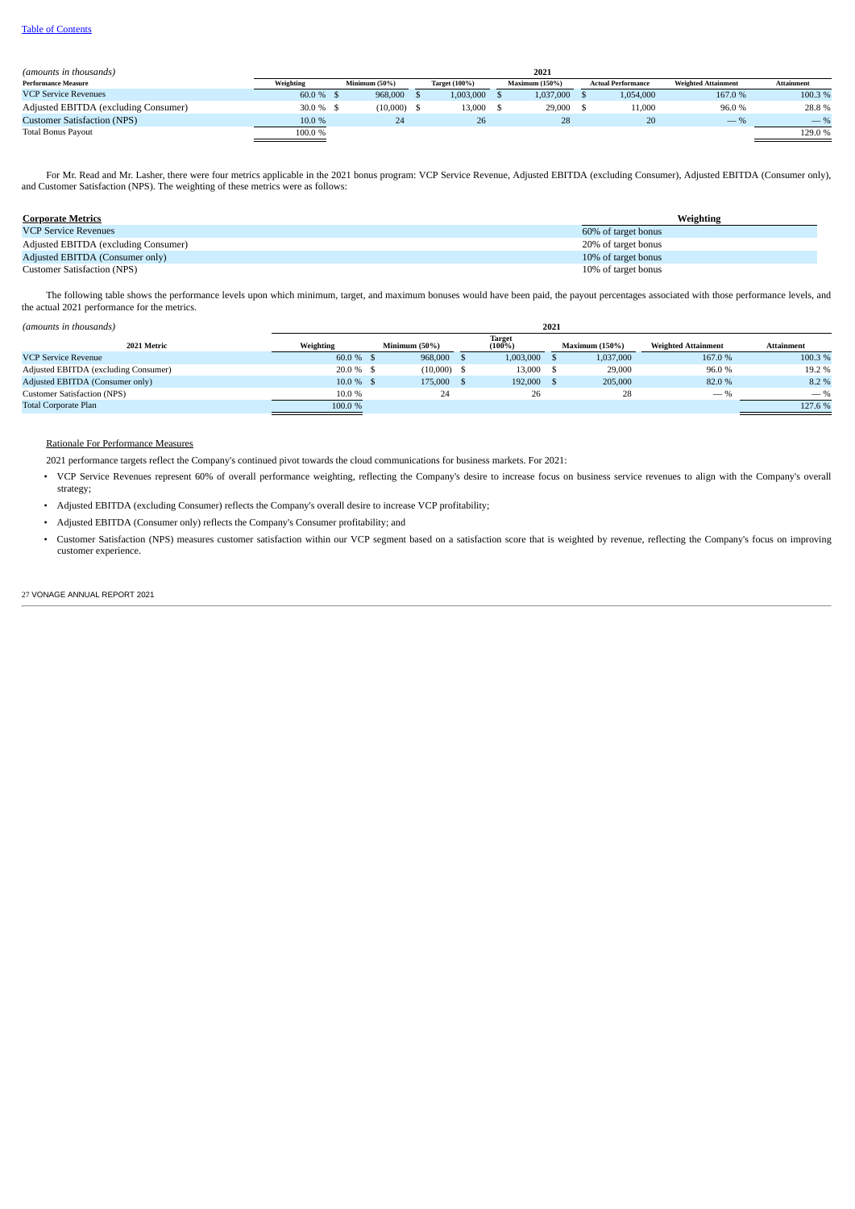| *(amounts in thousands)* | 2021 | | | | | | |
|---|---|---|---|---|---|---|---|
| **Performance Measure** | **Weighting** | **Minimum (50%)** | **Target (100%)** | **Maximum (150%)** | **Actual Performance** | **Weighted Attainment** | **Attainment** |
| VCP Service Revenues | 60.0 % | $ 968,000 | $ 1,003,000 | $ 1,037,000 | $ 1,054,000 | 167.0 % | 100.3 % |
| Adjusted EBITDA (excluding Consumer) | 30.0 % | $ (10,000) | $ 13,000 | $ 29,000 | $ 11,000 | 96.0 % | 28.8 % |
| Customer Satisfaction (NPS) | 10.0 % | 24 | 26 | 28 | 20 | — % | — % |
| Total Bonus Payout | 100.0 % | | | | | | 129.0 % |

For Mr. Read and Mr. Lasher, there were four metrics applicable in the 2021 bonus program: VCP Service Revenue, Adjusted EBITDA (excluding Consumer), Adjusted EBITDA (Consumer only), and Customer Satisfaction (NPS). The weighting of these metrics were as follows:

| Corporate Metrics | Weighting |
|---|---|
| VCP Service Revenues | 60% of target bonus |
| Adjusted EBITDA (excluding Consumer) | 20% of target bonus |
| Adjusted EBITDA (Consumer only) | 10% of target bonus |
| Customer Satisfaction (NPS) | 10% of target bonus |

The following table shows the performance levels upon which minimum, target, and maximum bonuses would have been paid, the payout percentages associated with those performance levels, and the actual 2021 performance for the metrics.

| *(amounts in thousands)* | 2021 | | | | | |
|---|---|---|---|---|---|---|
| **2021 Metric** | **Weighting** | **Minimum (50%)** | **Target (100%)** | **Maximum (150%)** | **Weighted Attainment** | **Attainment** |
| VCP Service Revenue | 60.0 % | $ 968,000 | $ 1,003,000 | $ 1,037,000 | 167.0 % | 100.3 % |
| Adjusted EBITDA (excluding Consumer) | 20.0 % | $ (10,000) | $ 13,000 | $ 29,000 | 96.0 % | 19.2 % |
| Adjusted EBITDA (Consumer only) | 10.0 % | $ 175,000 | $ 192,000 | $ 205,000 | 82.0 % | 8.2 % |
| Customer Satisfaction (NPS) | 10.0 % | 24 | 26 | 28 | — % | — % |
| Total Corporate Plan | 100.0 % | | | | | 127.6 % |

Rationale For Performance Measures

2021 performance targets reflect the Company's continued pivot towards the cloud communications for business markets. For 2021:

- VCP Service Revenues represent 60% of overall performance weighting, reflecting the Company's desire to increase focus on business service revenues to align with the Company's overall strategy;
- Adjusted EBITDA (excluding Consumer) reflects the Company's overall desire to increase VCP profitability;
- Adjusted EBITDA (Consumer only) reflects the Company's Consumer profitability; and
- Customer Satisfaction (NPS) measures customer satisfaction within our VCP segment based on a satisfaction score that is weighted by revenue, reflecting the Company's focus on improving customer experience.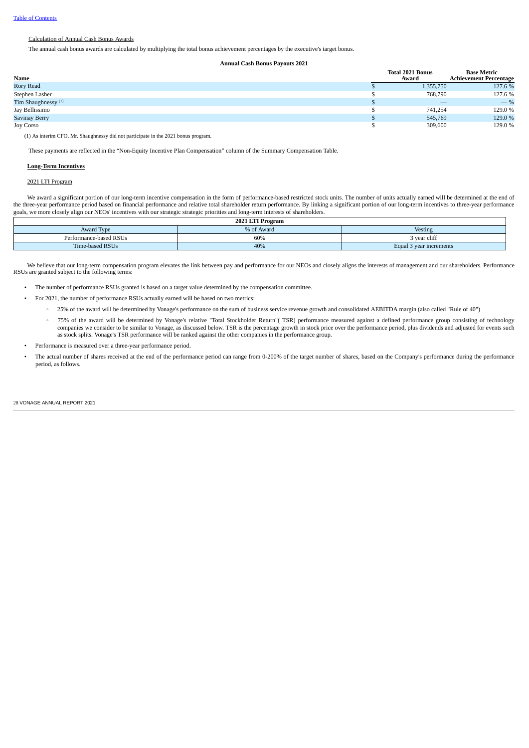Calculation of Annual Cash Bonus Awards

The annual cash bonus awards are calculated by multiplying the total bonus achievement percentages by the executive's target bonus.

**Annual Cash Bonus Payouts 2021**

| Name | | Total 2021 Bonus Award | Base Metric Achievement Percentage |
|---|---|---|---|
| Rory Read | $ | 1,355,750 | 127.6 % |
| Stephen Lasher | $ | 768,790 | 127.6 % |
| Tim Shaughnessy (1) | $ | — | — % |
| Jay Bellissimo | $ | 741,254 | 129.0 % |
| Savinay Berry | $ | 545,769 | 129.0 % |
| Joy Corso | $ | 309,600 | 129.0 % |

(1) As interim CFO, Mr. Shaughnessy did not participate in the 2021 bonus program.

These payments are reflected in the "Non-Equity Incentive Plan Compensation" column of the Summary Compensation Table.

**Long-Term Incentives**

2021 LTI Program

We award a significant portion of our long-term incentive compensation in the form of performance-based restricted stock units. The number of units actually earned will be determined at the end of the three-year performance period based on financial performance and relative total shareholder return performance. By linking a significant portion of our long-term incentives to three-year performance goals, we more closely align our NEOs' incentives with our strategic strategic priorities and long-term interests of shareholders.

| 2021 LTI Program | | |
|---|---|---|
| Award Type | % of Award | Vesting |
| Performance-based RSUs | 60% | 3 year cliff |
| Time-based RSUs | 40% | Equal 3 year increments |

We believe that our long-term compensation program elevates the link between pay and performance for our NEOs and closely aligns the interests of management and our shareholders. Performance RSUs are granted subject to the following terms:

- The number of performance RSUs granted is based on a target value determined by the compensation committee.
- For 2021, the number of performance RSUs actually earned will be based on two metrics:
  - 25% of the award will be determined by Vonage's performance on the sum of business service revenue growth and consolidated AEBITDA margin (also called "Rule of 40")
  - 75% of the award will be determined by Vonage's relative "Total Stockholder Return"( TSR) performance measured against a defined performance group consisting of technology companies we consider to be similar to Vonage, as discussed below. TSR is the percentage growth in stock price over the performance period, plus dividends and adjusted for events such as stock splits. Vonage's TSR performance will be ranked against the other companies in the performance group.
- Performance is measured over a three-year performance period.
- The actual number of shares received at the end of the performance period can range from 0-200% of the target number of shares, based on the Company's performance during the performance period, as follows.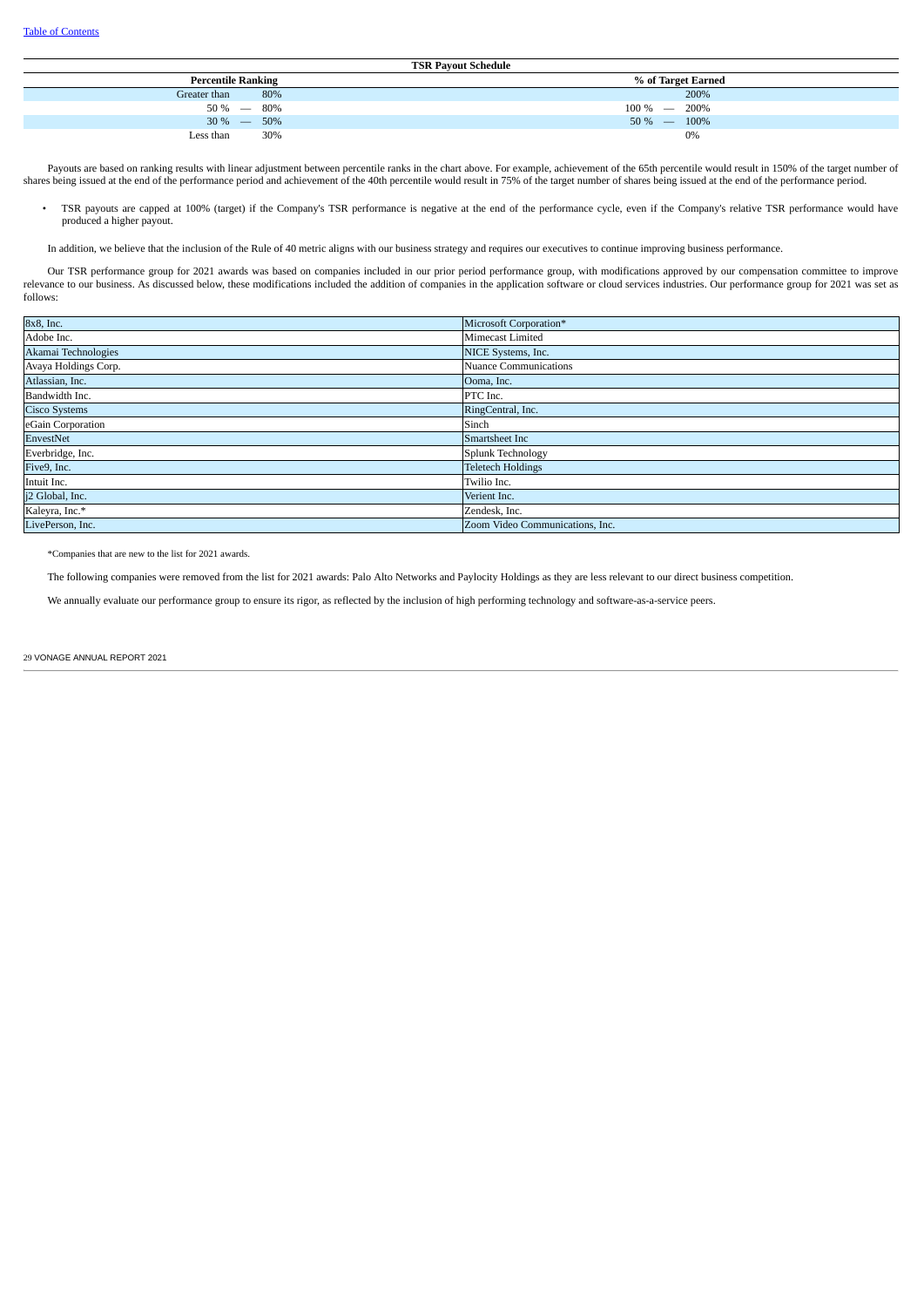[Table of Contents](#)

| TSR Payout Schedule | |
|---|---|
| **Percentile Ranking** | **% of Target Earned** |
| Greater than 80% | 200% |
| 50 % — 80% | 100 % — 200% |
| 30 % — 50% | 50 % — 100% |
| Less than 30% | 0% |

Payouts are based on ranking results with linear adjustment between percentile ranks in the chart above. For example, achievement of the 65th percentile would result in 150% of the target number of shares being issued at the end of the performance period and achievement of the 40th percentile would result in 75% of the target number of shares being issued at the end of the performance period.

- TSR payouts are capped at 100% (target) if the Company's TSR performance is negative at the end of the performance cycle, even if the Company's relative TSR performance would have produced a higher payout.

In addition, we believe that the inclusion of the Rule of 40 metric aligns with our business strategy and requires our executives to continue improving business performance.

Our TSR performance group for 2021 awards was based on companies included in our prior period performance group, with modifications approved by our compensation committee to improve relevance to our business. As discussed below, these modifications included the addition of companies in the application software or cloud services industries. Our performance group for 2021 was set as follows:

| | |
|---|---|
| 8x8, Inc. | Microsoft Corporation* |
| Adobe Inc. | Mimecast Limited |
| Akamai Technologies | NICE Systems, Inc. |
| Avaya Holdings Corp. | Nuance Communications |
| Atlassian, Inc. | Ooma, Inc. |
| Bandwidth Inc. | PTC Inc. |
| Cisco Systems | RingCentral, Inc. |
| eGain Corporation | Sinch |
| EnvestNet | Smartsheet Inc |
| Everbridge, Inc. | Splunk Technology |
| Five9, Inc. | Teletech Holdings |
| Intuit Inc. | Twilio Inc. |
| j2 Global, Inc. | Verient Inc. |
| Kaleyra, Inc.* | Zendesk, Inc. |
| LivePerson, Inc. | Zoom Video Communications, Inc. |

*Companies that are new to the list for 2021 awards.

The following companies were removed from the list for 2021 awards: Palo Alto Networks and Paylocity Holdings as they are less relevant to our direct business competition.

We annually evaluate our performance group to ensure its rigor, as reflected by the inclusion of high performing technology and software-as-a-service peers.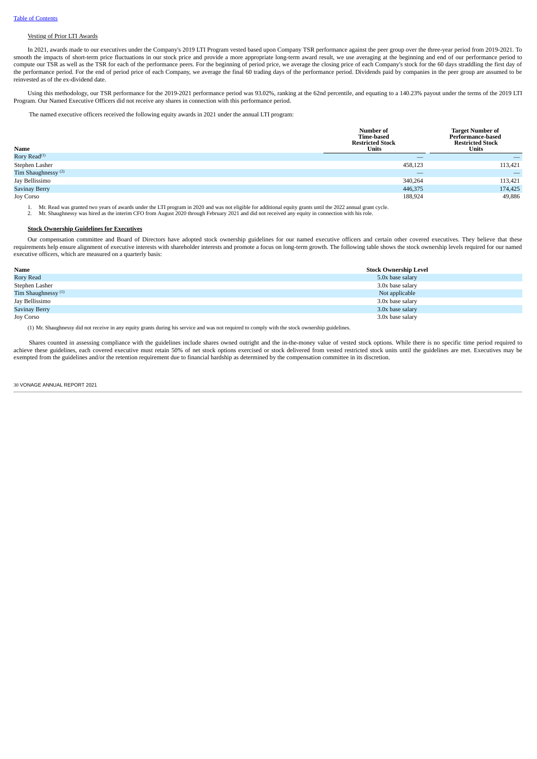Table of Contents

Vesting of Prior LTI Awards

In 2021, awards made to our executives under the Company's 2019 LTI Program vested based upon Company TSR performance against the peer group over the three-year period from 2019-2021. To smooth the impacts of short-term price fluctuations in our stock price and provide a more appropriate long-term award result, we use averaging at the beginning and end of our performance period to compute our TSR as well as the TSR for each of the performance peers. For the beginning of period price, we average the closing price of each Company's stock for the 60 days straddling the first day of the performance period. For the end of period price of each Company, we average the final 60 trading days of the performance period. Dividends paid by companies in the peer group are assumed to be reinvested as of the ex-dividend date.

Using this methodology, our TSR performance for the 2019-2021 performance period was 93.02%, ranking at the 62nd percentile, and equating to a 140.23% payout under the terms of the 2019 LTI Program. Our Named Executive Officers did not receive any shares in connection with this performance period.

The named executive officers received the following equity awards in 2021 under the annual LTI program:

| Name | Number of Time-based Restricted Stock Units | Target Number of Performance-based Restricted Stock Units |
|---|---|---|
| Rory Read[1] | — | — |
| Stephen Lasher | 458,123 | 113,421 |
| Tim Shaughnessy [2] | — | — |
| Jay Bellissimo | 340,264 | 113,421 |
| Savinay Berry | 446,375 | 174,425 |
| Joy Corso | 188,924 | 49,886 |

1. Mr. Read was granted two years of awards under the LTI program in 2020 and was not eligible for additional equity grants until the 2022 annual grant cycle.
2. Mr. Shaughnessy was hired as the interim CFO from August 2020 through February 2021 and did not received any equity in connection with his role.

**Stock Ownership Guidelines for Executives**

Our compensation committee and Board of Directors have adopted stock ownership guidelines for our named executive officers and certain other covered executives. They believe that these requirements help ensure alignment of executive interests with shareholder interests and promote a focus on long-term growth. The following table shows the stock ownership levels required for our named executive officers, which are measured on a quarterly basis:

| Name | Stock Ownership Level |
|---|---|
| Rory Read | 5.0x base salary |
| Stephen Lasher | 3.0x base salary |
| Tim Shaughnessy [1] | Not applicable |
| Jay Bellissimo | 3.0x base salary |
| Savinay Berry | 3.0x base salary |
| Joy Corso | 3.0x base salary |

(1) Mr. Shaughnessy did not receive in any equity grants during his service and was not required to comply with the stock ownership guidelines.

Shares counted in assessing compliance with the guidelines include shares owned outright and the in-the-money value of vested stock options. While there is no specific time period required to achieve these guidelines, each covered executive must retain 50% of net stock options exercised or stock delivered from vested restricted stock units until the guidelines are met. Executives may be exempted from the guidelines and/or the retention requirement due to financial hardship as determined by the compensation committee in its discretion.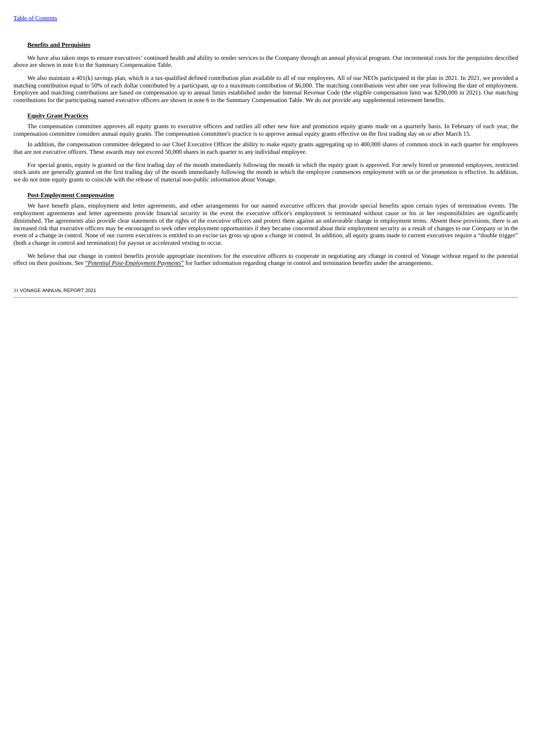**Benefits and Perquisites**

We have also taken steps to ensure executives' continued health and ability to render services to the Company through an annual physical program. Our incremental costs for the perquisites described above are shown in note 6 to the Summary Compensation Table.

We also maintain a 401(k) savings plan, which is a tax-qualified defined contribution plan available to all of our employees. All of our NEOs participated in the plan in 2021. In 2021, we provided a matching contribution equal to 50% of each dollar contributed by a participant, up to a maximum contribution of $6,000. The matching contributions vest after one year following the date of employment. Employee and matching contributions are based on compensation up to annual limits established under the Internal Revenue Code (the eligible compensation limit was $290,000 in 2021). Our matching contributions for the participating named executive officers are shown in note 6 to the Summary Compensation Table. We do not provide any supplemental retirement benefits.

**Equity Grant Practices**

The compensation committee approves all equity grants to executive officers and ratifies all other new hire and promotion equity grants made on a quarterly basis. In February of each year, the compensation committee considers annual equity grants. The compensation committee's practice is to approve annual equity grants effective on the first trading day on or after March 15.

In addition, the compensation committee delegated to our Chief Executive Officer the ability to make equity grants aggregating up to 400,000 shares of common stock in each quarter for employees that are not executive officers. These awards may not exceed 50,000 shares in each quarter to any individual employee.

For special grants, equity is granted on the first trading day of the month immediately following the month in which the equity grant is approved. For newly hired or promoted employees, restricted stock units are generally granted on the first trading day of the month immediately following the month in which the employee commences employment with us or the promotion is effective. In addition, we do not time equity grants to coincide with the release of material non-public information about Vonage.

**Post-Employment Compensation**

We have benefit plans, employment and letter agreements, and other arrangements for our named executive officers that provide special benefits upon certain types of termination events. The employment agreements and letter agreements provide financial security in the event the executive officer's employment is terminated without cause or his or her responsibilities are significantly diminished. The agreements also provide clear statements of the rights of the executive officers and protect them against an unfavorable change in employment terms. Absent these provisions, there is an increased risk that executive officers may be encouraged to seek other employment opportunities if they became concerned about their employment security as a result of changes to our Company or in the event of a change in control. None of our current executives is entitled to an excise tax gross up upon a change in control. In addition, all equity grants made to current executives require a "double trigger" (both a change in control and termination) for payout or accelerated vesting to occur.

We believe that our change in control benefits provide appropriate incentives for the executive officers to cooperate in negotiating any change in control of Vonage without regard to the potential effect on their positions. See "*Potential Post-Employment Payments*" for further information regarding change in control and termination benefits under the arrangements.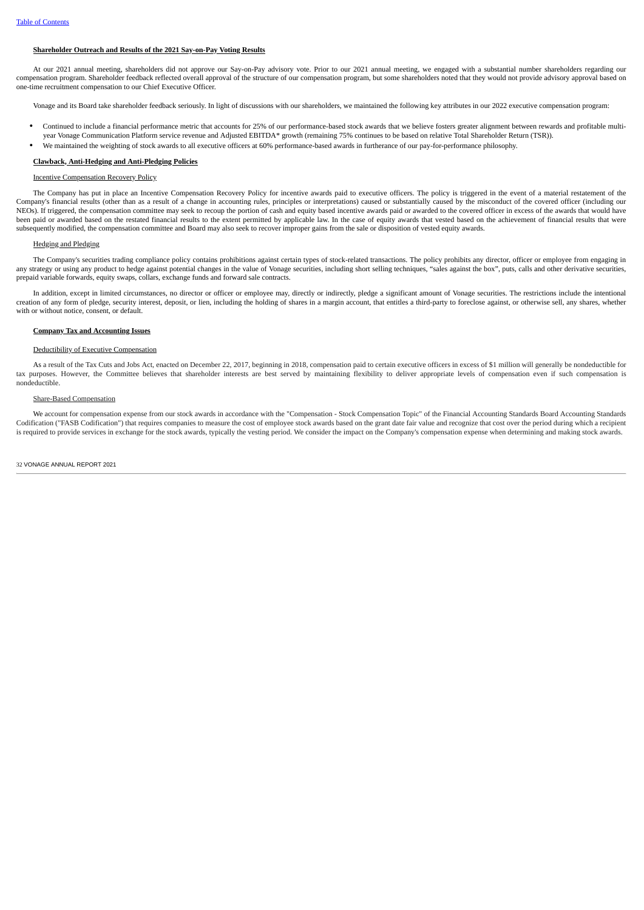**Shareholder Outreach and Results of the 2021 Say-on-Pay Voting Results**

At our 2021 annual meeting, shareholders did not approve our Say-on-Pay advisory vote. Prior to our 2021 annual meeting, we engaged with a substantial number shareholders regarding our compensation program. Shareholder feedback reflected overall approval of the structure of our compensation program, but some shareholders noted that they would not provide advisory approval based on one-time recruitment compensation to our Chief Executive Officer.

Vonage and its Board take shareholder feedback seriously. In light of discussions with our shareholders, we maintained the following key attributes in our 2022 executive compensation program:

- Continued to include a financial performance metric that accounts for 25% of our performance-based stock awards that we believe fosters greater alignment between rewards and profitable multi-year Vonage Communication Platform service revenue and Adjusted EBITDA* growth (remaining 75% continues to be based on relative Total Shareholder Return (TSR)).
- We maintained the weighting of stock awards to all executive officers at 60% performance-based awards in furtherance of our pay-for-performance philosophy.

**Clawback, Anti-Hedging and Anti-Pledging Policies**

Incentive Compensation Recovery Policy

The Company has put in place an Incentive Compensation Recovery Policy for incentive awards paid to executive officers. The policy is triggered in the event of a material restatement of the Company's financial results (other than as a result of a change in accounting rules, principles or interpretations) caused or substantially caused by the misconduct of the covered officer (including our NEOs). If triggered, the compensation committee may seek to recoup the portion of cash and equity based incentive awards paid or awarded to the covered officer in excess of the awards that would have been paid or awarded based on the restated financial results to the extent permitted by applicable law. In the case of equity awards that vested based on the achievement of financial results that were subsequently modified, the compensation committee and Board may also seek to recover improper gains from the sale or disposition of vested equity awards.

Hedging and Pledging

The Company's securities trading compliance policy contains prohibitions against certain types of stock-related transactions. The policy prohibits any director, officer or employee from engaging in any strategy or using any product to hedge against potential changes in the value of Vonage securities, including short selling techniques, "sales against the box", puts, calls and other derivative securities, prepaid variable forwards, equity swaps, collars, exchange funds and forward sale contracts.

In addition, except in limited circumstances, no director or officer or employee may, directly or indirectly, pledge a significant amount of Vonage securities. The restrictions include the intentional creation of any form of pledge, security interest, deposit, or lien, including the holding of shares in a margin account, that entitles a third-party to foreclose against, or otherwise sell, any shares, whether with or without notice, consent, or default.

**Company Tax and Accounting Issues**

Deductibility of Executive Compensation

As a result of the Tax Cuts and Jobs Act, enacted on December 22, 2017, beginning in 2018, compensation paid to certain executive officers in excess of $1 million will generally be nondeductible for tax purposes. However, the Committee believes that shareholder interests are best served by maintaining flexibility to deliver appropriate levels of compensation even if such compensation is nondeductible.

Share-Based Compensation

We account for compensation expense from our stock awards in accordance with the "Compensation - Stock Compensation Topic" of the Financial Accounting Standards Board Accounting Standards Codification ("FASB Codification") that requires companies to measure the cost of employee stock awards based on the grant date fair value and recognize that cost over the period during which a recipient is required to provide services in exchange for the stock awards, typically the vesting period. We consider the impact on the Company's compensation expense when determining and making stock awards.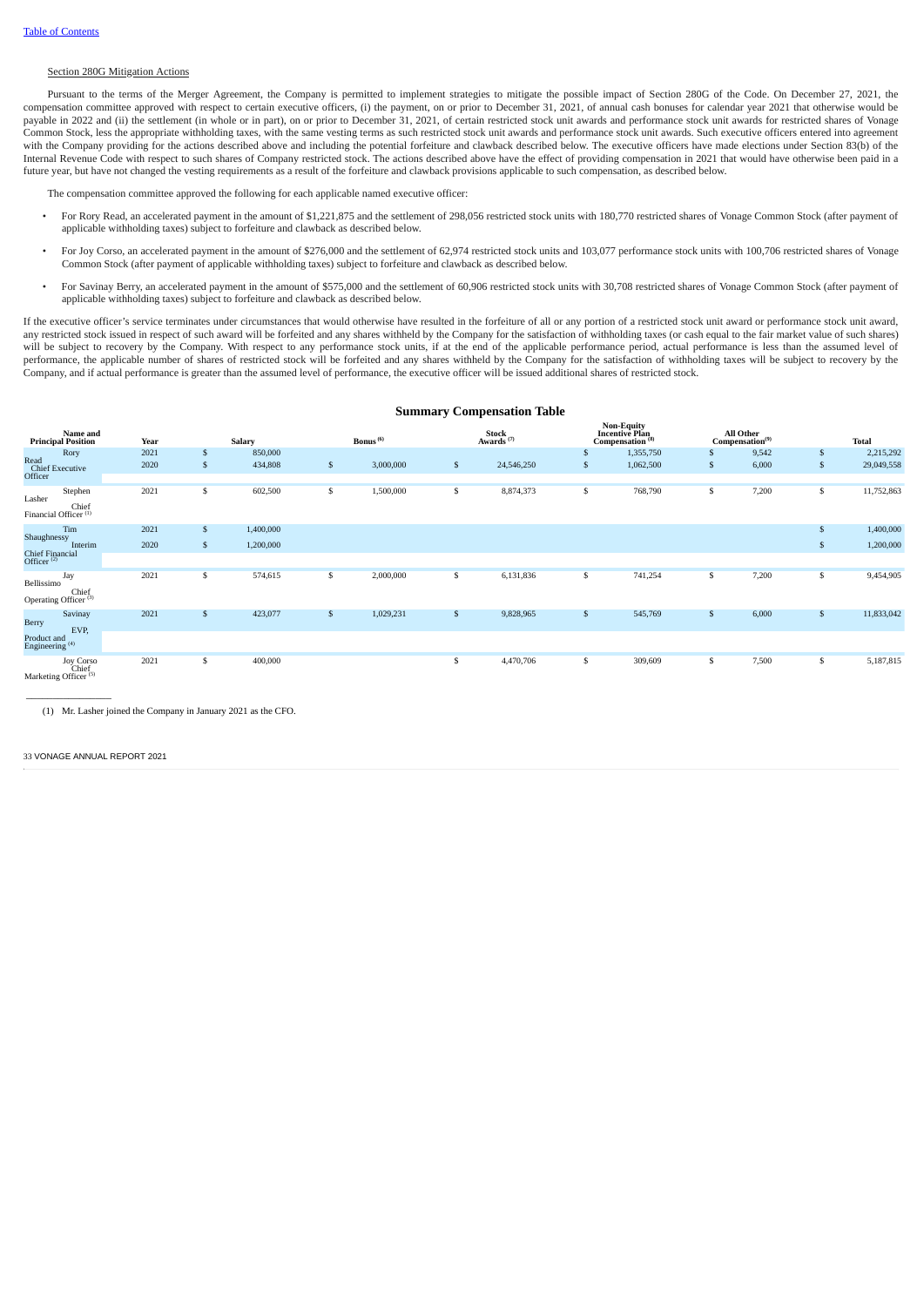Section 280G Mitigation Actions

Pursuant to the terms of the Merger Agreement, the Company is permitted to implement strategies to mitigate the possible impact of Section 280G of the Code. On December 27, 2021, the compensation committee approved with respect to certain executive officers, (i) the payment, on or prior to December 31, 2021, of annual cash bonuses for calendar year 2021 that otherwise would be payable in 2022 and (ii) the settlement (in whole or in part), on or prior to December 31, 2021, of certain restricted stock unit awards and performance stock unit awards for restricted shares of Vonage Common Stock, less the appropriate withholding taxes, with the same vesting terms as such restricted stock unit awards and performance stock unit awards. Such executive officers entered into agreement with the Company providing for the actions described above and including the potential forfeiture and clawback described below. The executive officers have made elections under Section 83(b) of the Internal Revenue Code with respect to such shares of Company restricted stock. The actions described above have the effect of providing compensation in 2021 that would have otherwise been paid in a future year, but have not changed the vesting requirements as a result of the forfeiture and clawback provisions applicable to such compensation, as described below.

The compensation committee approved the following for each applicable named executive officer:

- For Rory Read, an accelerated payment in the amount of $1,221,875 and the settlement of 298,056 restricted stock units with 180,770 restricted shares of Vonage Common Stock (after payment of applicable withholding taxes) subject to forfeiture and clawback as described below.
- For Joy Corso, an accelerated payment in the amount of $276,000 and the settlement of 62,974 restricted stock units and 103,077 performance stock units with 100,706 restricted shares of Vonage Common Stock (after payment of applicable withholding taxes) subject to forfeiture and clawback as described below.
- For Savinay Berry, an accelerated payment in the amount of $575,000 and the settlement of 60,906 restricted stock units with 30,708 restricted shares of Vonage Common Stock (after payment of applicable withholding taxes) subject to forfeiture and clawback as described below.

If the executive officer's service terminates under circumstances that would otherwise have resulted in the forfeiture of all or any portion of a restricted stock unit award or performance stock unit award, any restricted stock issued in respect of such award will be forfeited and any shares withheld by the Company for the satisfaction of withholding taxes (or cash equal to the fair market value of such shares) will be subject to recovery by the Company. With respect to any performance stock units, if at the end of the applicable performance period, actual performance is less than the assumed level of performance, the applicable number of shares of restricted stock will be forfeited and any shares withheld by the Company for the satisfaction of withholding taxes will be subject to recovery by the Company, and if actual performance is greater than the assumed level of performance, the executive officer will be issued additional shares of restricted stock.

## Summary Compensation Table

| Name and Principal Position | Year | Salary | Bonus [6] | Stock Awards [7] | Non-Equity Incentive Plan Compensation [8] | All Other Compensation[9] | Total |
|---|---|---|---|---|---|---|---|
| Rory Read Chief Executive Officer | 2021 | $ 850,000 | | | $ 1,355,750 | $ 9,542 | $ 2,215,292 |
| | 2020 | $ 434,808 | $ 3,000,000 | $ 24,546,250 | $ 1,062,500 | $ 6,000 | $ 29,049,558 |
| Stephen Lasher Chief Financial Officer [1] | 2021 | $ 602,500 | $ 1,500,000 | $ 8,874,373 | $ 768,790 | $ 7,200 | $ 11,752,863 |
| Tim Shaughnessy Interim Chief Financial Officer [2] | 2021 | $ 1,400,000 | | | | | $ 1,400,000 |
| | 2020 | $ 1,200,000 | | | | | $ 1,200,000 |
| Jay Bellissimo Chief Operating Officer [3] | 2021 | $ 574,615 | $ 2,000,000 | $ 6,131,836 | $ 741,254 | $ 7,200 | $ 9,454,905 |
| Savinay Berry EVP, Product and Engineering [4] | 2021 | $ 423,077 | $ 1,029,231 | $ 9,828,965 | $ 545,769 | $ 6,000 | $ 11,833,042 |
| Joy Corso Chief Marketing Officer [5] | 2021 | $ 400,000 | | $ 4,470,706 | $ 309,609 | $ 7,500 | $ 5,187,815 |

(1) Mr. Lasher joined the Company in January 2021 as the CFO.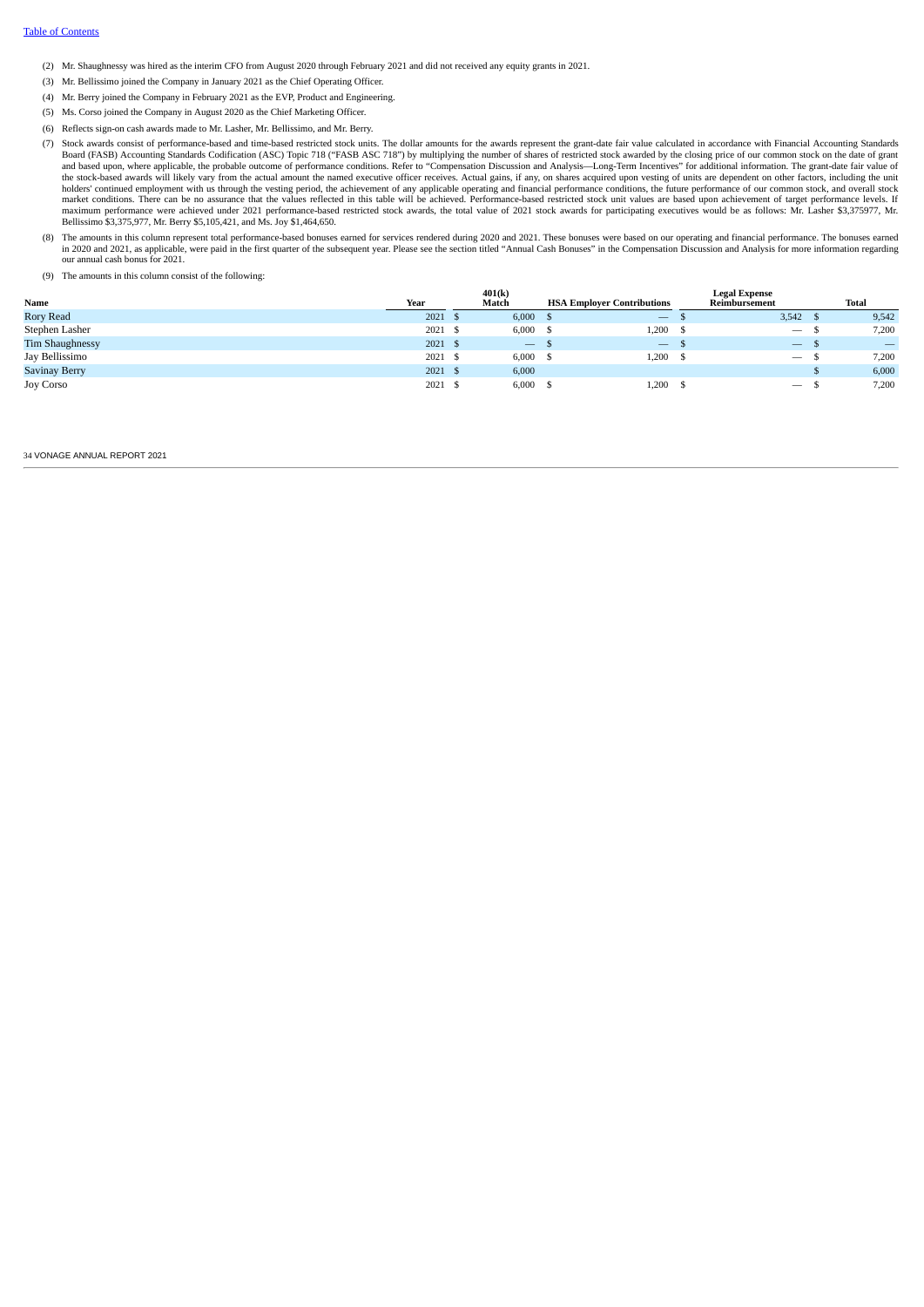(2) Mr. Shaughnessy was hired as the interim CFO from August 2020 through February 2021 and did not received any equity grants in 2021.

(3) Mr. Bellissimo joined the Company in January 2021 as the Chief Operating Officer.

(4) Mr. Berry joined the Company in February 2021 as the EVP, Product and Engineering.

(5) Ms. Corso joined the Company in August 2020 as the Chief Marketing Officer.

(6) Reflects sign-on cash awards made to Mr. Lasher, Mr. Bellissimo, and Mr. Berry.

(7) Stock awards consist of performance-based and time-based restricted stock units. The dollar amounts for the awards represent the grant-date fair value calculated in accordance with Financial Accounting Standards Board (FASB) Accounting Standards Codification (ASC) Topic 718 ("FASB ASC 718") by multiplying the number of shares of restricted stock awarded by the closing price of our common stock on the date of grant and based upon, where applicable, the probable outcome of performance conditions. Refer to "Compensation Discussion and Analysis—Long-Term Incentives" for additional information. The grant-date fair value of the stock-based awards will likely vary from the actual amount the named executive officer receives. Actual gains, if any, on shares acquired upon vesting of units are dependent on other factors, including the unit holders' continued employment with us through the vesting period, the achievement of any applicable operating and financial performance conditions, the future performance of our common stock, and overall stock market conditions. There can be no assurance that the values reflected in this table will be achieved. Performance-based restricted stock unit values are based upon achievement of target performance levels. If maximum performance were achieved under 2021 performance-based restricted stock awards, the total value of 2021 stock awards for participating executives would be as follows: Mr. Lasher $3,375977, Mr. Bellissimo $3,375,977, Mr. Berry $5,105,421, and Ms. Joy $1,464,650.

(8) The amounts in this column represent total performance-based bonuses earned for services rendered during 2020 and 2021. These bonuses were based on our operating and financial performance. The bonuses earned in 2020 and 2021, as applicable, were paid in the first quarter of the subsequent year. Please see the section titled "Annual Cash Bonuses" in the Compensation Discussion and Analysis for more information regarding our annual cash bonus for 2021.

(9) The amounts in this column consist of the following:

| Name | Year | 401(k) Match | HSA Employer Contributions | Legal Expense Reimbursement | Total |
|---|---|---|---|---|---|
| Rory Read | 2021 | $ 6,000 | $ — | $ 3,542 | $ 9,542 |
| Stephen Lasher | 2021 | $ 6,000 | $ 1,200 | $ — | $ 7,200 |
| Tim Shaughnessy | 2021 | $ — | $ — | $ — | $ — |
| Jay Bellissimo | 2021 | $ 6,000 | $ 1,200 | $ — | $ 7,200 |
| Savinay Berry | 2021 | $ 6,000 | | | $ 6,000 |
| Joy Corso | 2021 | $ 6,000 | $ 1,200 | $ — | $ 7,200 |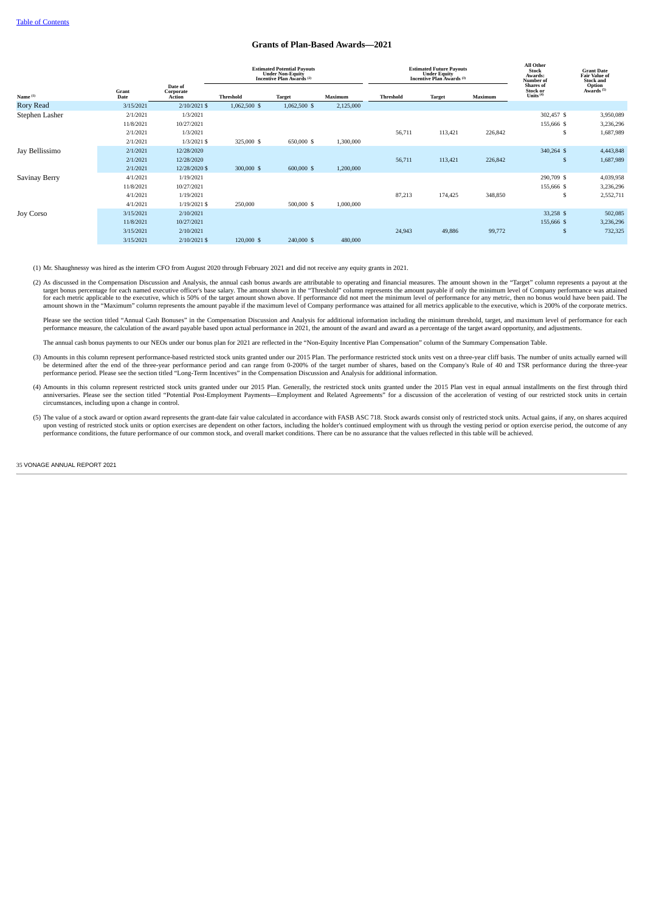[Table of Contents](#)

## Grants of Plan-Based Awards—2021

| Name [1] | Grant Date | Date of Corporate Action | Estimated Potential Payouts Under Non-Equity Incentive Plan Awards [2] | | | Estimated Future Payouts Under Equity Incentive Plan Awards [3] | | | All Other Stock Awards: Number of Shares of Stock or Units [4] | Grant Date Fair Value of Stock and Option Awards [5] |
|---|---|---|---|---|---|---|---|---|---|---|
| | | | Threshold | Target | Maximum | Threshold | Target | Maximum | | |
| Rory Read | 3/15/2021 | 2/10/2021 | $ 1,062,500 | $ 1,062,500 | $ 2,125,000 | | | | | |
| Stephen Lasher | 2/1/2021 | 1/3/2021 | | | | | | | 302,457 | $ 3,950,089 |
| | 11/8/2021 | 10/27/2021 | | | | | | | 155,666 | $ 3,236,296 |
| | 2/1/2021 | 1/3/2021 | | | | 56,711 | 113,421 | 226,842 | | $ 1,687,989 |
| | 2/1/2021 | 1/3/2021 | $ 325,000 | $ 650,000 | $ 1,300,000 | | | | | |
| Jay Bellissimo | 2/1/2021 | 12/28/2020 | | | | | | | 340,264 | $ 4,443,848 |
| | 2/1/2021 | 12/28/2020 | | | | 56,711 | 113,421 | 226,842 | | $ 1,687,989 |
| | 2/1/2021 | 12/28/2020 | $ 300,000 | $ 600,000 | $ 1,200,000 | | | | | |
| Savinay Berry | 4/1/2021 | 1/19/2021 | | | | | | | 290,709 | $ 4,039,958 |
| | 11/8/2021 | 10/27/2021 | | | | | | | 155,666 | $ 3,236,296 |
| | 4/1/2021 | 1/19/2021 | | | | 87,213 | 174,425 | 348,850 | | $ 2,552,711 |
| | 4/1/2021 | 1/19/2021 | $ 250,000 | $ 500,000 | $ 1,000,000 | | | | | |
| Joy Corso | 3/15/2021 | 2/10/2021 | | | | | | | 33,258 | $ 502,085 |
| | 11/8/2021 | 10/27/2021 | | | | | | | 155,666 | $ 3,236,296 |
| | 3/15/2021 | 2/10/2021 | | | | 24,943 | 49,886 | 99,772 | | $ 732,325 |
| | 3/15/2021 | 2/10/2021 | $ 120,000 | $ 240,000 | $ 480,000 | | | | | |

(1) Mr. Shaughnessy was hired as the interim CFO from August 2020 through February 2021 and did not receive any equity grants in 2021.

(2) As discussed in the Compensation Discussion and Analysis, the annual cash bonus awards are attributable to operating and financial measures. The amount shown in the "Target" column represents a payout at the target bonus percentage for each named executive officer's base salary. The amount shown in the "Threshold" column represents the amount payable if only the minimum level of Company performance was attained for each metric applicable to the executive, which is 50% of the target amount shown above. If performance did not meet the minimum level of performance for any metric, then no bonus would have been paid. The amount shown in the "Maximum" column represents the amount payable if the maximum level of Company performance was attained for all metrics applicable to the executive, which is 200% of the corporate metrics.

Please see the section titled "Annual Cash Bonuses" in the Compensation Discussion and Analysis for additional information including the minimum threshold, target, and maximum level of performance for each performance measure, the calculation of the award payable based upon actual performance in 2021, the amount of the award and award as a percentage of the target award opportunity, and adjustments.

The annual cash bonus payments to our NEOs under our bonus plan for 2021 are reflected in the "Non-Equity Incentive Plan Compensation" column of the Summary Compensation Table.

(3) Amounts in this column represent performance-based restricted stock units granted under our 2015 Plan. The performance restricted stock units vest on a three-year cliff basis. The number of units actually earned will be determined after the end of the three-year performance period and can range from 0-200% of the target number of shares, based on the Company's Rule of 40 and TSR performance during the three-year performance period. Please see the section titled "Long-Term Incentives" in the Compensation Discussion and Analysis for additional information.

(4) Amounts in this column represent restricted stock units granted under our 2015 Plan. Generally, the restricted stock units granted under the 2015 Plan vest in equal annual installments on the first through third anniversaries. Please see the section titled "Potential Post-Employment Payments—Employment and Related Agreements" for a discussion of the acceleration of vesting of our restricted stock units in certain circumstances, including upon a change in control.

(5) The value of a stock award or option award represents the grant-date fair value calculated in accordance with FASB ASC 718. Stock awards consist only of restricted stock units. Actual gains, if any, on shares acquired upon vesting of restricted stock units or option exercises are dependent on other factors, including the holder's continued employment with us through the vesting period or option exercise period, the outcome of any performance conditions, the future performance of our common stock, and overall market conditions. There can be no assurance that the values reflected in this table will be achieved.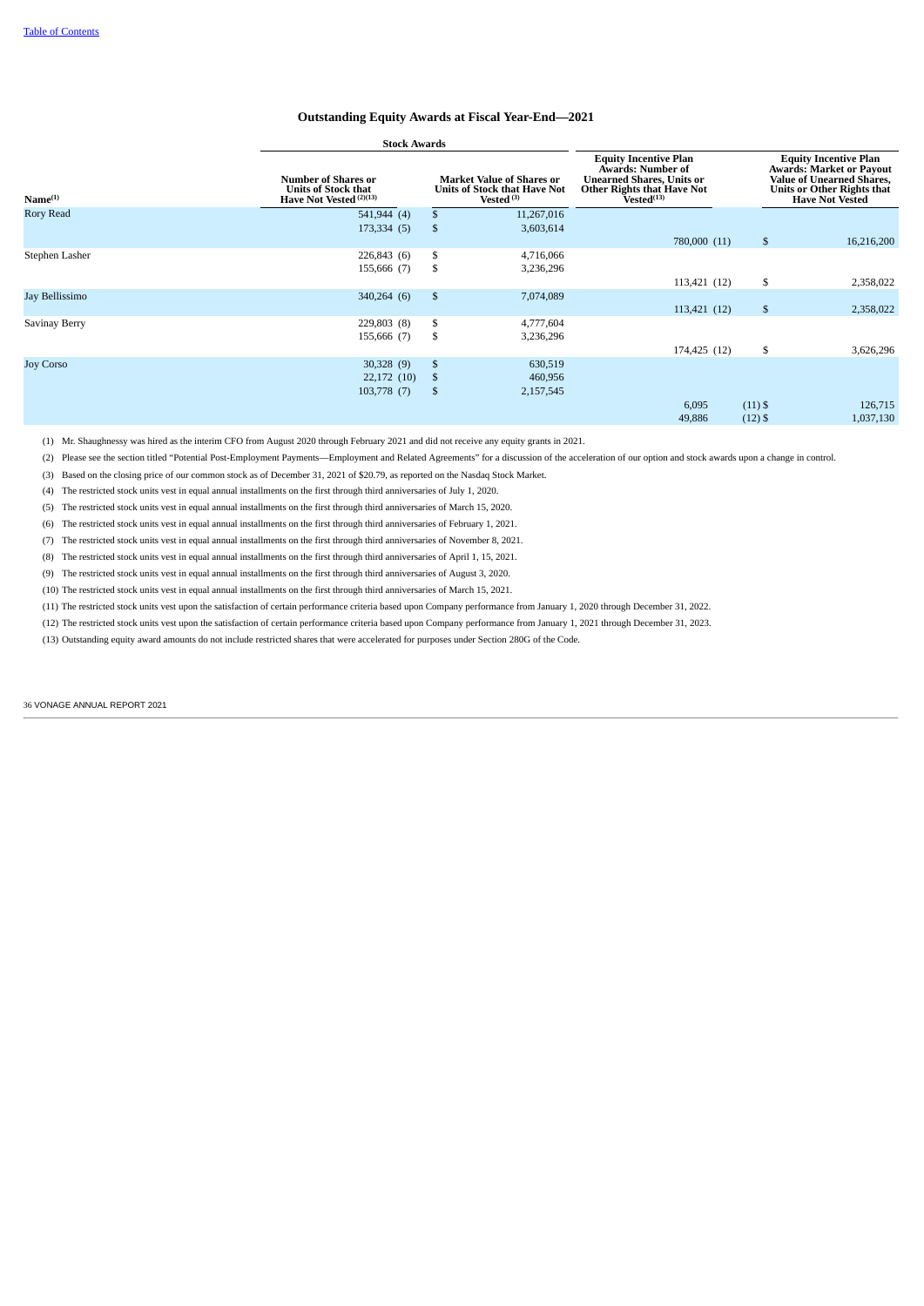## Outstanding Equity Awards at Fiscal Year-End—2021

| Name[1] | Stock Awards: Number of Shares or Units of Stock that Have Not Vested [2][13] | Stock Awards: Market Value of Shares or Units of Stock that Have Not Vested [3] | Equity Incentive Plan Awards: Number of Unearned Shares, Units or Other Rights that Have Not Vested[13] | Equity Incentive Plan Awards: Market or Payout Value of Unearned Shares, Units or Other Rights that Have Not Vested |
|---|---|---|---|---|
| Rory Read | 541,944 (4) | $ 11,267,016 | | |
| | 173,334 (5) | $ 3,603,614 | | |
| | | | 780,000 (11) | $ 16,216,200 |
| Stephen Lasher | 226,843 (6) | $ 4,716,066 | | |
| | 155,666 (7) | $ 3,236,296 | | |
| | | | 113,421 (12) | $ 2,358,022 |
| Jay Bellissimo | 340,264 (6) | $ 7,074,089 | | |
| | | | 113,421 (12) | $ 2,358,022 |
| Savinay Berry | 229,803 (8) | $ 4,777,604 | | |
| | 155,666 (7) | $ 3,236,296 | | |
| | | | 174,425 (12) | $ 3,626,296 |
| Joy Corso | 30,328 (9) | $ 630,519 | | |
| | 22,172 (10) | $ 460,956 | | |
| | 103,778 (7) | $ 2,157,545 | | |
| | | | 6,095 (11) | $ 126,715 |
| | | | 49,886 (12) | $ 1,037,130 |

(1) Mr. Shaughnessy was hired as the interim CFO from August 2020 through February 2021 and did not receive any equity grants in 2021.

(2) Please see the section titled "Potential Post-Employment Payments—Employment and Related Agreements" for a discussion of the acceleration of our option and stock awards upon a change in control.

(3) Based on the closing price of our common stock as of December 31, 2021 of $20.79, as reported on the Nasdaq Stock Market.

(4) The restricted stock units vest in equal annual installments on the first through third anniversaries of July 1, 2020.

(5) The restricted stock units vest in equal annual installments on the first through third anniversaries of March 15, 2020.

(6) The restricted stock units vest in equal annual installments on the first through third anniversaries of February 1, 2021.

(7) The restricted stock units vest in equal annual installments on the first through third anniversaries of November 8, 2021.

(8) The restricted stock units vest in equal annual installments on the first through third anniversaries of April 1, 15, 2021.

(9) The restricted stock units vest in equal annual installments on the first through third anniversaries of August 3, 2020.

(10) The restricted stock units vest in equal annual installments on the first through third anniversaries of March 15, 2021.

(11) The restricted stock units vest upon the satisfaction of certain performance criteria based upon Company performance from January 1, 2020 through December 31, 2022.

(12) The restricted stock units vest upon the satisfaction of certain performance criteria based upon Company performance from January 1, 2021 through December 31, 2023.

(13) Outstanding equity award amounts do not include restricted shares that were accelerated for purposes under Section 280G of the Code.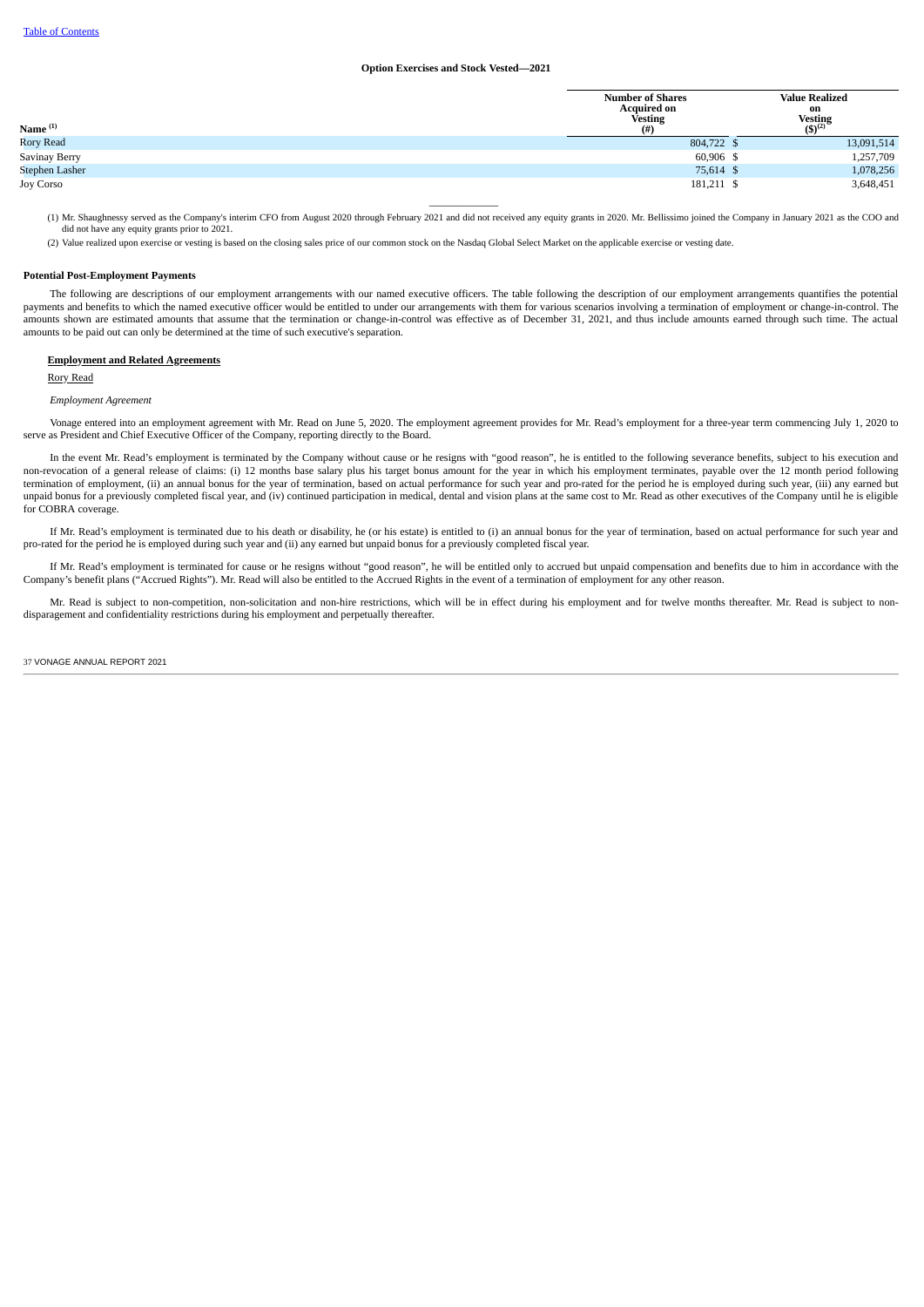**Option Exercises and Stock Vested—2021**

| Name [(1)] | Number of Shares Acquired on Vesting (#) | Value Realized on Vesting ($)[(2)] |
|---|---|---|
| Rory Read | 804,722 | $ 13,091,514 |
| Savinay Berry | 60,906 | $ 1,257,709 |
| Stephen Lasher | 75,614 | $ 1,078,256 |
| Joy Corso | 181,211 | $ 3,648,451 |

(1) Mr. Shaughnessy served as the Company's interim CFO from August 2020 through February 2021 and did not received any equity grants in 2020. Mr. Bellissimo joined the Company in January 2021 as the COO and did not have any equity grants prior to 2021.

(2) Value realized upon exercise or vesting is based on the closing sales price of our common stock on the Nasdaq Global Select Market on the applicable exercise or vesting date.

**Potential Post-Employment Payments**

The following are descriptions of our employment arrangements with our named executive officers. The table following the description of our employment arrangements quantifies the potential payments and benefits to which the named executive officer would be entitled to under our arrangements with them for various scenarios involving a termination of employment or change-in-control. The amounts shown are estimated amounts that assume that the termination or change-in-control was effective as of December 31, 2021, and thus include amounts earned through such time. The actual amounts to be paid out can only be determined at the time of such executive's separation.

**Employment and Related Agreements**

Rory Read

*Employment Agreement*

Vonage entered into an employment agreement with Mr. Read on June 5, 2020. The employment agreement provides for Mr. Read's employment for a three-year term commencing July 1, 2020 to serve as President and Chief Executive Officer of the Company, reporting directly to the Board.

In the event Mr. Read's employment is terminated by the Company without cause or he resigns with "good reason", he is entitled to the following severance benefits, subject to his execution and non-revocation of a general release of claims: (i) 12 months base salary plus his target bonus amount for the year in which his employment terminates, payable over the 12 month period following termination of employment, (ii) an annual bonus for the year of termination, based on actual performance for such year and pro-rated for the period he is employed during such year, (iii) any earned but unpaid bonus for a previously completed fiscal year, and (iv) continued participation in medical, dental and vision plans at the same cost to Mr. Read as other executives of the Company until he is eligible for COBRA coverage.

If Mr. Read's employment is terminated due to his death or disability, he (or his estate) is entitled to (i) an annual bonus for the year of termination, based on actual performance for such year and pro-rated for the period he is employed during such year and (ii) any earned but unpaid bonus for a previously completed fiscal year.

If Mr. Read's employment is terminated for cause or he resigns without "good reason", he will be entitled only to accrued but unpaid compensation and benefits due to him in accordance with the Company's benefit plans ("Accrued Rights"). Mr. Read will also be entitled to the Accrued Rights in the event of a termination of employment for any other reason.

Mr. Read is subject to non-competition, non-solicitation and non-hire restrictions, which will be in effect during his employment and for twelve months thereafter. Mr. Read is subject to non-disparagement and confidentiality restrictions during his employment and perpetually thereafter.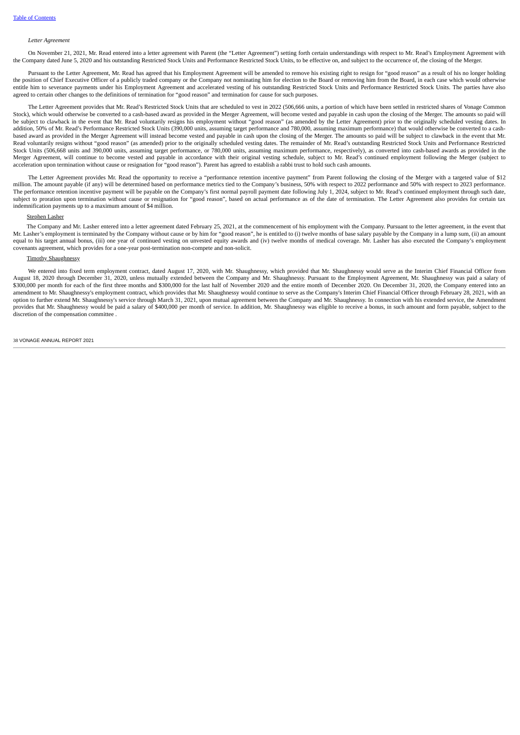*Letter Agreement*

On November 21, 2021, Mr. Read entered into a letter agreement with Parent (the "Letter Agreement") setting forth certain understandings with respect to Mr. Read's Employment Agreement with the Company dated June 5, 2020 and his outstanding Restricted Stock Units and Performance Restricted Stock Units, to be effective on, and subject to the occurrence of, the closing of the Merger.

Pursuant to the Letter Agreement, Mr. Read has agreed that his Employment Agreement will be amended to remove his existing right to resign for "good reason" as a result of his no longer holding the position of Chief Executive Officer of a publicly traded company or the Company not nominating him for election to the Board or removing him from the Board, in each case which would otherwise entitle him to severance payments under his Employment Agreement and accelerated vesting of his outstanding Restricted Stock Units and Performance Restricted Stock Units. The parties have also agreed to certain other changes to the definitions of termination for "good reason" and termination for cause for such purposes.

The Letter Agreement provides that Mr. Read's Restricted Stock Units that are scheduled to vest in 2022 (506,666 units, a portion of which have been settled in restricted shares of Vonage Common Stock), which would otherwise be converted to a cash-based award as provided in the Merger Agreement, will become vested and payable in cash upon the closing of the Merger. The amounts so paid will be subject to clawback in the event that Mr. Read voluntarily resigns his employment without "good reason" (as amended by the Letter Agreement) prior to the originally scheduled vesting dates. In addition, 50% of Mr. Read's Performance Restricted Stock Units (390,000 units, assuming target performance and 780,000, assuming maximum performance) that would otherwise be converted to a cash-based award as provided in the Merger Agreement will instead become vested and payable in cash upon the closing of the Merger. The amounts so paid will be subject to clawback in the event that Mr. Read voluntarily resigns without "good reason" (as amended) prior to the originally scheduled vesting dates. The remainder of Mr. Read's outstanding Restricted Stock Units and Performance Restricted Stock Units (506,668 units and 390,000 units, assuming target performance, or 780,000 units, assuming maximum performance, respectively), as converted into cash-based awards as provided in the Merger Agreement, will continue to become vested and payable in accordance with their original vesting schedule, subject to Mr. Read's continued employment following the Merger (subject to acceleration upon termination without cause or resignation for "good reason"). Parent has agreed to establish a rabbi trust to hold such cash amounts.

The Letter Agreement provides Mr. Read the opportunity to receive a "performance retention incentive payment" from Parent following the closing of the Merger with a targeted value of $12 million. The amount payable (if any) will be determined based on performance metrics tied to the Company's business, 50% with respect to 2022 performance and 50% with respect to 2023 performance. The performance retention incentive payment will be payable on the Company's first normal payroll payment date following July 1, 2024, subject to Mr. Read's continued employment through such date, subject to proration upon termination without cause or resignation for "good reason", based on actual performance as of the date of termination. The Letter Agreement also provides for certain tax indemnification payments up to a maximum amount of $4 million.

Stephen Lasher

The Company and Mr. Lasher entered into a letter agreement dated February 25, 2021, at the commencement of his employment with the Company. Pursuant to the letter agreement, in the event that Mr. Lasher's employment is terminated by the Company without cause or by him for "good reason", he is entitled to (i) twelve months of base salary payable by the Company in a lump sum, (ii) an amount equal to his target annual bonus, (iii) one year of continued vesting on unvested equity awards and (iv) twelve months of medical coverage. Mr. Lasher has also executed the Company's employment covenants agreement, which provides for a one-year post-termination non-compete and non-solicit.

Timothy Shaughnessy

We entered into fixed term employment contract, dated August 17, 2020, with Mr. Shaughnessy, which provided that Mr. Shaughnessy would serve as the Interim Chief Financial Officer from August 18, 2020 through December 31, 2020, unless mutually extended between the Company and Mr. Shaughnessy. Pursuant to the Employment Agreement, Mr. Shaughnessy was paid a salary of $300,000 per month for each of the first three months and $300,000 for the last half of November 2020 and the entire month of December 2020. On December 31, 2020, the Company entered into an amendment to Mr. Shaughnessy's employment contract, which provides that Mr. Shaughnessy would continue to serve as the Company's Interim Chief Financial Officer through February 28, 2021, with an option to further extend Mr. Shaughnessy's service through March 31, 2021, upon mutual agreement between the Company and Mr. Shaughnessy. In connection with his extended service, the Amendment provides that Mr. Shaughnessy would be paid a salary of $400,000 per month of service. In addition, Mr. Shaughnessy was eligible to receive a bonus, in such amount and form payable, subject to the discretion of the compensation committee .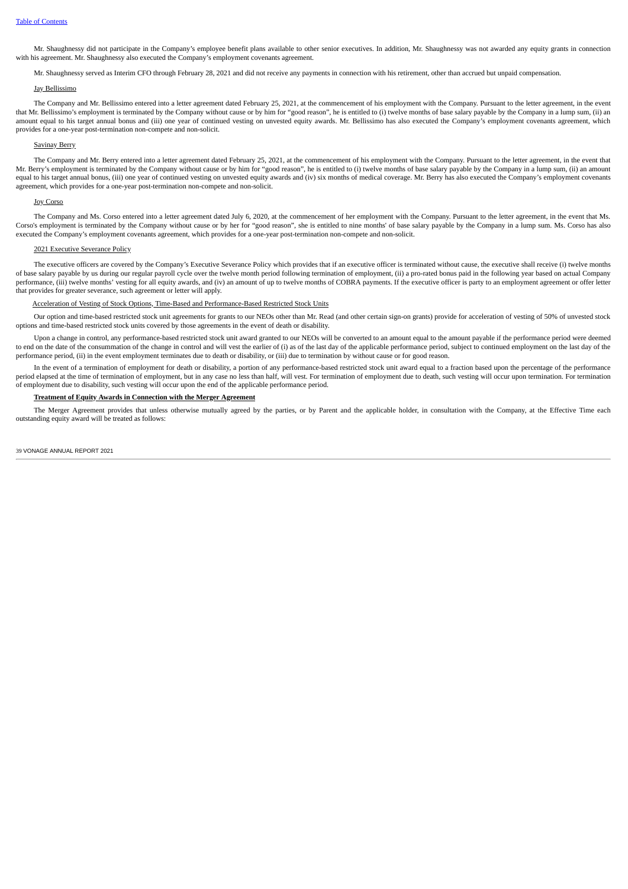Mr. Shaughnessy did not participate in the Company's employee benefit plans available to other senior executives. In addition, Mr. Shaughnessy was not awarded any equity grants in connection with his agreement. Mr. Shaughnessy also executed the Company's employment covenants agreement.

Mr. Shaughnessy served as Interim CFO through February 28, 2021 and did not receive any payments in connection with his retirement, other than accrued but unpaid compensation.

Jay Bellissimo

The Company and Mr. Bellissimo entered into a letter agreement dated February 25, 2021, at the commencement of his employment with the Company. Pursuant to the letter agreement, in the event that Mr. Bellissimo's employment is terminated by the Company without cause or by him for "good reason", he is entitled to (i) twelve months of base salary payable by the Company in a lump sum, (ii) an amount equal to his target annual bonus and (iii) one year of continued vesting on unvested equity awards. Mr. Bellissimo has also executed the Company's employment covenants agreement, which provides for a one-year post-termination non-compete and non-solicit.

Savinay Berry

The Company and Mr. Berry entered into a letter agreement dated February 25, 2021, at the commencement of his employment with the Company. Pursuant to the letter agreement, in the event that Mr. Berry's employment is terminated by the Company without cause or by him for "good reason", he is entitled to (i) twelve months of base salary payable by the Company in a lump sum, (ii) an amount equal to his target annual bonus, (iii) one year of continued vesting on unvested equity awards and (iv) six months of medical coverage. Mr. Berry has also executed the Company's employment covenants agreement, which provides for a one-year post-termination non-compete and non-solicit.

Joy Corso

The Company and Ms. Corso entered into a letter agreement dated July 6, 2020, at the commencement of her employment with the Company. Pursuant to the letter agreement, in the event that Ms. Corso's employment is terminated by the Company without cause or by her for "good reason", she is entitled to nine months' of base salary payable by the Company in a lump sum. Ms. Corso has also executed the Company's employment covenants agreement, which provides for a one-year post-termination non-compete and non-solicit.

2021 Executive Severance Policy

The executive officers are covered by the Company's Executive Severance Policy which provides that if an executive officer is terminated without cause, the executive shall receive (i) twelve months of base salary payable by us during our regular payroll cycle over the twelve month period following termination of employment, (ii) a pro-rated bonus paid in the following year based on actual Company performance, (iii) twelve months' vesting for all equity awards, and (iv) an amount of up to twelve months of COBRA payments. If the executive officer is party to an employment agreement or offer letter that provides for greater severance, such agreement or letter will apply.

Acceleration of Vesting of Stock Options, Time-Based and Performance-Based Restricted Stock Units

Our option and time-based restricted stock unit agreements for grants to our NEOs other than Mr. Read (and other certain sign-on grants) provide for acceleration of vesting of 50% of unvested stock options and time-based restricted stock units covered by those agreements in the event of death or disability.

Upon a change in control, any performance-based restricted stock unit award granted to our NEOs will be converted to an amount equal to the amount payable if the performance period were deemed to end on the date of the consummation of the change in control and will vest the earlier of (i) as of the last day of the applicable performance period, subject to continued employment on the last day of the performance period, (ii) in the event employment terminates due to death or disability, or (iii) due to termination by without cause or for good reason.

In the event of a termination of employment for death or disability, a portion of any performance-based restricted stock unit award equal to a fraction based upon the percentage of the performance period elapsed at the time of termination of employment, but in any case no less than half, will vest. For termination of employment due to death, such vesting will occur upon termination. For termination of employment due to disability, such vesting will occur upon the end of the applicable performance period.

**Treatment of Equity Awards in Connection with the Merger Agreement**

The Merger Agreement provides that unless otherwise mutually agreed by the parties, or by Parent and the applicable holder, in consultation with the Company, at the Effective Time each outstanding equity award will be treated as follows: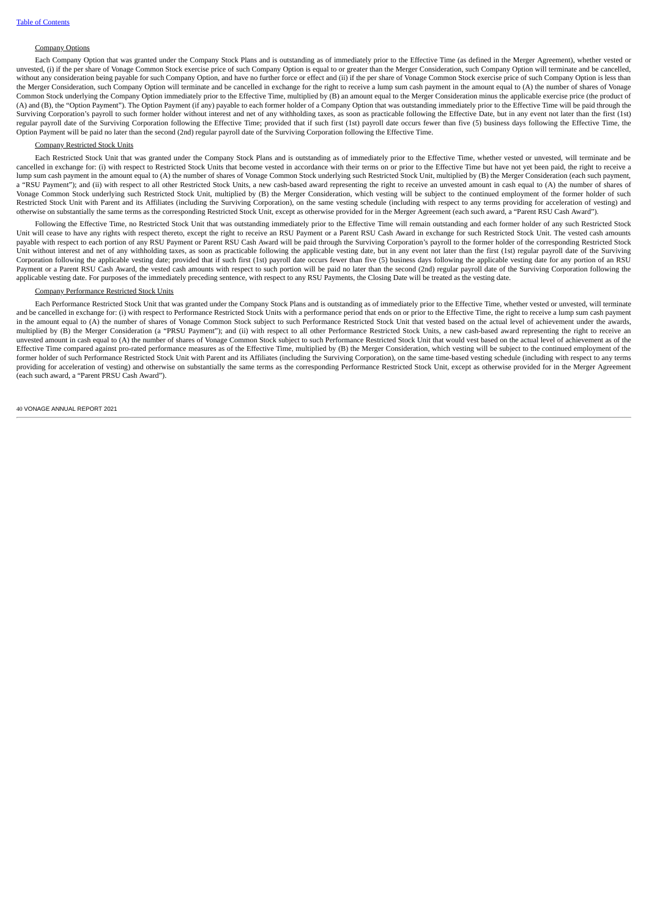Company Options

Each Company Option that was granted under the Company Stock Plans and is outstanding as of immediately prior to the Effective Time (as defined in the Merger Agreement), whether vested or unvested, (i) if the per share of Vonage Common Stock exercise price of such Company Option is equal to or greater than the Merger Consideration, such Company Option will terminate and be cancelled, without any consideration being payable for such Company Option, and have no further force or effect and (ii) if the per share of Vonage Common Stock exercise price of such Company Option is less than the Merger Consideration, such Company Option will terminate and be cancelled in exchange for the right to receive a lump sum cash payment in the amount equal to (A) the number of shares of Vonage Common Stock underlying the Company Option immediately prior to the Effective Time, multiplied by (B) an amount equal to the Merger Consideration minus the applicable exercise price (the product of (A) and (B), the "Option Payment"). The Option Payment (if any) payable to each former holder of a Company Option that was outstanding immediately prior to the Effective Time will be paid through the Surviving Corporation's payroll to such former holder without interest and net of any withholding taxes, as soon as practicable following the Effective Date, but in any event not later than the first (1st) regular payroll date of the Surviving Corporation following the Effective Time; provided that if such first (1st) payroll date occurs fewer than five (5) business days following the Effective Time, the Option Payment will be paid no later than the second (2nd) regular payroll date of the Surviving Corporation following the Effective Time.

Company Restricted Stock Units

Each Restricted Stock Unit that was granted under the Company Stock Plans and is outstanding as of immediately prior to the Effective Time, whether vested or unvested, will terminate and be cancelled in exchange for: (i) with respect to Restricted Stock Units that become vested in accordance with their terms on or prior to the Effective Time but have not yet been paid, the right to receive a lump sum cash payment in the amount equal to (A) the number of shares of Vonage Common Stock underlying such Restricted Stock Unit, multiplied by (B) the Merger Consideration (each such payment, a "RSU Payment"); and (ii) with respect to all other Restricted Stock Units, a new cash-based award representing the right to receive an unvested amount in cash equal to (A) the number of shares of Vonage Common Stock underlying such Restricted Stock Unit, multiplied by (B) the Merger Consideration, which vesting will be subject to the continued employment of the former holder of such Restricted Stock Unit with Parent and its Affiliates (including the Surviving Corporation), on the same vesting schedule (including with respect to any terms providing for acceleration of vesting) and otherwise on substantially the same terms as the corresponding Restricted Stock Unit, except as otherwise provided for in the Merger Agreement (each such award, a "Parent RSU Cash Award").

Following the Effective Time, no Restricted Stock Unit that was outstanding immediately prior to the Effective Time will remain outstanding and each former holder of any such Restricted Stock Unit will cease to have any rights with respect thereto, except the right to receive an RSU Payment or a Parent RSU Cash Award in exchange for such Restricted Stock Unit. The vested cash amounts payable with respect to each portion of any RSU Payment or Parent RSU Cash Award will be paid through the Surviving Corporation's payroll to the former holder of the corresponding Restricted Stock Unit without interest and net of any withholding taxes, as soon as practicable following the applicable vesting date, but in any event not later than the first (1st) regular payroll date of the Surviving Corporation following the applicable vesting date; provided that if such first (1st) payroll date occurs fewer than five (5) business days following the applicable vesting date for any portion of an RSU Payment or a Parent RSU Cash Award, the vested cash amounts with respect to such portion will be paid no later than the second (2nd) regular payroll date of the Surviving Corporation following the applicable vesting date. For purposes of the immediately preceding sentence, with respect to any RSU Payments, the Closing Date will be treated as the vesting date.

Company Performance Restricted Stock Units

Each Performance Restricted Stock Unit that was granted under the Company Stock Plans and is outstanding as of immediately prior to the Effective Time, whether vested or unvested, will terminate and be cancelled in exchange for: (i) with respect to Performance Restricted Stock Units with a performance period that ends on or prior to the Effective Time, the right to receive a lump sum cash payment in the amount equal to (A) the number of shares of Vonage Common Stock subject to such Performance Restricted Stock Unit that vested based on the actual level of achievement under the awards, multiplied by (B) the Merger Consideration (a "PRSU Payment"); and (ii) with respect to all other Performance Restricted Stock Units, a new cash-based award representing the right to receive an unvested amount in cash equal to (A) the number of shares of Vonage Common Stock subject to such Performance Restricted Stock Unit that would vest based on the actual level of achievement as of the Effective Time compared against pro-rated performance measures as of the Effective Time, multiplied by (B) the Merger Consideration, which vesting will be subject to the continued employment of the former holder of such Performance Restricted Stock Unit with Parent and its Affiliates (including the Surviving Corporation), on the same time-based vesting schedule (including with respect to any terms providing for acceleration of vesting) and otherwise on substantially the same terms as the corresponding Performance Restricted Stock Unit, except as otherwise provided for in the Merger Agreement (each such award, a "Parent PRSU Cash Award").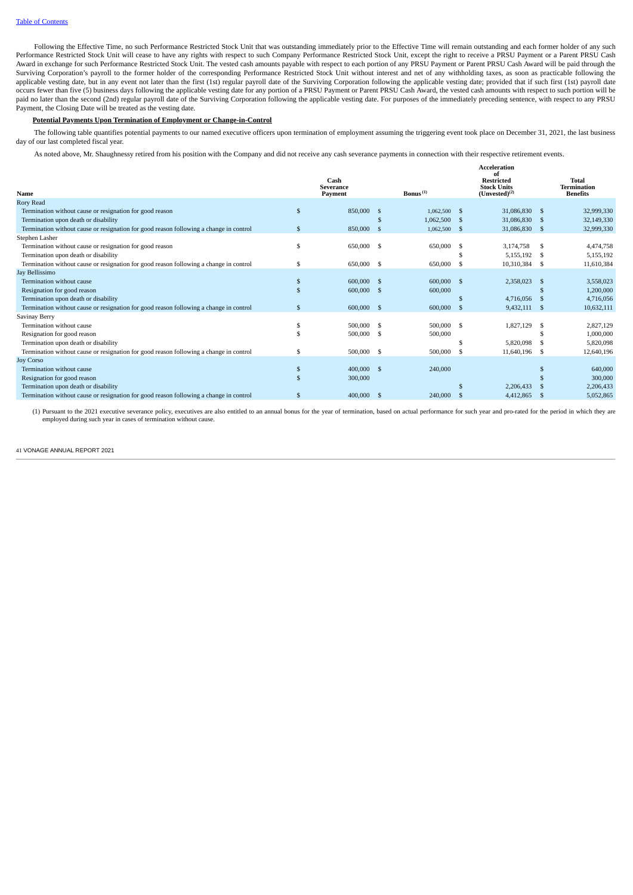Following the Effective Time, no such Performance Restricted Stock Unit that was outstanding immediately prior to the Effective Time will remain outstanding and each former holder of any such Performance Restricted Stock Unit will cease to have any rights with respect to such Company Performance Restricted Stock Unit, except the right to receive a PRSU Payment or a Parent PRSU Cash Award in exchange for such Performance Restricted Stock Unit. The vested cash amounts payable with respect to each portion of any PRSU Payment or Parent PRSU Cash Award will be paid through the Surviving Corporation's payroll to the former holder of the corresponding Performance Restricted Stock Unit without interest and net of any withholding taxes, as soon as practicable following the applicable vesting date, but in any event not later than the first (1st) regular payroll date of the Surviving Corporation following the applicable vesting date; provided that if such first (1st) payroll date occurs fewer than five (5) business days following the applicable vesting date for any portion of a PRSU Payment or Parent PRSU Cash Award, the vested cash amounts with respect to such portion will be paid no later than the second (2nd) regular payroll date of the Surviving Corporation following the applicable vesting date. For purposes of the immediately preceding sentence, with respect to any PRSU Payment, the Closing Date will be treated as the vesting date.

**Potential Payments Upon Termination of Employment or Change-in-Control**

The following table quantifies potential payments to our named executive officers upon termination of employment assuming the triggering event took place on December 31, 2021, the last business day of our last completed fiscal year.

As noted above, Mr. Shaughnessy retired from his position with the Company and did not receive any cash severance payments in connection with their respective retirement events.

| Name | Cash Severance Payment | Bonus [1] | Acceleration of Restricted Stock Units (Unvested) [2] | Total Termination Benefits |
|---|---|---|---|---|
| Rory Read | | | | |
| Termination without cause or resignation for good reason | $ 850,000 | $ 1,062,500 | $ 31,086,830 | $ 32,999,330 |
| Termination upon death or disability | | $ 1,062,500 | $ 31,086,830 | $ 32,149,330 |
| Termination without cause or resignation for good reason following a change in control | $ 850,000 | $ 1,062,500 | $ 31,086,830 | $ 32,999,330 |
| Stephen Lasher | | | | |
| Termination without cause or resignation for good reason | $ 650,000 | $ 650,000 | $ 3,174,758 | $ 4,474,758 |
| Termination upon death or disability | | | $ 5,155,192 | $ 5,155,192 |
| Termination without cause or resignation for good reason following a change in control | $ 650,000 | $ 650,000 | $ 10,310,384 | $ 11,610,384 |
| Jay Bellissimo | | | | |
| Termination without cause | $ 600,000 | $ 600,000 | $ 2,358,023 | $ 3,558,023 |
| Resignation for good reason | $ 600,000 | $ 600,000 | | $ 1,200,000 |
| Termination upon death or disability | | | $ 4,716,056 | $ 4,716,056 |
| Termination without cause or resignation for good reason following a change in control | $ 600,000 | $ 600,000 | $ 9,432,111 | $ 10,632,111 |
| Savinay Berry | | | | |
| Termination without cause | $ 500,000 | $ 500,000 | $ 1,827,129 | $ 2,827,129 |
| Resignation for good reason | $ 500,000 | $ 500,000 | | $ 1,000,000 |
| Termination upon death or disability | | | $ 5,820,098 | $ 5,820,098 |
| Termination without cause or resignation for good reason following a change in control | $ 500,000 | $ 500,000 | $ 11,640,196 | $ 12,640,196 |
| Joy Corso | | | | |
| Termination without cause | $ 400,000 | $ 240,000 | | $ 640,000 |
| Resignation for good reason | $ 300,000 | | | $ 300,000 |
| Termination upon death or disability | | | $ 2,206,433 | $ 2,206,433 |
| Termination without cause or resignation for good reason following a change in control | $ 400,000 | $ 240,000 | $ 4,412,865 | $ 5,052,865 |

(1) Pursuant to the 2021 executive severance policy, executives are also entitled to an annual bonus for the year of termination, based on actual performance for such year and pro-rated for the period in which they are employed during such year in cases of termination without cause.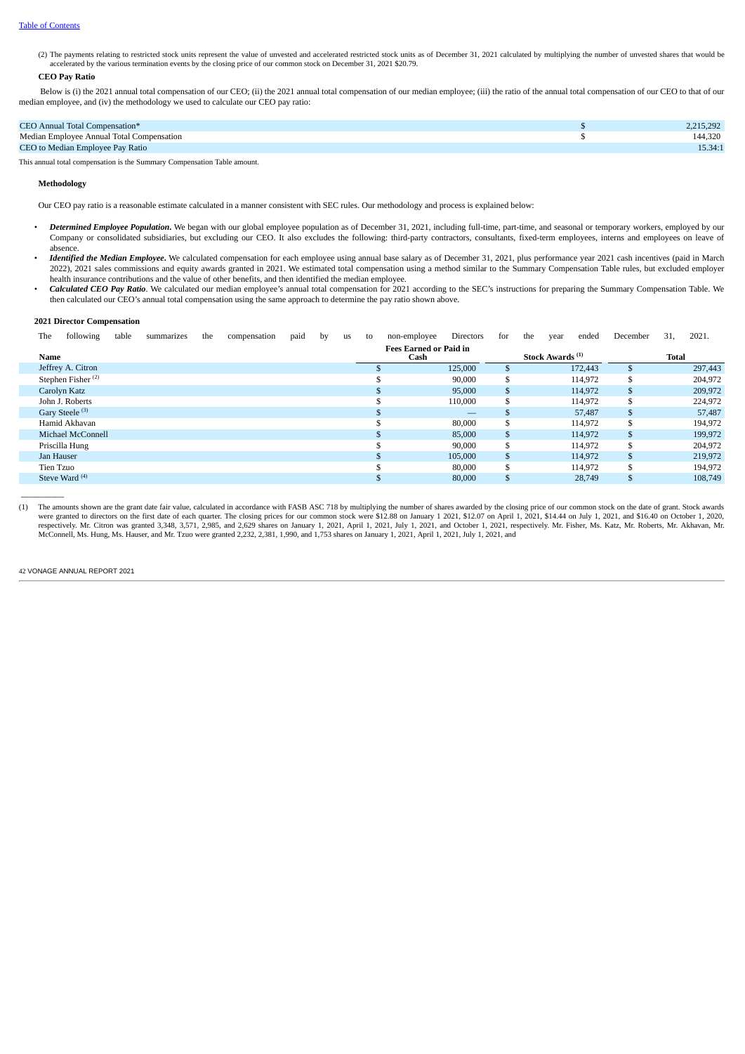(2) The payments relating to restricted stock units represent the value of unvested and accelerated restricted stock units as of December 31, 2021 calculated by multiplying the number of unvested shares that would be accelerated by the various termination events by the closing price of our common stock on December 31, 2021 $20.79.

**CEO Pay Ratio**

Below is (i) the 2021 annual total compensation of our CEO; (ii) the 2021 annual total compensation of our median employee; (iii) the ratio of the annual total compensation of our CEO to that of our median employee, and (iv) the methodology we used to calculate our CEO pay ratio:

| | | |
|---|---|---|
| CEO Annual Total Compensation* | $ | 2,215,292 |
| Median Employee Annual Total Compensation | $ | 144,320 |
| CEO to Median Employee Pay Ratio | | 15.34:1 |

This annual total compensation is the Summary Compensation Table amount.

**Methodology**

Our CEO pay ratio is a reasonable estimate calculated in a manner consistent with SEC rules. Our methodology and process is explained below:

- ***Determined Employee Population.*** We began with our global employee population as of December 31, 2021, including full-time, part-time, and seasonal or temporary workers, employed by our Company or consolidated subsidiaries, but excluding our CEO. It also excludes the following: third-party contractors, consultants, fixed-term employees, interns and employees on leave of absence.
- ***Identified the Median Employee***. We calculated compensation for each employee using annual base salary as of December 31, 2021, plus performance year 2021 cash incentives (paid in March 2022), 2021 sales commissions and equity awards granted in 2021. We estimated total compensation using a method similar to the Summary Compensation Table rules, but excluded employer health insurance contributions and the value of other benefits, and then identified the median employee.
- ***Calculated CEO Pay Ratio***. We calculated our median employee's annual total compensation for 2021 according to the SEC's instructions for preparing the Summary Compensation Table. We then calculated our CEO's annual total compensation using the same approach to determine the pay ratio shown above.

**2021 Director Compensation**

The following table summarizes the compensation paid by us to non-employee Directors for the year ended December 31, 2021.

| Name | | Fees Earned or Paid in Cash | | Stock Awards [(1)] | | Total |
|---|---|---|---|---|---|---|
| Jeffrey A. Citron | $ | 125,000 | $ | 172,443 | $ | 297,443 |
| Stephen Fisher [(2)] | $ | 90,000 | $ | 114,972 | $ | 204,972 |
| Carolyn Katz | $ | 95,000 | $ | 114,972 | $ | 209,972 |
| John J. Roberts | $ | 110,000 | $ | 114,972 | $ | 224,972 |
| Gary Steele [(3)] | $ | — | $ | 57,487 | $ | 57,487 |
| Hamid Akhavan | $ | 80,000 | $ | 114,972 | $ | 194,972 |
| Michael McConnell | $ | 85,000 | $ | 114,972 | $ | 199,972 |
| Priscilla Hung | $ | 90,000 | $ | 114,972 | $ | 204,972 |
| Jan Hauser | $ | 105,000 | $ | 114,972 | $ | 219,972 |
| Tien Tzuo | $ | 80,000 | $ | 114,972 | $ | 194,972 |
| Steve Ward [(4)] | $ | 80,000 | $ | 28,749 | $ | 108,749 |

(1) The amounts shown are the grant date fair value, calculated in accordance with FASB ASC 718 by multiplying the number of shares awarded by the closing price of our common stock on the date of grant. Stock awards were granted to directors on the first date of each quarter. The closing prices for our common stock were $12.88 on January 1 2021, $12.07 on April 1, 2021, $14.44 on July 1, 2021, and $16.40 on October 1, 2020, respectively. Mr. Citron was granted 3,348, 3,571, 2,985, and 2,629 shares on January 1, 2021, April 1, 2021, July 1, 2021, and October 1, 2021, respectively. Mr. Fisher, Ms. Katz, Mr. Roberts, Mr. Akhavan, Mr. McConnell, Ms. Hung, Ms. Hauser, and Mr. Tzuo were granted 2,232, 2,381, 1,990, and 1,753 shares on January 1, 2021, April 1, 2021, July 1, 2021, and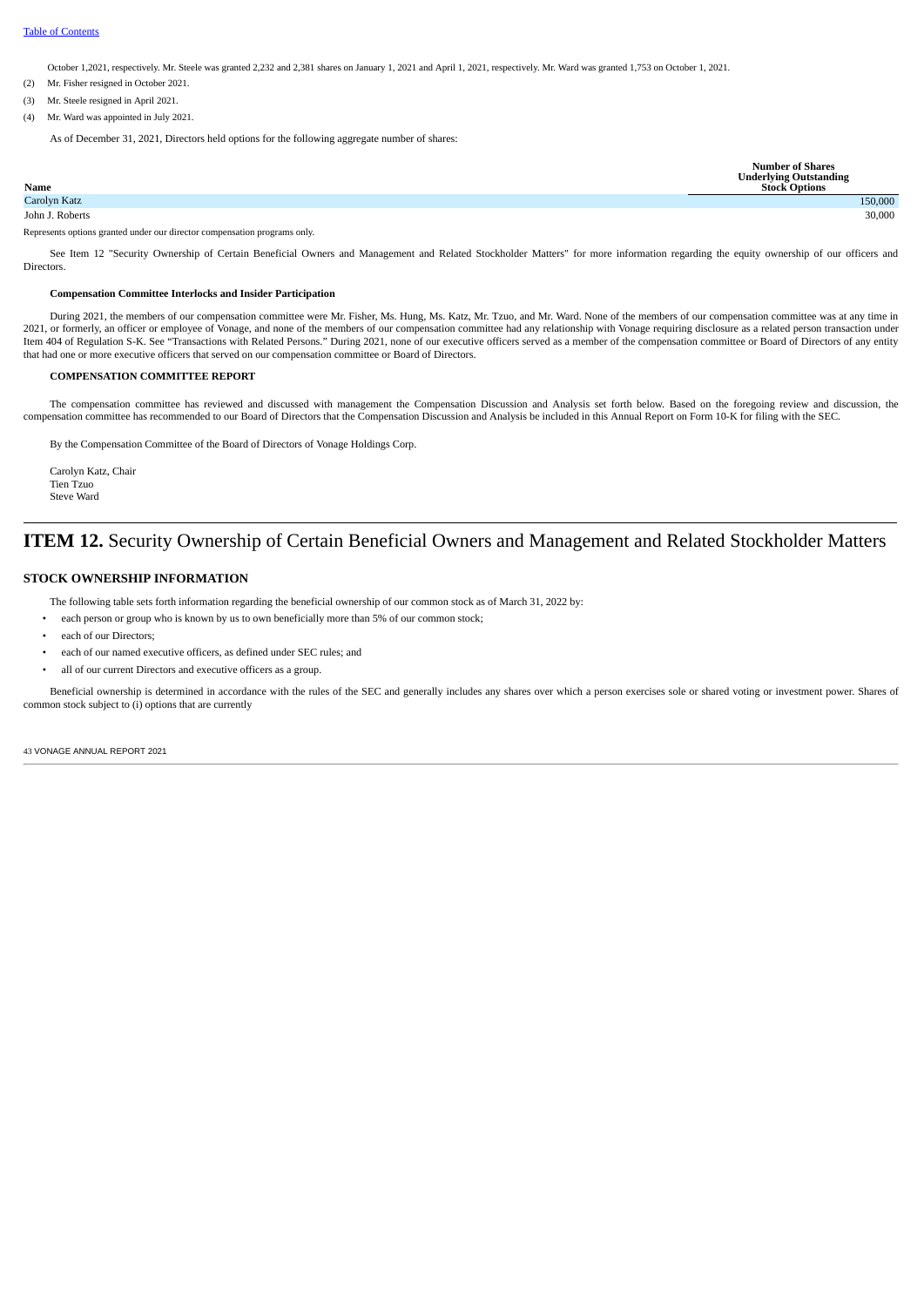October 1,2021, respectively. Mr. Steele was granted 2,232 and 2,381 shares on January 1, 2021 and April 1, 2021, respectively. Mr. Ward was granted 1,753 on October 1, 2021.

(2) Mr. Fisher resigned in October 2021.

(3) Mr. Steele resigned in April 2021.

(4) Mr. Ward was appointed in July 2021.

As of December 31, 2021, Directors held options for the following aggregate number of shares:

| Name | Number of Shares Underlying Outstanding Stock Options |
|---|---|
| Carolyn Katz | 150,000 |
| John J. Roberts | 30,000 |

Represents options granted under our director compensation programs only.

See Item 12 "Security Ownership of Certain Beneficial Owners and Management and Related Stockholder Matters" for more information regarding the equity ownership of our officers and Directors.

**Compensation Committee Interlocks and Insider Participation**

During 2021, the members of our compensation committee were Mr. Fisher, Ms. Hung, Ms. Katz, Mr. Tzuo, and Mr. Ward. None of the members of our compensation committee was at any time in 2021, or formerly, an officer or employee of Vonage, and none of the members of our compensation committee had any relationship with Vonage requiring disclosure as a related person transaction under Item 404 of Regulation S-K. See "Transactions with Related Persons." During 2021, none of our executive officers served as a member of the compensation committee or Board of Directors of any entity that had one or more executive officers that served on our compensation committee or Board of Directors.

**COMPENSATION COMMITTEE REPORT**

The compensation committee has reviewed and discussed with management the Compensation Discussion and Analysis set forth below. Based on the foregoing review and discussion, the compensation committee has recommended to our Board of Directors that the Compensation Discussion and Analysis be included in this Annual Report on Form 10-K for filing with the SEC.

By the Compensation Committee of the Board of Directors of Vonage Holdings Corp.

Carolyn Katz, Chair
Tien Tzuo
Steve Ward

# **ITEM 12.** Security Ownership of Certain Beneficial Owners and Management and Related Stockholder Matters

## STOCK OWNERSHIP INFORMATION

The following table sets forth information regarding the beneficial ownership of our common stock as of March 31, 2022 by:

- each person or group who is known by us to own beneficially more than 5% of our common stock;
- each of our Directors;
- each of our named executive officers, as defined under SEC rules; and
- all of our current Directors and executive officers as a group.

Beneficial ownership is determined in accordance with the rules of the SEC and generally includes any shares over which a person exercises sole or shared voting or investment power. Shares of common stock subject to (i) options that are currently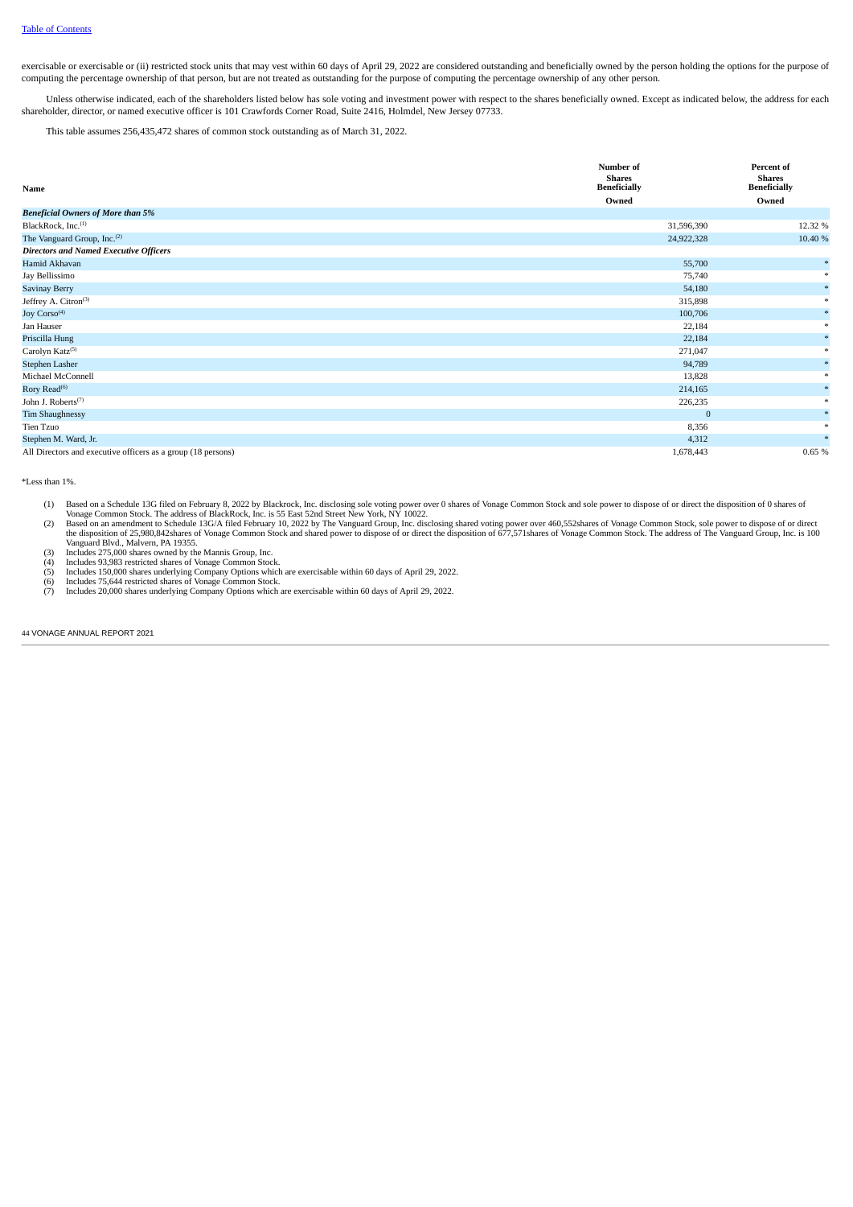exercisable or exercisable or (ii) restricted stock units that may vest within 60 days of April 29, 2022 are considered outstanding and beneficially owned by the person holding the options for the purpose of computing the percentage ownership of that person, but are not treated as outstanding for the purpose of computing the percentage ownership of any other person.

Unless otherwise indicated, each of the shareholders listed below has sole voting and investment power with respect to the shares beneficially owned. Except as indicated below, the address for each shareholder, director, or named executive officer is 101 Crawfords Corner Road, Suite 2416, Holmdel, New Jersey 07733.

This table assumes 256,435,472 shares of common stock outstanding as of March 31, 2022.

| Name | Number of Shares Beneficially Owned | Percent of Shares Beneficially Owned |
|---|---|---|
| ***Beneficial Owners of More than 5%*** | | |
| BlackRock, Inc.[(1)] | 31,596,390 | 12.32 % |
| The Vanguard Group, Inc.[(2)] | 24,922,328 | 10.40 % |
| ***Directors and Named Executive Officers*** | | |
| Hamid Akhavan | 55,700 | * |
| Jay Bellissimo | 75,740 | * |
| Savinay Berry | 54,180 | * |
| Jeffrey A. Citron[(3)] | 315,898 | * |
| Joy Corso[(4)] | 100,706 | * |
| Jan Hauser | 22,184 | * |
| Priscilla Hung | 22,184 | * |
| Carolyn Katz[(5)] | 271,047 | * |
| Stephen Lasher | 94,789 | * |
| Michael McConnell | 13,828 | * |
| Rory Read[(6)] | 214,165 | * |
| John J. Roberts[(7)] | 226,235 | * |
| Tim Shaughnessy | 0 | * |
| Tien Tzuo | 8,356 | * |
| Stephen M. Ward, Jr. | 4,312 | * |
| All Directors and executive officers as a group (18 persons) | 1,678,443 | 0.65 % |

*Less than 1%.

(1) Based on a Schedule 13G filed on February 8, 2022 by Blackrock, Inc. disclosing sole voting power over 0 shares of Vonage Common Stock and sole power to dispose of or direct the disposition of 0 shares of Vonage Common Stock. The address of BlackRock, Inc. is 55 East 52nd Street New York, NY 10022.

(2) Based on an amendment to Schedule 13G/A filed February 10, 2022 by The Vanguard Group, Inc. disclosing shared voting power over 460,552shares of Vonage Common Stock, sole power to dispose of or direct the disposition of 25,980,842shares of Vonage Common Stock and shared power to dispose of or direct the disposition of 677,571shares of Vonage Common Stock. The address of The Vanguard Group, Inc. is 100 Vanguard Blvd., Malvern, PA 19355.

(3) Includes 275,000 shares owned by the Mannis Group, Inc.

(4) Includes 93,983 restricted shares of Vonage Common Stock.

(5) Includes 150,000 shares underlying Company Options which are exercisable within 60 days of April 29, 2022.

(6) Includes 75,644 restricted shares of Vonage Common Stock.

(7) Includes 20,000 shares underlying Company Options which are exercisable within 60 days of April 29, 2022.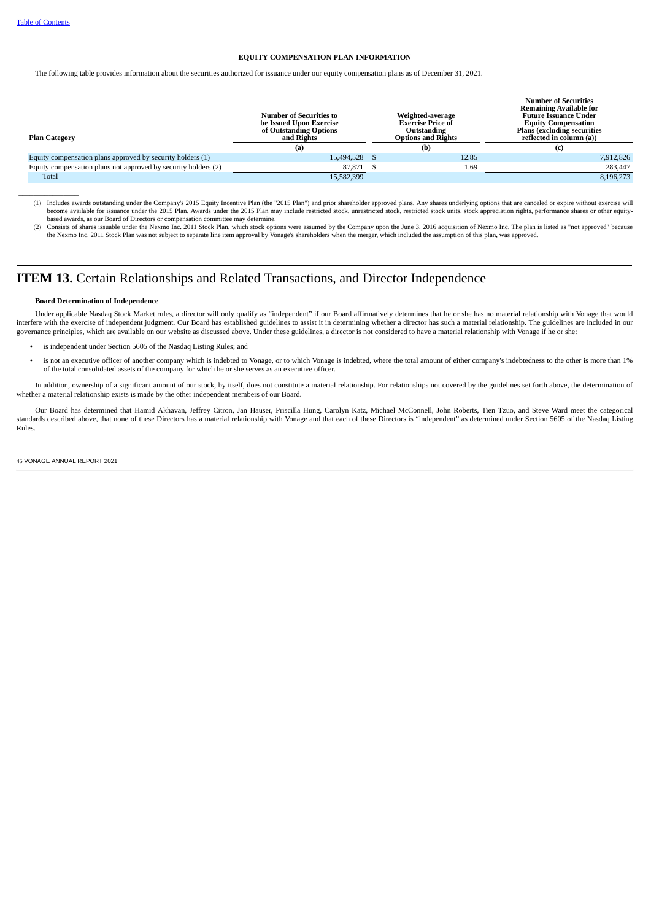Table of Contents

**EQUITY COMPENSATION PLAN INFORMATION**

The following table provides information about the securities authorized for issuance under our equity compensation plans as of December 31, 2021.

| Plan Category | Number of Securities to be Issued Upon Exercise of Outstanding Options and Rights | Weighted-average Exercise Price of Outstanding Options and Rights | Number of Securities Remaining Available for Future Issuance Under Equity Compensation Plans (excluding securities reflected in column (a)) |
|---|---|---|---|
| | (a) | (b) | (c) |
| Equity compensation plans approved by security holders (1) | 15,494,528 | $ 12.85 | 7,912,826 |
| Equity compensation plans not approved by security holders (2) | 87,871 | $ 1.69 | 283,447 |
| Total | 15,582,399 | | 8,196,273 |

(1) Includes awards outstanding under the Company's 2015 Equity Incentive Plan (the "2015 Plan") and prior shareholder approved plans. Any shares underlying options that are canceled or expire without exercise will become available for issuance under the 2015 Plan. Awards under the 2015 Plan may include restricted stock, unrestricted stock, restricted stock units, stock appreciation rights, performance shares or other equity-based awards, as our Board of Directors or compensation committee may determine.

(2) Consists of shares issuable under the Nexmo Inc. 2011 Stock Plan, which stock options were assumed by the Company upon the June 3, 2016 acquisition of Nexmo Inc. The plan is listed as "not approved" because the Nexmo Inc. 2011 Stock Plan was not subject to separate line item approval by Vonage's shareholders when the merger, which included the assumption of this plan, was approved.

# ITEM 13. Certain Relationships and Related Transactions, and Director Independence

**Board Determination of Independence**

Under applicable Nasdaq Stock Market rules, a director will only qualify as "independent" if our Board affirmatively determines that he or she has no material relationship with Vonage that would interfere with the exercise of independent judgment. Our Board has established guidelines to assist it in determining whether a director has such a material relationship. The guidelines are included in our governance principles, which are available on our website as discussed above. Under these guidelines, a director is not considered to have a material relationship with Vonage if he or she:

- is independent under Section 5605 of the Nasdaq Listing Rules; and
- is not an executive officer of another company which is indebted to Vonage, or to which Vonage is indebted, where the total amount of either company's indebtedness to the other is more than 1% of the total consolidated assets of the company for which he or she serves as an executive officer.

In addition, ownership of a significant amount of our stock, by itself, does not constitute a material relationship. For relationships not covered by the guidelines set forth above, the determination of whether a material relationship exists is made by the other independent members of our Board.

Our Board has determined that Hamid Akhavan, Jeffrey Citron, Jan Hauser, Priscilla Hung, Carolyn Katz, Michael McConnell, John Roberts, Tien Tzuo, and Steve Ward meet the categorical standards described above, that none of these Directors has a material relationship with Vonage and that each of these Directors is "independent" as determined under Section 5605 of the Nasdaq Listing Rules.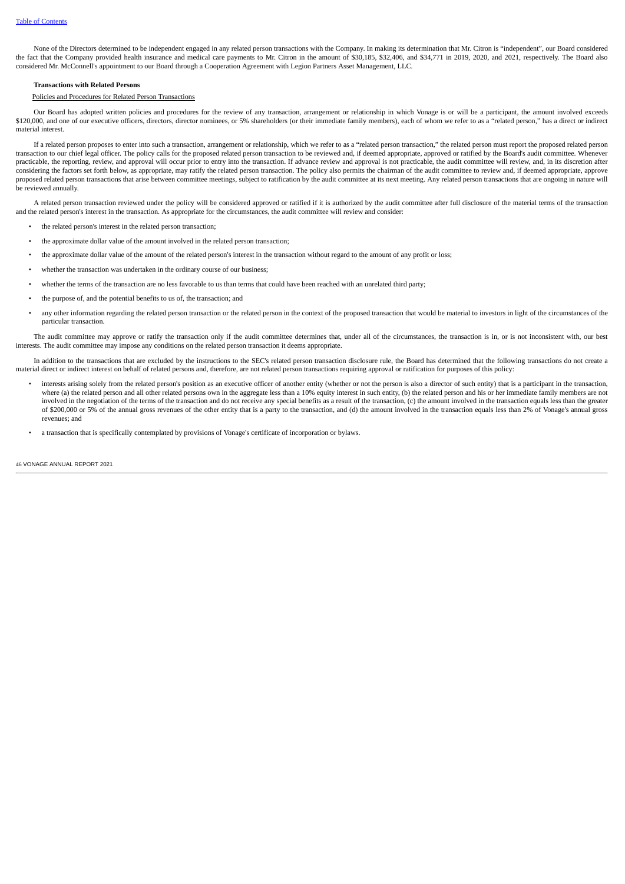None of the Directors determined to be independent engaged in any related person transactions with the Company. In making its determination that Mr. Citron is "independent", our Board considered the fact that the Company provided health insurance and medical care payments to Mr. Citron in the amount of $30,185, $32,406, and $34,771 in 2019, 2020, and 2021, respectively. The Board also considered Mr. McConnell's appointment to our Board through a Cooperation Agreement with Legion Partners Asset Management, LLC.

**Transactions with Related Persons**

Policies and Procedures for Related Person Transactions

Our Board has adopted written policies and procedures for the review of any transaction, arrangement or relationship in which Vonage is or will be a participant, the amount involved exceeds $120,000, and one of our executive officers, directors, director nominees, or 5% shareholders (or their immediate family members), each of whom we refer to as a "related person," has a direct or indirect material interest.

If a related person proposes to enter into such a transaction, arrangement or relationship, which we refer to as a "related person transaction," the related person must report the proposed related person transaction to our chief legal officer. The policy calls for the proposed related person transaction to be reviewed and, if deemed appropriate, approved or ratified by the Board's audit committee. Whenever practicable, the reporting, review, and approval will occur prior to entry into the transaction. If advance review and approval is not practicable, the audit committee will review, and, in its discretion after considering the factors set forth below, as appropriate, may ratify the related person transaction. The policy also permits the chairman of the audit committee to review and, if deemed appropriate, approve proposed related person transactions that arise between committee meetings, subject to ratification by the audit committee at its next meeting. Any related person transactions that are ongoing in nature will be reviewed annually.

A related person transaction reviewed under the policy will be considered approved or ratified if it is authorized by the audit committee after full disclosure of the material terms of the transaction and the related person's interest in the transaction. As appropriate for the circumstances, the audit committee will review and consider:

- the related person's interest in the related person transaction;
- the approximate dollar value of the amount involved in the related person transaction;
- the approximate dollar value of the amount of the related person's interest in the transaction without regard to the amount of any profit or loss;
- whether the transaction was undertaken in the ordinary course of our business;
- whether the terms of the transaction are no less favorable to us than terms that could have been reached with an unrelated third party;
- the purpose of, and the potential benefits to us of, the transaction; and
- any other information regarding the related person transaction or the related person in the context of the proposed transaction that would be material to investors in light of the circumstances of the particular transaction.

The audit committee may approve or ratify the transaction only if the audit committee determines that, under all of the circumstances, the transaction is in, or is not inconsistent with, our best interests. The audit committee may impose any conditions on the related person transaction it deems appropriate.

In addition to the transactions that are excluded by the instructions to the SEC's related person transaction disclosure rule, the Board has determined that the following transactions do not create a material direct or indirect interest on behalf of related persons and, therefore, are not related person transactions requiring approval or ratification for purposes of this policy:

- interests arising solely from the related person's position as an executive officer of another entity (whether or not the person is also a director of such entity) that is a participant in the transaction, where (a) the related person and all other related persons own in the aggregate less than a 10% equity interest in such entity, (b) the related person and his or her immediate family members are not involved in the negotiation of the terms of the transaction and do not receive any special benefits as a result of the transaction, (c) the amount involved in the transaction equals less than the greater of $200,000 or 5% of the annual gross revenues of the other entity that is a party to the transaction, and (d) the amount involved in the transaction equals less than 2% of Vonage's annual gross revenues; and
- a transaction that is specifically contemplated by provisions of Vonage's certificate of incorporation or bylaws.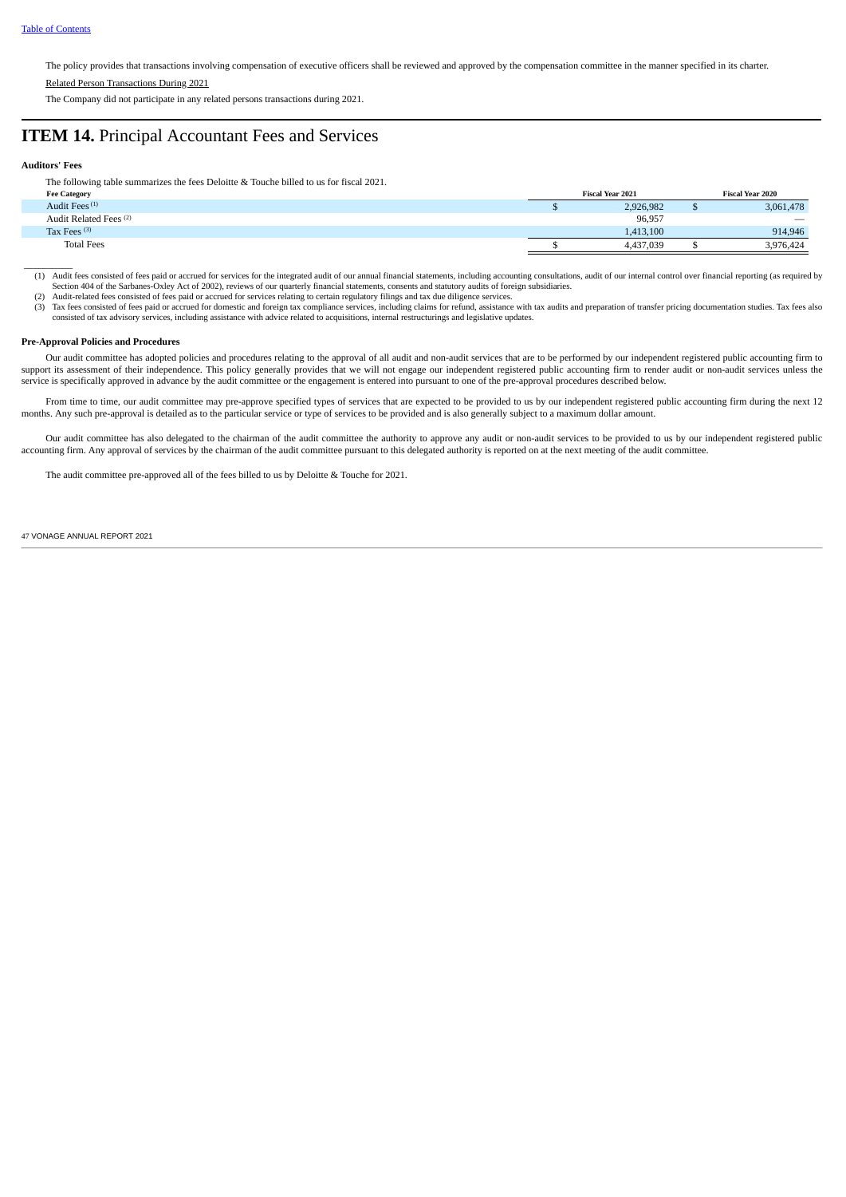The policy provides that transactions involving compensation of executive officers shall be reviewed and approved by the compensation committee in the manner specified in its charter.

Related Person Transactions During 2021

The Company did not participate in any related persons transactions during 2021.

# **ITEM 14.** Principal Accountant Fees and Services

**Auditors' Fees**

The following table summarizes the fees Deloitte & Touche billed to us for fiscal 2021.

| Fee Category | Fiscal Year 2021 | Fiscal Year 2020 |
|---|---|---|
| Audit Fees [(1)] | $ 2,926,982 | $ 3,061,478 |
| Audit Related Fees [(2)] | 96,957 | — |
| Tax Fees [(3)] | 1,413,100 | 914,946 |
| Total Fees | $ 4,437,039 | $ 3,976,424 |

(1) Audit fees consisted of fees paid or accrued for services for the integrated audit of our annual financial statements, including accounting consultations, audit of our internal control over financial reporting (as required by Section 404 of the Sarbanes-Oxley Act of 2002), reviews of our quarterly financial statements, consents and statutory audits of foreign subsidiaries.

(2) Audit-related fees consisted of fees paid or accrued for services relating to certain regulatory filings and tax due diligence services.

(3) Tax fees consisted of fees paid or accrued for domestic and foreign tax compliance services, including claims for refund, assistance with tax audits and preparation of transfer pricing documentation studies. Tax fees also consisted of tax advisory services, including assistance with advice related to acquisitions, internal restructurings and legislative updates.

**Pre-Approval Policies and Procedures**

Our audit committee has adopted policies and procedures relating to the approval of all audit and non-audit services that are to be performed by our independent registered public accounting firm to support its assessment of their independence. This policy generally provides that we will not engage our independent registered public accounting firm to render audit or non-audit services unless the service is specifically approved in advance by the audit committee or the engagement is entered into pursuant to one of the pre-approval procedures described below.

From time to time, our audit committee may pre-approve specified types of services that are expected to be provided to us by our independent registered public accounting firm during the next 12 months. Any such pre-approval is detailed as to the particular service or type of services to be provided and is also generally subject to a maximum dollar amount.

Our audit committee has also delegated to the chairman of the audit committee the authority to approve any audit or non-audit services to be provided to us by our independent registered public accounting firm. Any approval of services by the chairman of the audit committee pursuant to this delegated authority is reported on at the next meeting of the audit committee.

The audit committee pre-approved all of the fees billed to us by Deloitte & Touche for 2021.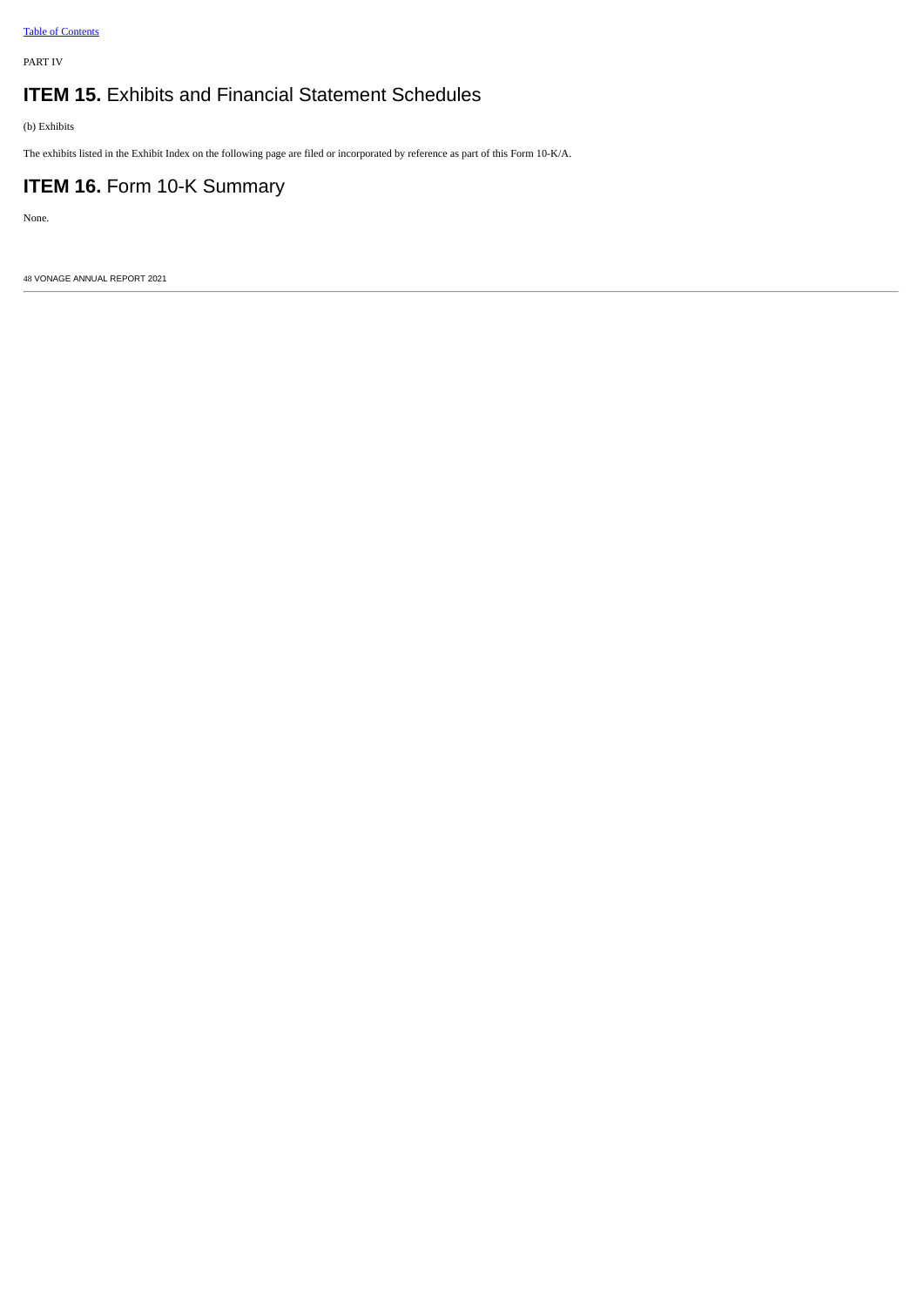PART IV

## **ITEM 15.** Exhibits and Financial Statement Schedules

(b) Exhibits

The exhibits listed in the Exhibit Index on the following page are filed or incorporated by reference as part of this Form 10-K/A.

## **ITEM 16.** Form 10-K Summary

None.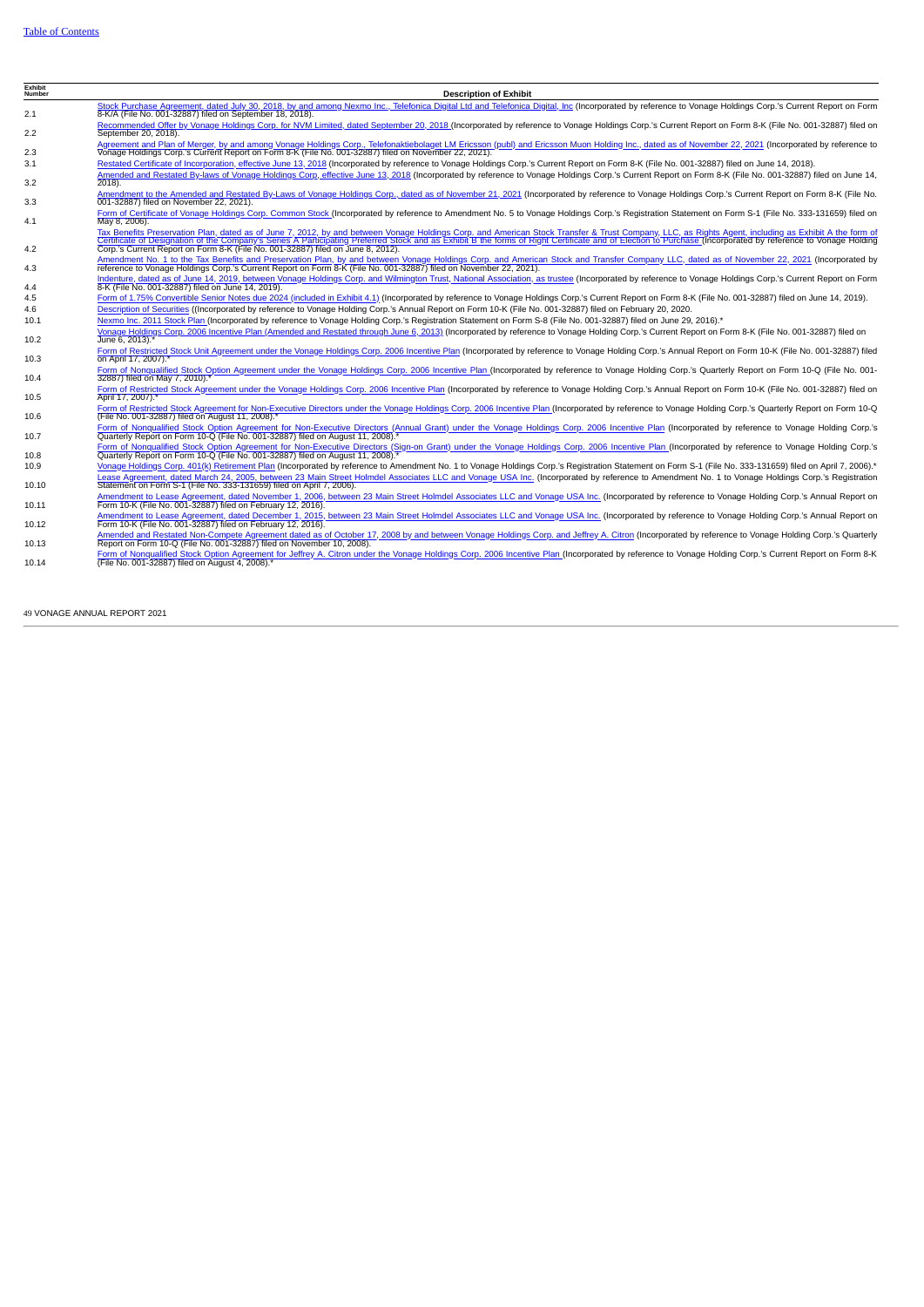[Table of Contents](#)

| Exhibit Number | Description of Exhibit |
|---|---|
| 2.1 | Stock Purchase Agreement, dated July 30, 2018, by and among Nexmo Inc., Telefonica Digital Ltd and Telefonica Digital, Inc (Incorporated by reference to Vonage Holdings Corp.'s Current Report on Form 8-K/A (File No. 001-32887) filed on September 18, 2018). |
| 2.2 | Recommended Offer by Vonage Holdings Corp. for NVM Limited, dated September 20, 2018 (Incorporated by reference to Vonage Holdings Corp.'s Current Report on Form 8-K (File No. 001-32887) filed on September 20, 2018). |
| 2.3 | Agreement and Plan of Merger, by and among Vonage Holdings Corp., Telefonaktiebolaget LM Ericsson (publ) and Ericsson Muon Holding Inc., dated as of November 22, 2021 (Incorporated by reference to Vonage Holdings Corp.'s Current Report on Form 8-K (File No. 001-32887) filed on November 22, 2021). |
| 3.1 | Restated Certificate of Incorporation, effective June 13, 2018 (Incorporated by reference to Vonage Holdings Corp.'s Current Report on Form 8-K (File No. 001-32887) filed on June 14, 2018). |
| 3.2 | Amended and Restated By-laws of Vonage Holdings Corp, effective June 13, 2018 (Incorporated by reference to Vonage Holdings Corp.'s Current Report on Form 8-K (File No. 001-32887) filed on June 14, 2018). |
| 3.3 | Amendment to the Amended and Restated By-Laws of Vonage Holdings Corp., dated as of November 21, 2021 (Incorporated by reference to Vonage Holdings Corp.'s Current Report on Form 8-K (File No. 001-32887) filed on November 22, 2021). |
| 4.1 | Form of Certificate of Vonage Holdings Corp. Common Stock (Incorporated by reference to Amendment No. 5 to Vonage Holdings Corp.'s Registration Statement on Form S-1 (File No. 333-131659) filed on May 8, 2006). |
| 4.2 | Tax Benefits Preservation Plan, dated as of June 7, 2012, by and between Vonage Holdings Corp. and American Stock Transfer & Trust Company, LLC, as Rights Agent, including as Exhibit A the form of Certificate of Designation of the Company's Series A Participating Preferred Stock and as Exhibit B the forms of Right Certificate and of Election to Purchase (Incorporated by reference to Vonage Holding Corp.'s Current Report on Form 8-K (File No. 001-32887) filed on June 8, 2012). |
| 4.3 | Amendment No. 1 to the Tax Benefits and Preservation Plan, by and between Vonage Holdings Corp. and American Stock and Transfer Company LLC, dated as of November 22, 2021 (Incorporated by reference to Vonage Holdings Corp.'s Current Report on Form 8-K (File No. 001-32887) filed on November 22, 2021). |
| 4.4 | Indenture, dated as of June 14, 2019, between Vonage Holdings Corp. and Wilmington Trust, National Association, as trustee (Incorporated by reference to Vonage Holdings Corp.'s Current Report on Form 8-K (File No. 001-32887) filed on June 14, 2019). |
| 4.5 | Form of 1.75% Convertible Senior Notes due 2024 (included in Exhibit 4.1) (Incorporated by reference to Vonage Holdings Corp.'s Current Report on Form 8-K (File No. 001-32887) filed on June 14, 2019). |
| 4.6 | Description of Securities ((Incorporated by reference to Vonage Holding Corp.'s Annual Report on Form 10-K (File No. 001-32887) filed on February 20, 2020. |
| 10.1 | Nexmo Inc. 2011 Stock Plan (Incorporated by reference to Vonage Holding Corp.'s Registration Statement on Form S-8 (File No. 001-32887) filed on June 29, 2016).* |
| 10.2 | Vonage Holdings Corp. 2006 Incentive Plan (Amended and Restated through June 6, 2013) (Incorporated by reference to Vonage Holding Corp.'s Current Report on Form 8-K (File No. 001-32887) filed on June 6, 2013).* |
| 10.3 | Form of Restricted Stock Unit Agreement under the Vonage Holdings Corp. 2006 Incentive Plan (Incorporated by reference to Vonage Holding Corp.'s Annual Report on Form 10-K (File No. 001-32887) filed on April 17, 2007).* |
| 10.4 | Form of Nonqualified Stock Option Agreement under the Vonage Holdings Corp. 2006 Incentive Plan (Incorporated by reference to Vonage Holding Corp.'s Quarterly Report on Form 10-Q (File No. 001-32887) filed on May 7, 2010).* |
| 10.5 | Form of Restricted Stock Agreement under the Vonage Holdings Corp. 2006 Incentive Plan (Incorporated by reference to Vonage Holding Corp.'s Annual Report on Form 10-K (File No. 001-32887) filed on April 17, 2007).* |
| 10.6 | Form of Restricted Stock Agreement for Non-Executive Directors under the Vonage Holdings Corp. 2006 Incentive Plan (Incorporated by reference to Vonage Holding Corp.'s Quarterly Report on Form 10-Q (File No. 001-32887) filed on August 11, 2008).* |
| 10.7 | Form of Nonqualified Stock Option Agreement for Non-Executive Directors (Annual Grant) under the Vonage Holdings Corp. 2006 Incentive Plan (Incorporated by reference to Vonage Holding Corp.'s Quarterly Report on Form 10-Q (File No. 001-32887) filed on August 11, 2008).* |
| 10.8 | Form of Nonqualified Stock Option Agreement for Non-Executive Directors (Sign-on Grant) under the Vonage Holdings Corp. 2006 Incentive Plan (Incorporated by reference to Vonage Holding Corp.'s Quarterly Report on Form 10-Q (File No. 001-32887) filed on August 11, 2008).* |
| 10.9 | Vonage Holdings Corp. 401(k) Retirement Plan (Incorporated by reference to Amendment No. 1 to Vonage Holdings Corp.'s Registration Statement on Form S-1 (File No. 333-131659) filed on April 7, 2006).* |
| 10.10 | Lease Agreement, dated March 24, 2005, between 23 Main Street Holmdel Associates LLC and Vonage USA Inc. (Incorporated by reference to Amendment No. 1 to Vonage Holdings Corp.'s Registration Statement on Form S-1 (File No. 333-131659) filed on April 7, 2006). |
| 10.11 | Amendment to Lease Agreement, dated November 1, 2006, between 23 Main Street Holmdel Associates LLC and Vonage USA Inc. (Incorporated by reference to Vonage Holding Corp.'s Annual Report on Form 10-K (File No. 001-32887) filed on February 12, 2016). |
| 10.12 | Amendment to Lease Agreement, dated December 1, 2015, between 23 Main Street Holmdel Associates LLC and Vonage USA Inc. (Incorporated by reference to Vonage Holding Corp.'s Annual Report on Form 10-K (File No. 001-32887) filed on February 12, 2016). |
| 10.13 | Amended and Restated Non-Compete Agreement dated as of October 17, 2008 by and between Vonage Holdings Corp. and Jeffrey A. Citron (Incorporated by reference to Vonage Holding Corp.'s Quarterly Report on Form 10-Q (File No. 001-32887) filed on November 10, 2008). |
| 10.14 | Form of Nonqualified Stock Option Agreement for Jeffrey A. Citron under the Vonage Holdings Corp. 2006 Incentive Plan (Incorporated by reference to Vonage Holding Corp.'s Current Report on Form 8-K (File No. 001-32887) filed on August 4, 2008).* |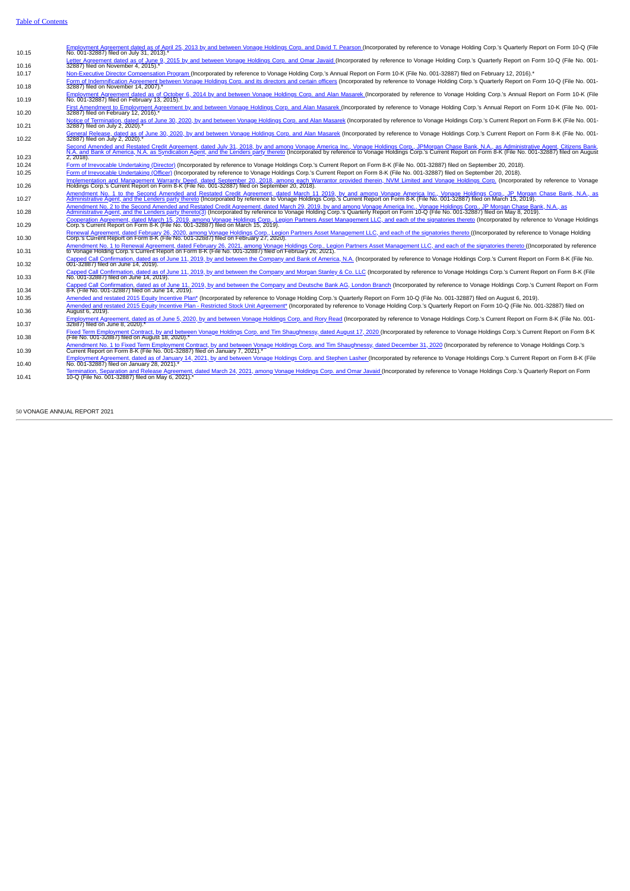[Table of Contents](#)

| | |
|---|---|
| 10.15 | Employment Agreement dated as of April 25, 2013 by and between Vonage Holdings Corp. and David T. Pearson (Incorporated by reference to Vonage Holding Corp.'s Quarterly Report on Form 10-Q (File No. 001-32887) filed on July 31, 2013).* |
| 10.16 | Letter Agreement dated as of June 9, 2015 by and between Vonage Holdings Corp. and Omar Javaid (Incorporated by reference to Vonage Holding Corp.'s Quarterly Report on Form 10-Q (File No. 001-32887) filed on November 4, 2015).* |
| 10.17 | Non-Executive Director Compensation Program (Incorporated by reference to Vonage Holding Corp.'s Annual Report on Form 10-K (File No. 001-32887) filed on February 12, 2016).* |
| 10.18 | Form of Indemnification Agreement between Vonage Holdings Corp. and its directors and certain officers (Incorporated by reference to Vonage Holding Corp.'s Quarterly Report on Form 10-Q (File No. 001-32887) filed on November 14, 2007).* |
| 10.19 | Employment Agreement dated as of October 6, 2014 by and between Vonage Holdings Corp. and Alan Masarek (Incorporated by reference to Vonage Holding Corp.'s Annual Report on Form 10-K (File No. 001-32887) filed on February 13, 2015).* |
| 10.20 | First Amendment to Employment Agreement by and between Vonage Holdings Corp. and Alan Masarek (Incorporated by reference to Vonage Holding Corp.'s Annual Report on Form 10-K (File No. 001-32887) filed on February 12, 2016).* |
| 10.21 | Notice of Termination, dated as of June 30, 2020, by and between Vonage Holdings Corp. and Alan Masarek (Incorporated by reference to Vonage Holdings Corp.'s Current Report on Form 8-K (File No. 001-32887) filed on July 2, 2020).* |
| 10.22 | General Release, dated as of June 30, 2020, by and between Vonage Holdings Corp. and Alan Masarek (Incorporated by reference to Vonage Holdings Corp.'s Current Report on Form 8-K (File No. 001-32887) filed on July 2, 2020).* |
| 10.23 | Second Amended and Restated Credit Agreement, dated July 31, 2018, by and among Vonage America Inc., Vonage Holdings Corp., JPMorgan Chase Bank, N.A., as Administrative Agent, Citizens Bank, N.A. and Bank of America, N.A. as Syndication Agent, and the Lenders party thereto (Incorporated by reference to Vonage Holdings Corp.'s Current Report on Form 8-K (File No. 001-32887) filed on August 2, 2018). |
| 10.24 | Form of Irrevocable Undertaking (Director) (Incorporated by reference to Vonage Holdings Corp.'s Current Report on Form 8-K (File No. 001-32887) filed on September 20, 2018). |
| 10.25 | Form of Irrevocable Undertaking (Officer) (Incorporated by reference to Vonage Holdings Corp.'s Current Report on Form 8-K (File No. 001-32887) filed on September 20, 2018). |
| 10.26 | Implementation and Management Warranty Deed, dated September 20, 2018, among each Warrantor provided therein, NVM Limited and Vonage Holdings Corp. (Incorporated by reference to Vonage Holdings Corp.'s Current Report on Form 8-K (File No. 001-32887) filed on September 20, 2018). |
| 10.27 | Amendment No. 1 to the Second Amended and Restated Credit Agreement, dated March 11 2019, by and among Vonage America Inc., Vonage Holdings Corp., JP Morgan Chase Bank, N.A., as Administrative Agent, and the Lenders party thereto (Incorporated by reference to Vonage Holdings Corp.'s Current Report on Form 8-K (File No. 001-32887) filed on March 15, 2019). |
| 10.28 | Amendment No. 2 to the Second Amended and Restated Credit Agreement, dated March 29, 2019, by and among Vonage America Inc., Vonage Holdings Corp., JP Morgan Chase Bank, N.A., as Administrative Agent, and the Lenders party thereto(3) (Incorporated by reference to Vonage Holding Corp.'s Quarterly Report on Form 10-Q (File No. 001-32887) filed on May 8, 2019). |
| 10.29 | Cooperation Agreement, dated March 15, 2019, among Vonage Holdings Corp., Legion Partners Asset Management LLC, and each of the signatories thereto (Incorporated by reference to Vonage Holdings Corp.'s Current Report on Form 8-K (File No. 001-32887) filed on March 15, 2019). |
| 10.30 | Renewal Agreement, dated February 26, 2020, among Vonage Holdings Corp., Legion Partners Asset Management LLC, and each of the signatories thereto ((Incorporated by reference to Vonage Holding Corp.'s Current Report on Form 8-K (File No. 001-32887) filed on February 27, 2020). |
| 10.31 | Amendment No. 1 to Renewal Agreement, dated February 26, 2021, among Vonage Holdings Corp., Legion Partners Asset Management LLC, and each of the signatories thereto ((Incorporated by reference to Vonage Holding Corp.'s Current Report on Form 8-K (File No. 001-32887) filed on February 26, 2021). |
| 10.32 | Capped Call Confirmation, dated as of June 11, 2019, by and between the Company and Bank of America, N.A. (Incorporated by reference to Vonage Holdings Corp.'s Current Report on Form 8-K (File No. 001-32887) filed on June 14, 2019). |
| 10.33 | Capped Call Confirmation, dated as of June 11, 2019, by and between the Company and Morgan Stanley & Co. LLC (Incorporated by reference to Vonage Holdings Corp.'s Current Report on Form 8-K (File No. 001-32887) filed on June 14, 2019). |
| 10.34 | Capped Call Confirmation, dated as of June 11, 2019, by and between the Company and Deutsche Bank AG, London Branch (Incorporated by reference to Vonage Holdings Corp.'s Current Report on Form 8-K (File No. 001-32887) filed on June 14, 2019). |
| 10.35 | Amended and restated 2015 Equity Incentive Plan* (Incorporated by reference to Vonage Holding Corp.'s Quarterly Report on Form 10-Q (File No. 001-32887) filed on August 6, 2019). |
| 10.36 | Amended and restated 2015 Equity Incentive Plan - Restricted Stock Unit Agreement* (Incorporated by reference to Vonage Holding Corp.'s Quarterly Report on Form 10-Q (File No. 001-32887) filed on August 6, 2019). |
| 10.37 | Employment Agreement, dated as of June 5, 2020, by and between Vonage Holdings Corp. and Rory Read (Incorporated by reference to Vonage Holdings Corp.'s Current Report on Form 8-K (File No. 001-32887) filed on June 8, 2020).* |
| 10.38 | Fixed Term Employment Contract, by and between Vonage Holdings Corp. and Tim Shaughnessy, dated August 17, 2020 (Incorporated by reference to Vonage Holdings Corp.'s Current Report on Form 8-K (File No. 001-32887) filed on August 18, 2020).* |
| 10.39 | Amendment No. 1 to Fixed Term Employment Contract, by and between Vonage Holdings Corp. and Tim Shaughnessy, dated December 31, 2020 (Incorporated by reference to Vonage Holdings Corp.'s Current Report on Form 8-K (File No. 001-32887) filed on January 7, 2021).* |
| 10.40 | Employment Agreement, dated as of January 14, 2021, by and between Vonage Holdings Corp. and Stephen Lasher (Incorporated by reference to Vonage Holdings Corp.'s Current Report on Form 8-K (File No. 001-32887) filed on January 28, 2021).* |
| 10.41 | Termination, Separation and Release Agreement, dated March 24, 2021, among Vonage Holdings Corp. and Omar Javaid (Incorporated by reference to Vonage Holdings Corp.'s Quarterly Report on Form 10-Q (File No. 001-32887) filed on May 6, 2021).* |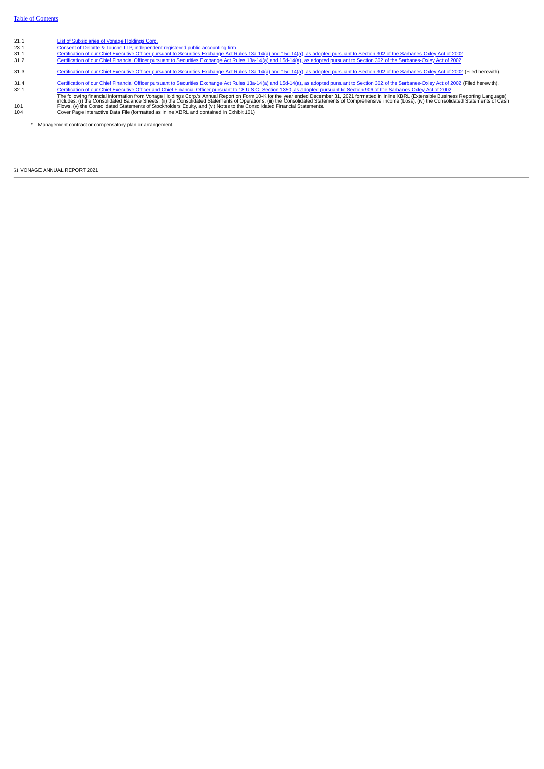| | |
|---|---|
| 21.1 | List of Subsidiaries of Vonage Holdings Corp. |
| 23.1 | Consent of Deloitte & Touche LLP, independent registered public accounting firm |
| 31.1 | Certification of our Chief Executive Officer pursuant to Securities Exchange Act Rules 13a-14(a) and 15d-14(a), as adopted pursuant to Section 302 of the Sarbanes-Oxley Act of 2002 |
| 31.2 | Certification of our Chief Financial Officer pursuant to Securities Exchange Act Rules 13a-14(a) and 15d-14(a), as adopted pursuant to Section 302 of the Sarbanes-Oxley Act of 2002 |
| 31.3 | Certification of our Chief Executive Officer pursuant to Securities Exchange Act Rules 13a-14(a) and 15d-14(a), as adopted pursuant to Section 302 of the Sarbanes-Oxley Act of 2002 (Filed herewith). |
| 31.4 | Certification of our Chief Financial Officer pursuant to Securities Exchange Act Rules 13a-14(a) and 15d-14(a), as adopted pursuant to Section 302 of the Sarbanes-Oxley Act of 2002 (Filed herewith). |
| 32.1 | Certification of our Chief Executive Officer and Chief Financial Officer pursuant to 18 U.S.C. Section 1350, as adopted pursuant to Section 906 of the Sarbanes-Oxley Act of 2002 |
| 101 | The following financial information from Vonage Holdings Corp.'s Annual Report on Form 10-K for the year ended December 31, 2021 formatted in Inline XBRL (Extensible Business Reporting Language) includes: (i) the Consolidated Balance Sheets, (ii) the Consolidated Statements of Operations, (iii) the Consolidated Statements of Comprehensive income (Loss), (iv) the Consolidated Statements of Cash Flows, (v) the Consolidated Statements of Stockholders Equity, and (vi) Notes to the Consolidated Financial Statements. |
| 104 | Cover Page Interactive Data File (formatted as Inline XBRL and contained in Exhibit 101) |

\* Management contract or compensatory plan or arrangement.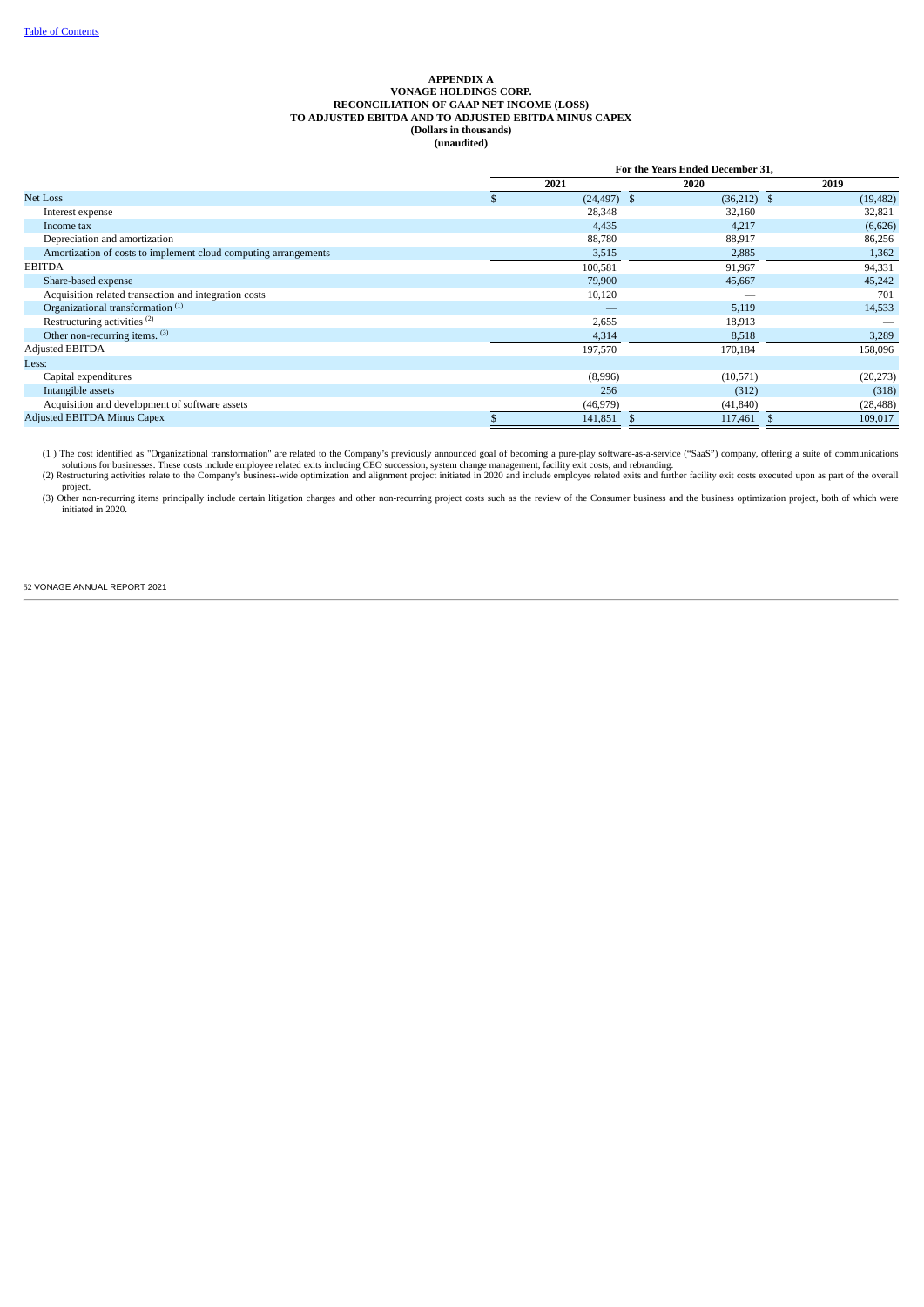**APPENDIX A**
**VONAGE HOLDINGS CORP.**
**RECONCILIATION OF GAAP NET INCOME (LOSS)**
**TO ADJUSTED EBITDA AND TO ADJUSTED EBITDA MINUS CAPEX**
**(Dollars in thousands)**
**(unaudited)**

| | For the Years Ended December 31, | | |
|---|---|---|---|
| | **2021** | **2020** | **2019** |
| Net Loss | $ (24,497) | $ (36,212) | $ (19,482) |
| Interest expense | 28,348 | 32,160 | 32,821 |
| Income tax | 4,435 | 4,217 | (6,626) |
| Depreciation and amortization | 88,780 | 88,917 | 86,256 |
| Amortization of costs to implement cloud computing arrangements | 3,515 | 2,885 | 1,362 |
| EBITDA | 100,581 | 91,967 | 94,331 |
| Share-based expense | 79,900 | 45,667 | 45,242 |
| Acquisition related transaction and integration costs | 10,120 | — | 701 |
| Organizational transformation [(1)] | — | 5,119 | 14,533 |
| Restructuring activities [(2)] | 2,655 | 18,913 | — |
| Other non-recurring items. [(3)] | 4,314 | 8,518 | 3,289 |
| Adjusted EBITDA | 197,570 | 170,184 | 158,096 |
| Less: | | | |
| Capital expenditures | (8,996) | (10,571) | (20,273) |
| Intangible assets | 256 | (312) | (318) |
| Acquisition and development of software assets | (46,979) | (41,840) | (28,488) |
| Adjusted EBITDA Minus Capex | $ 141,851 | $ 117,461 | $ 109,017 |

(1 ) The cost identified as "Organizational transformation" are related to the Company's previously announced goal of becoming a pure-play software-as-a-service ("SaaS") company, offering a suite of communications solutions for businesses. These costs include employee related exits including CEO succession, system change management, facility exit costs, and rebranding.

(2) Restructuring activities relate to the Company's business-wide optimization and alignment project initiated in 2020 and include employee related exits and further facility exit costs executed upon as part of the overall project.

(3) Other non-recurring items principally include certain litigation charges and other non-recurring project costs such as the review of the Consumer business and the business optimization project, both of which were initiated in 2020.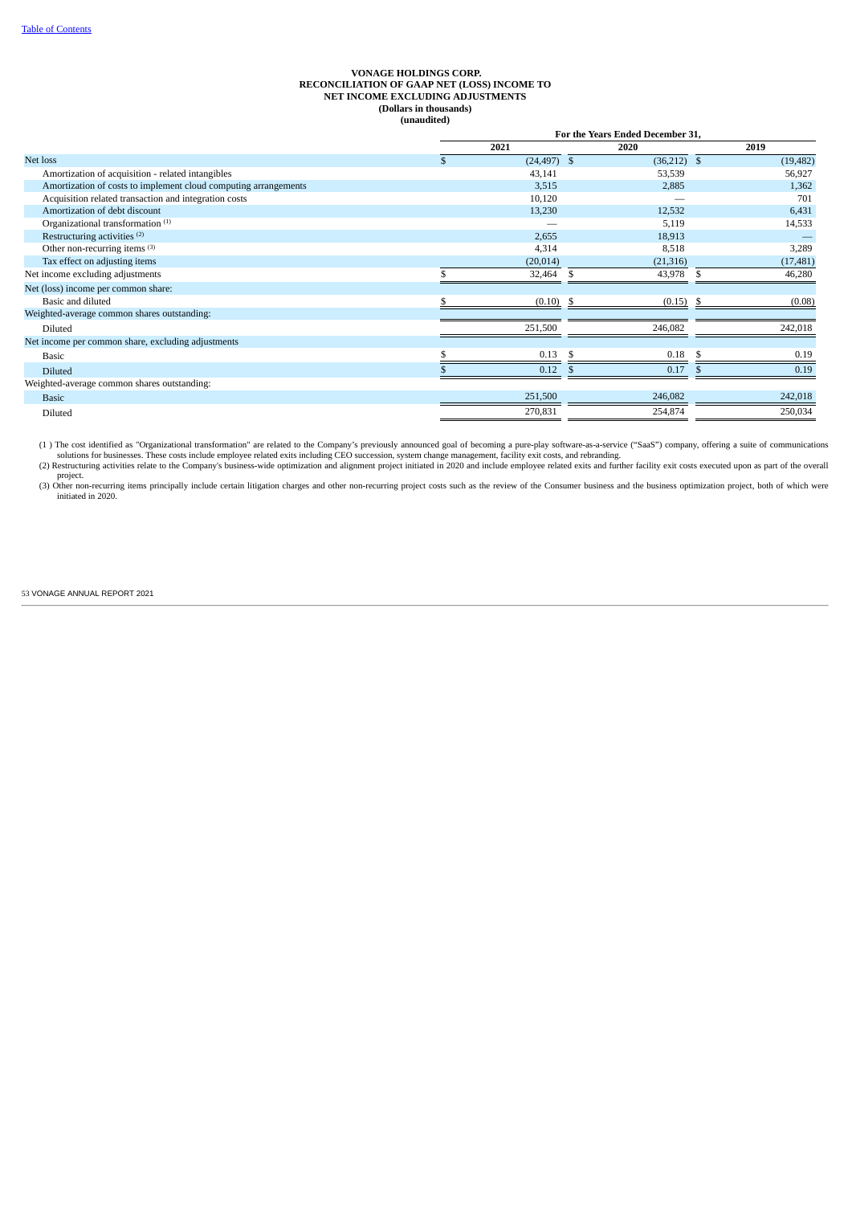**VONAGE HOLDINGS CORP.**
**RECONCILIATION OF GAAP NET (LOSS) INCOME TO**
**NET INCOME EXCLUDING ADJUSTMENTS**
**(Dollars in thousands)**
**(unaudited)**

| | For the Years Ended December 31, | | |
|---|---|---|---|
| | 2021 | 2020 | 2019 |
| Net loss | $ (24,497) | $ (36,212) | $ (19,482) |
| Amortization of acquisition - related intangibles | 43,141 | 53,539 | 56,927 |
| Amortization of costs to implement cloud computing arrangements | 3,515 | 2,885 | 1,362 |
| Acquisition related transaction and integration costs | 10,120 | — | 701 |
| Amortization of debt discount | 13,230 | 12,532 | 6,431 |
| Organizational transformation [1] | — | 5,119 | 14,533 |
| Restructuring activities [2] | 2,655 | 18,913 | — |
| Other non-recurring items [3] | 4,314 | 8,518 | 3,289 |
| Tax effect on adjusting items | (20,014) | (21,316) | (17,481) |
| Net income excluding adjustments | $ 32,464 | $ 43,978 | $ 46,280 |
| Net (loss) income per common share: | | | |
| Basic and diluted | $ (0.10) | $ (0.15) | $ (0.08) |
| Weighted-average common shares outstanding: | | | |
| Diluted | 251,500 | 246,082 | 242,018 |
| Net income per common share, excluding adjustments | | | |
| Basic | $ 0.13 | $ 0.18 | $ 0.19 |
| Diluted | $ 0.12 | $ 0.17 | $ 0.19 |
| Weighted-average common shares outstanding: | | | |
| Basic | 251,500 | 246,082 | 242,018 |
| Diluted | 270,831 | 254,874 | 250,034 |

(1 ) The cost identified as "Organizational transformation" are related to the Company's previously announced goal of becoming a pure-play software-as-a-service ("SaaS") company, offering a suite of communications solutions for businesses. These costs include employee related exits including CEO succession, system change management, facility exit costs, and rebranding.

(2) Restructuring activities relate to the Company's business-wide optimization and alignment project initiated in 2020 and include employee related exits and further facility exit costs executed upon as part of the overall project.

(3) Other non-recurring items principally include certain litigation charges and other non-recurring project costs such as the review of the Consumer business and the business optimization project, both of which were initiated in 2020.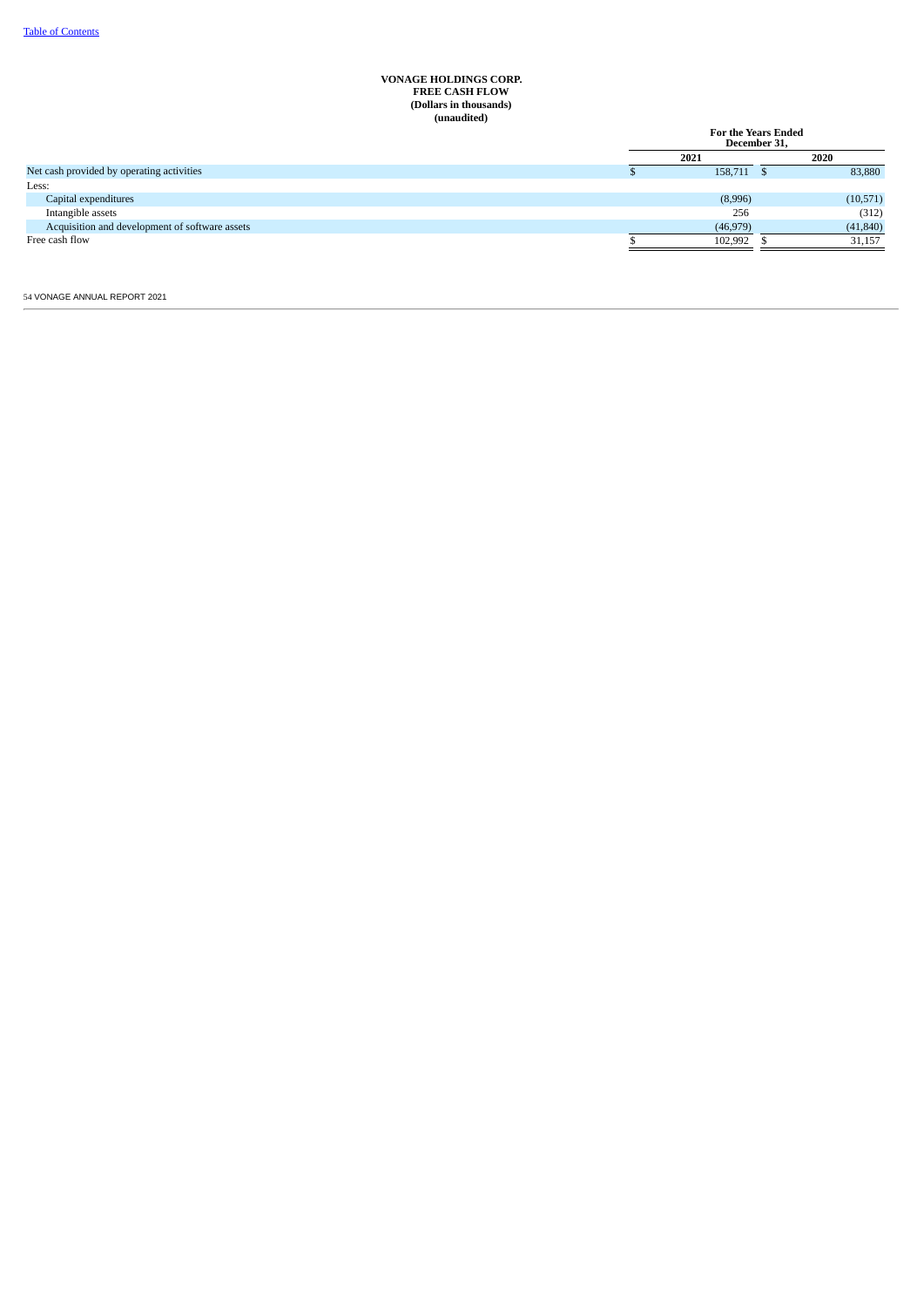**VONAGE HOLDINGS CORP.**
**FREE CASH FLOW**
**(Dollars in thousands)**
**(unaudited)**

| | For the Years Ended December 31, | |
|---|---|---|
| | **2021** | **2020** |
| Net cash provided by operating activities | $ 158,711 | $ 83,880 |
| Less: | | |
| Capital expenditures | (8,996) | (10,571) |
| Intangible assets | 256 | (312) |
| Acquisition and development of software assets | (46,979) | (41,840) |
| Free cash flow | $ 102,992 | $ 31,157 |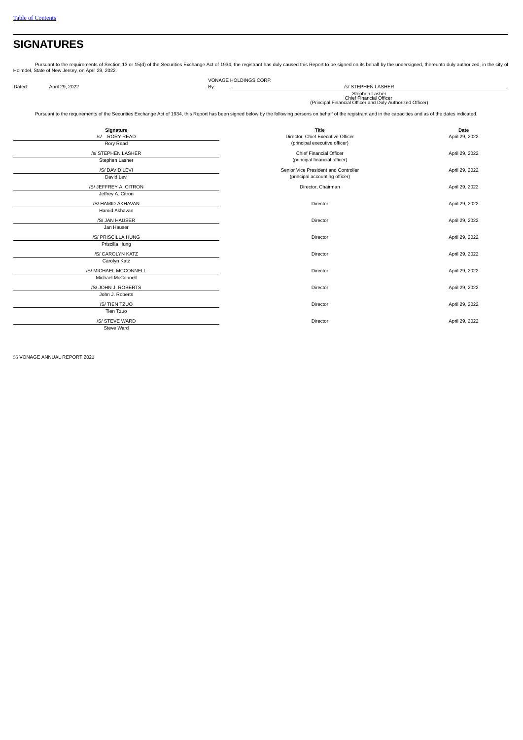# SIGNATURES

Pursuant to the requirements of Section 13 or 15(d) of the Securities Exchange Act of 1934, the registrant has duly caused this Report to be signed on its behalf by the undersigned, thereunto duly authorized, in the city of Holmdel, State of New Jersey, on April 29, 2022.

| | | | |
|---|---|---|---|
| | | | VONAGE HOLDINGS CORP. |
| Dated: | April 29, 2022 | By: | /s/ STEPHEN LASHER |
| | | | Stephen Lasher<br>Chief Financial Officer<br>(Principal Financial Officer and Duly Authorized Officer) |

Pursuant to the requirements of the Securities Exchange Act of 1934, this Report has been signed below by the following persons on behalf of the registrant and in the capacities and as of the dates indicated.

| Signature | Title | Date |
|---|---|---|
| /s/ RORY READ<br>Rory Read | Director, Chief Executive Officer<br>(principal executive officer) | April 29, 2022 |
| /s/ STEPHEN LASHER<br>Stephen Lasher | Chief Financial Officer<br>(principal financial officer) | April 29, 2022 |
| /S/ DAVID LEVI<br>David Levi | Senior Vice President and Controller<br>(principal accounting officer) | April 29, 2022 |
| /S/ JEFFREY A. CITRON<br>Jeffrey A. Citron | Director, Chairman | April 29, 2022 |
| /S/ HAMID AKHAVAN<br>Hamid Akhavan | Director | April 29, 2022 |
| /S/ JAN HAUSER<br>Jan Hauser | Director | April 29, 2022 |
| /S/ PRISCILLA HUNG<br>Priscilla Hung | Director | April 29, 2022 |
| /S/ CAROLYN KATZ<br>Carolyn Katz | Director | April 29, 2022 |
| /S/ MICHAEL MCCONNELL<br>Michael McConnell | Director | April 29, 2022 |
| /S/ JOHN J. ROBERTS<br>John J. Roberts | Director | April 29, 2022 |
| /S/ TIEN TZUO<br>Tien Tzuo | Director | April 29, 2022 |
| /S/ STEVE WARD<br>Steve Ward | Director | April 29, 2022 |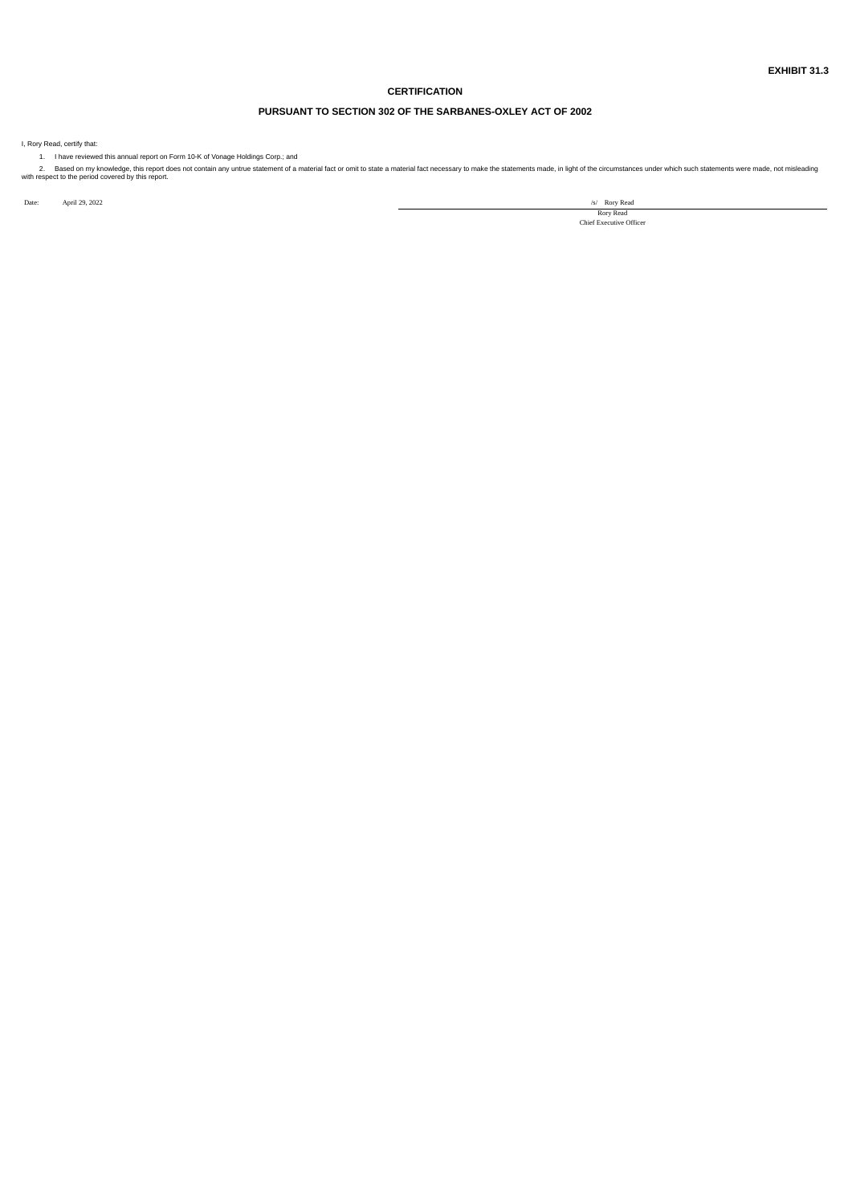**EXHIBIT 31.3**

**CERTIFICATION**

**PURSUANT TO SECTION 302 OF THE SARBANES-OXLEY ACT OF 2002**

I, Rory Read, certify that:

1. I have reviewed this annual report on Form 10-K of Vonage Holdings Corp.; and

2. Based on my knowledge, this report does not contain any untrue statement of a material fact or omit to state a material fact necessary to make the statements made, in light of the circumstances under which such statements were made, not misleading with respect to the period covered by this report.

| | | |
|---|---|---|
| Date: | April 29, 2022 | /s/ Rory Read |
| | | Rory Read |
| | | Chief Executive Officer |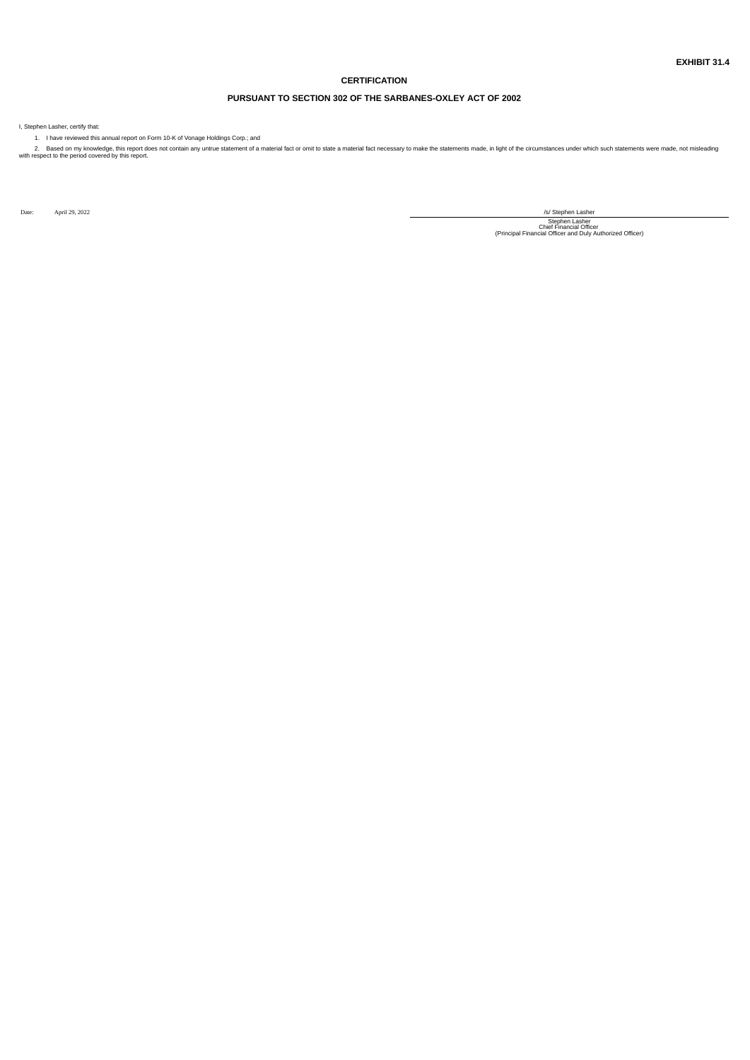**EXHIBIT 31.4**

## CERTIFICATION

## PURSUANT TO SECTION 302 OF THE SARBANES-OXLEY ACT OF 2002

I, Stephen Lasher, certify that:

1. I have reviewed this annual report on Form 10-K of Vonage Holdings Corp.; and

2. Based on my knowledge, this report does not contain any untrue statement of a material fact or omit to state a material fact necessary to make the statements made, in light of the circumstances under which such statements were made, not misleading with respect to the period covered by this report.

Date: April 29, 2022

/s/ Stephen Lasher

Stephen Lasher
Chief Financial Officer
(Principal Financial Officer and Duly Authorized Officer)